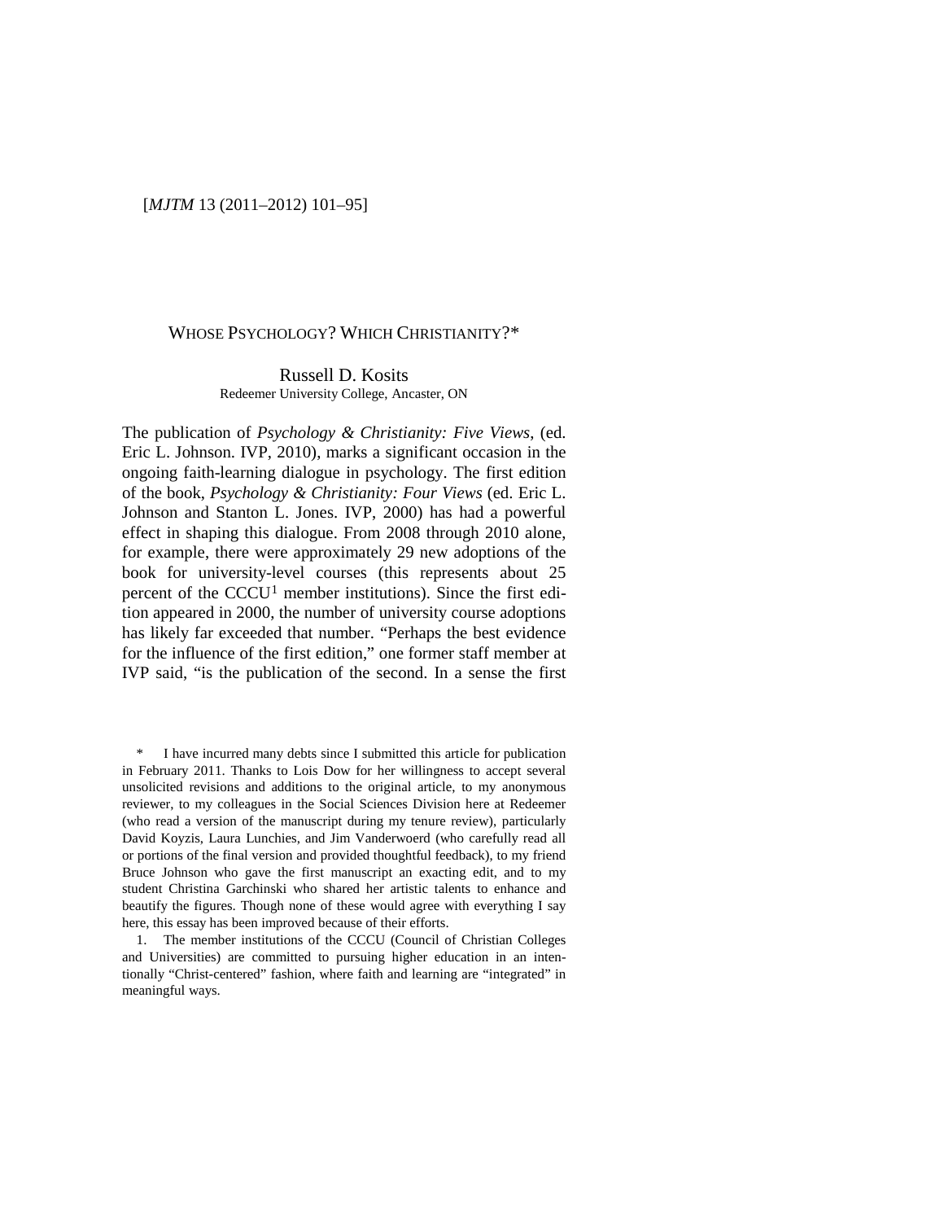# WHOSE PSYCHOLOGY? WHICH CHRISTIANITY?*

Russell D. Kosits
Redeemer University College, Ancaster, ON

The publication of *Psychology & Christianity: Five Views*, (ed. Eric L. Johnson. IVP, 2010), marks a significant occasion in the ongoing faith-learning dialogue in psychology. The first edition of the book, *Psychology & Christianity: Four Views* (ed. Eric L. Johnson and Stanton L. Jones. IVP, 2000) has had a powerful effect in shaping this dialogue. From 2008 through 2010 alone, for example, there were approximately 29 new adoptions of the book for university-level courses (this represents about 25 percent of the CCCU[1] member institutions). Since the first edition appeared in 2000, the number of university course adoptions has likely far exceeded that number. "Perhaps the best evidence for the influence of the first edition," one former staff member at IVP said, "is the publication of the second. In a sense the first

---

\* I have incurred many debts since I submitted this article for publication in February 2011. Thanks to Lois Dow for her willingness to accept several unsolicited revisions and additions to the original article, to my anonymous reviewer, to my colleagues in the Social Sciences Division here at Redeemer (who read a version of the manuscript during my tenure review), particularly David Koyzis, Laura Lunchies, and Jim Vanderwoerd (who carefully read all or portions of the final version and provided thoughtful feedback), to my friend Bruce Johnson who gave the first manuscript an exacting edit, and to my student Christina Garchinski who shared her artistic talents to enhance and beautify the figures. Though none of these would agree with everything I say here, this essay has been improved because of their efforts.

1. The member institutions of the CCCU (Council of Christian Colleges and Universities) are committed to pursuing higher education in an intentionally "Christ-centered" fashion, where faith and learning are "integrated" in meaningful ways.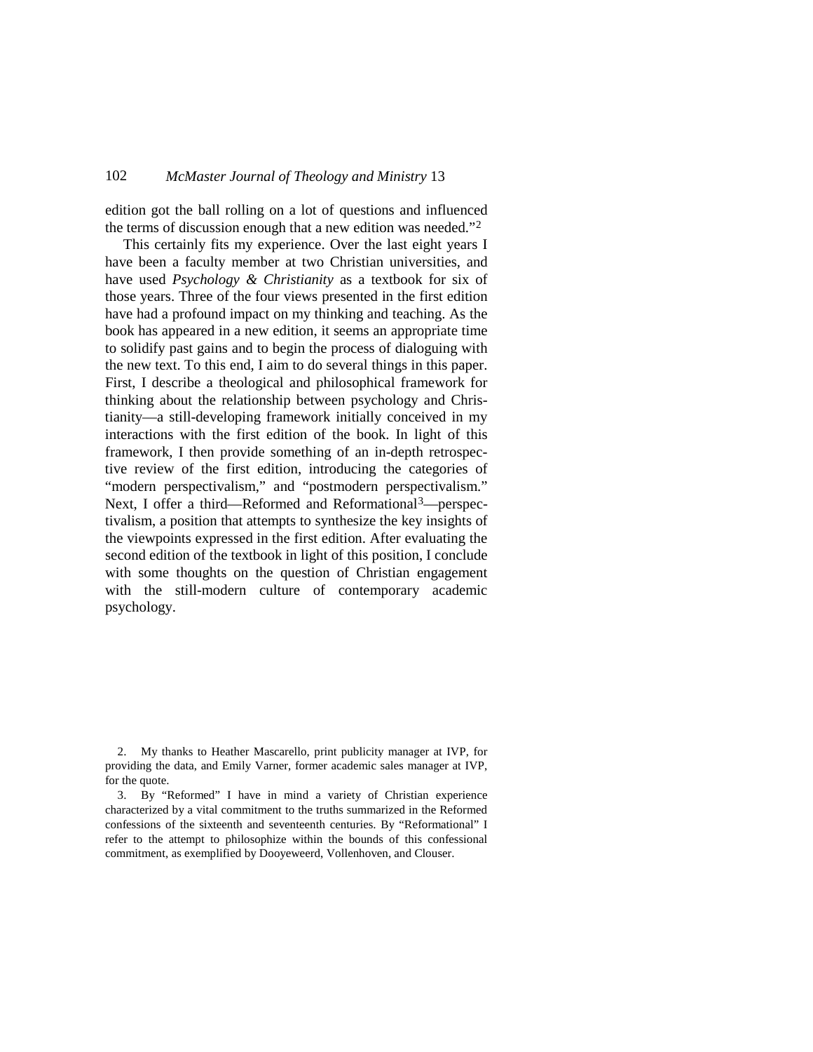edition got the ball rolling on a lot of questions and influenced the terms of discussion enough that a new edition was needed."[2]

This certainly fits my experience. Over the last eight years I have been a faculty member at two Christian universities, and have used *Psychology & Christianity* as a textbook for six of those years. Three of the four views presented in the first edition have had a profound impact on my thinking and teaching. As the book has appeared in a new edition, it seems an appropriate time to solidify past gains and to begin the process of dialoguing with the new text. To this end, I aim to do several things in this paper. First, I describe a theological and philosophical framework for thinking about the relationship between psychology and Christianity—a still-developing framework initially conceived in my interactions with the first edition of the book. In light of this framework, I then provide something of an in-depth retrospective review of the first edition, introducing the categories of "modern perspectivalism," and "postmodern perspectivalism." Next, I offer a third—Reformed and Reformational[3]—perspectivalism, a position that attempts to synthesize the key insights of the viewpoints expressed in the first edition. After evaluating the second edition of the textbook in light of this position, I conclude with some thoughts on the question of Christian engagement with the still-modern culture of contemporary academic psychology.

2. My thanks to Heather Mascarello, print publicity manager at IVP, for providing the data, and Emily Varner, former academic sales manager at IVP, for the quote.

3. By "Reformed" I have in mind a variety of Christian experience characterized by a vital commitment to the truths summarized in the Reformed confessions of the sixteenth and seventeenth centuries. By "Reformational" I refer to the attempt to philosophize within the bounds of this confessional commitment, as exemplified by Dooyeweerd, Vollenhoven, and Clouser.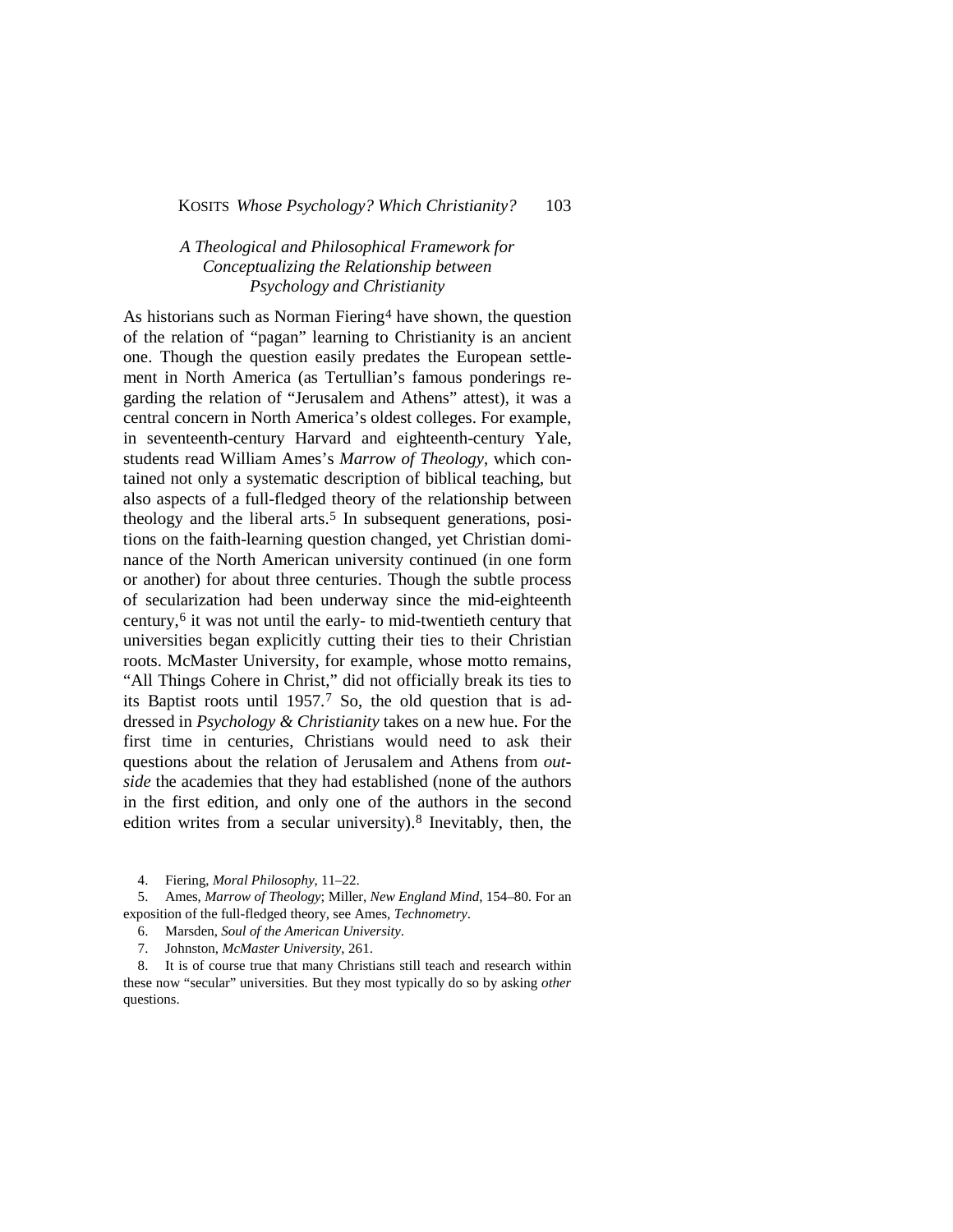### *A Theological and Philosophical Framework for Conceptualizing the Relationship between Psychology and Christianity*

As historians such as Norman Fiering[4] have shown, the question of the relation of "pagan" learning to Christianity is an ancient one. Though the question easily predates the European settlement in North America (as Tertullian's famous ponderings regarding the relation of "Jerusalem and Athens" attest), it was a central concern in North America's oldest colleges. For example, in seventeenth-century Harvard and eighteenth-century Yale, students read William Ames's *Marrow of Theology*, which contained not only a systematic description of biblical teaching, but also aspects of a full-fledged theory of the relationship between theology and the liberal arts.[5] In subsequent generations, positions on the faith-learning question changed, yet Christian dominance of the North American university continued (in one form or another) for about three centuries. Though the subtle process of secularization had been underway since the mid-eighteenth century,[6] it was not until the early- to mid-twentieth century that universities began explicitly cutting their ties to their Christian roots. McMaster University, for example, whose motto remains, "All Things Cohere in Christ," did not officially break its ties to its Baptist roots until 1957.[7] So, the old question that is addressed in *Psychology & Christianity* takes on a new hue. For the first time in centuries, Christians would need to ask their questions about the relation of Jerusalem and Athens from *outside* the academies that they had established (none of the authors in the first edition, and only one of the authors in the second edition writes from a secular university).[8] Inevitably, then, the

4. Fiering, *Moral Philosophy*, 11–22.

5. Ames, *Marrow of Theology*; Miller, *New England Mind*, 154–80. For an exposition of the full-fledged theory, see Ames, *Technometry*.

6. Marsden, *Soul of the American University*.

7. Johnston, *McMaster University*, 261.

8. It is of course true that many Christians still teach and research within these now "secular" universities. But they most typically do so by asking *other* questions.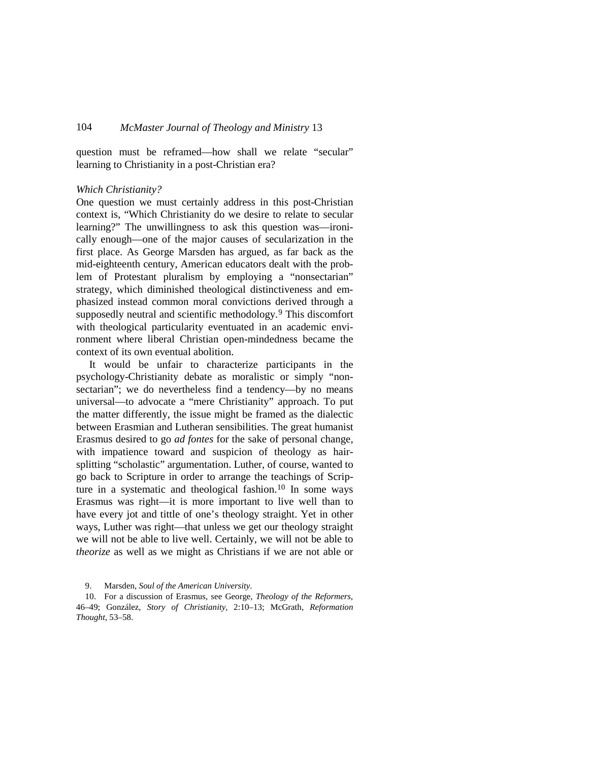question must be reframed—how shall we relate "secular" learning to Christianity in a post-Christian era?

*Which Christianity?*

One question we must certainly address in this post-Christian context is, "Which Christianity do we desire to relate to secular learning?" The unwillingness to ask this question was—ironically enough—one of the major causes of secularization in the first place. As George Marsden has argued, as far back as the mid-eighteenth century, American educators dealt with the problem of Protestant pluralism by employing a "nonsectarian" strategy, which diminished theological distinctiveness and emphasized instead common moral convictions derived through a supposedly neutral and scientific methodology.[9] This discomfort with theological particularity eventuated in an academic environment where liberal Christian open-mindedness became the context of its own eventual abolition.

It would be unfair to characterize participants in the psychology-Christianity debate as moralistic or simply "nonsectarian"; we do nevertheless find a tendency—by no means universal—to advocate a "mere Christianity" approach. To put the matter differently, the issue might be framed as the dialectic between Erasmian and Lutheran sensibilities. The great humanist Erasmus desired to go *ad fontes* for the sake of personal change, with impatience toward and suspicion of theology as hair-splitting "scholastic" argumentation. Luther, of course, wanted to go back to Scripture in order to arrange the teachings of Scripture in a systematic and theological fashion.[10] In some ways Erasmus was right—it is more important to live well than to have every jot and tittle of one's theology straight. Yet in other ways, Luther was right—that unless we get our theology straight we will not be able to live well. Certainly, we will not be able to *theorize* as well as we might as Christians if we are not able or

9. Marsden, *Soul of the American University*.

10. For a discussion of Erasmus, see George, *Theology of the Reformers*, 46–49; González, *Story of Christianity*, 2:10–13; McGrath, *Reformation Thought*, 53–58.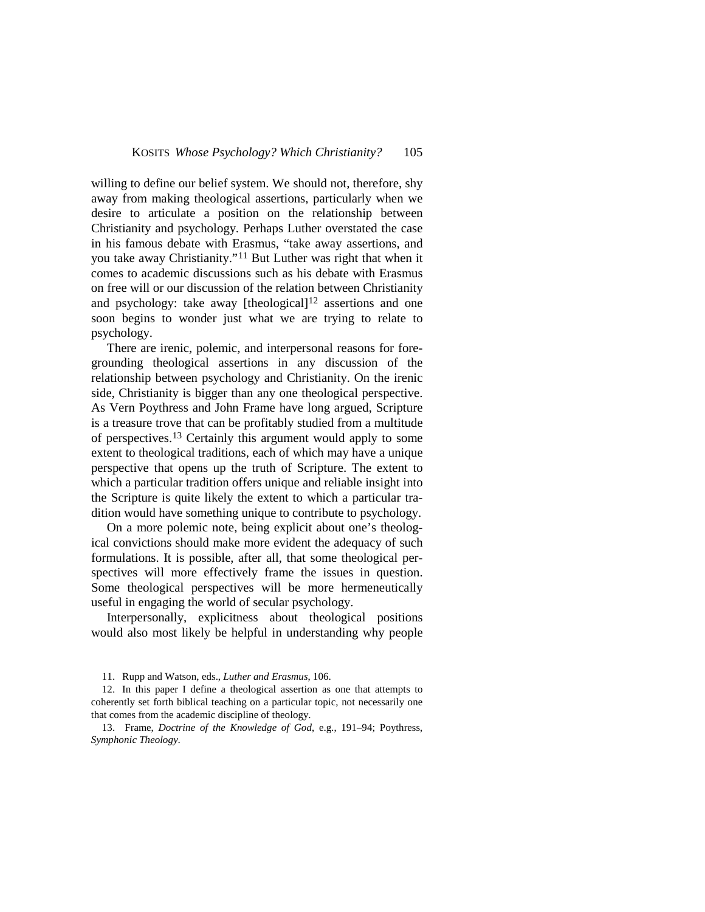willing to define our belief system. We should not, therefore, shy away from making theological assertions, particularly when we desire to articulate a position on the relationship between Christianity and psychology. Perhaps Luther overstated the case in his famous debate with Erasmus, "take away assertions, and you take away Christianity."[11] But Luther was right that when it comes to academic discussions such as his debate with Erasmus on free will or our discussion of the relation between Christianity and psychology: take away [theological][12] assertions and one soon begins to wonder just what we are trying to relate to psychology.

There are irenic, polemic, and interpersonal reasons for foregrounding theological assertions in any discussion of the relationship between psychology and Christianity. On the irenic side, Christianity is bigger than any one theological perspective. As Vern Poythress and John Frame have long argued, Scripture is a treasure trove that can be profitably studied from a multitude of perspectives.[13] Certainly this argument would apply to some extent to theological traditions, each of which may have a unique perspective that opens up the truth of Scripture. The extent to which a particular tradition offers unique and reliable insight into the Scripture is quite likely the extent to which a particular tradition would have something unique to contribute to psychology.

On a more polemic note, being explicit about one's theological convictions should make more evident the adequacy of such formulations. It is possible, after all, that some theological perspectives will more effectively frame the issues in question. Some theological perspectives will be more hermeneutically useful in engaging the world of secular psychology.

Interpersonally, explicitness about theological positions would also most likely be helpful in understanding why people

11. Rupp and Watson, eds., *Luther and Erasmus*, 106.

12. In this paper I define a theological assertion as one that attempts to coherently set forth biblical teaching on a particular topic, not necessarily one that comes from the academic discipline of theology.

13. Frame, *Doctrine of the Knowledge of God*, e.g., 191–94; Poythress, *Symphonic Theology*.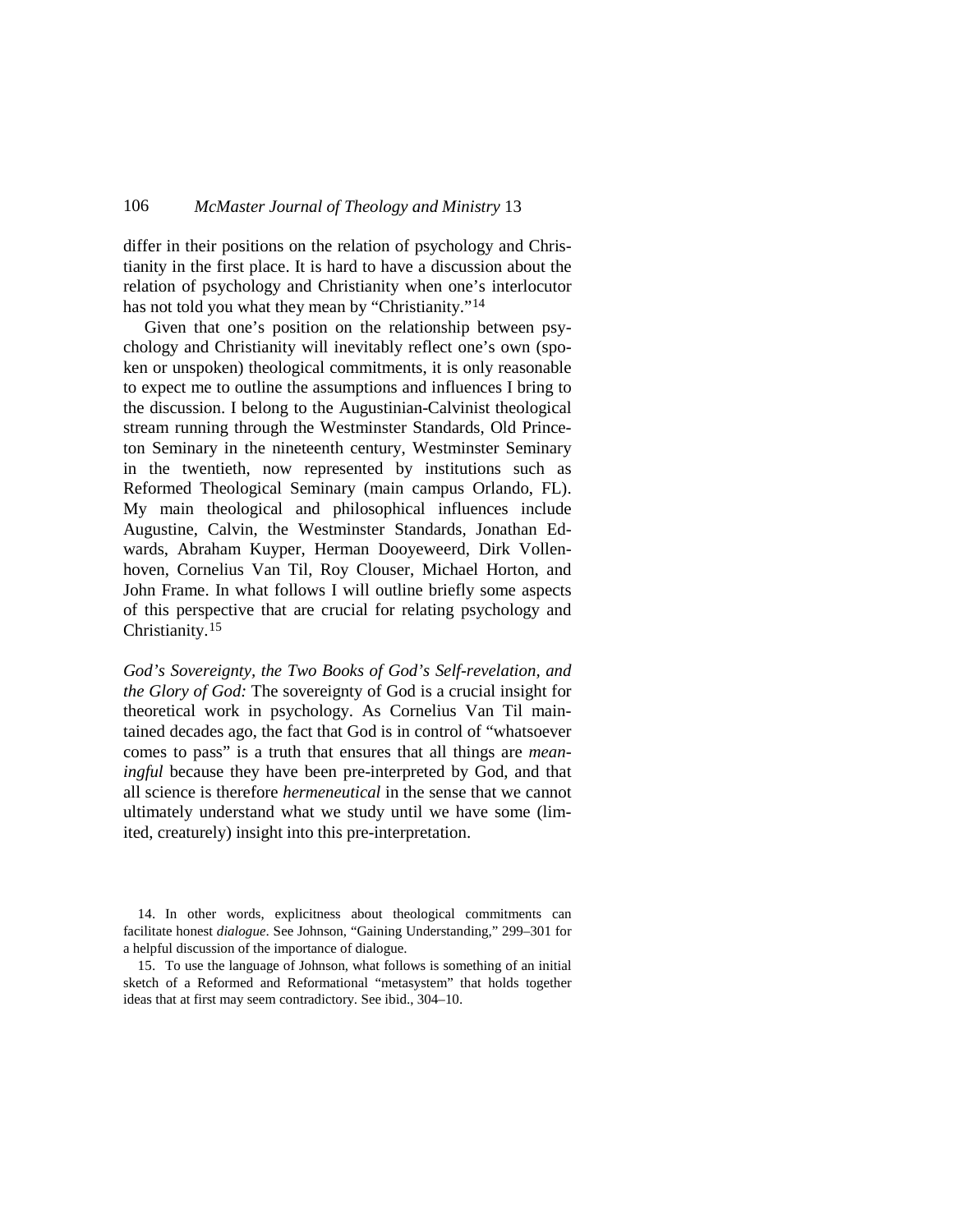differ in their positions on the relation of psychology and Christianity in the first place. It is hard to have a discussion about the relation of psychology and Christianity when one's interlocutor has not told you what they mean by "Christianity."[14]

Given that one's position on the relationship between psychology and Christianity will inevitably reflect one's own (spoken or unspoken) theological commitments, it is only reasonable to expect me to outline the assumptions and influences I bring to the discussion. I belong to the Augustinian-Calvinist theological stream running through the Westminster Standards, Old Princeton Seminary in the nineteenth century, Westminster Seminary in the twentieth, now represented by institutions such as Reformed Theological Seminary (main campus Orlando, FL). My main theological and philosophical influences include Augustine, Calvin, the Westminster Standards, Jonathan Edwards, Abraham Kuyper, Herman Dooyeweerd, Dirk Vollenhoven, Cornelius Van Til, Roy Clouser, Michael Horton, and John Frame. In what follows I will outline briefly some aspects of this perspective that are crucial for relating psychology and Christianity.[15]

*God's Sovereignty, the Two Books of God's Self-revelation, and the Glory of God:* The sovereignty of God is a crucial insight for theoretical work in psychology. As Cornelius Van Til maintained decades ago, the fact that God is in control of "whatsoever comes to pass" is a truth that ensures that all things are *meaningful* because they have been pre-interpreted by God, and that all science is therefore *hermeneutical* in the sense that we cannot ultimately understand what we study until we have some (limited, creaturely) insight into this pre-interpretation.

14. In other words, explicitness about theological commitments can facilitate honest *dialogue*. See Johnson, "Gaining Understanding," 299–301 for a helpful discussion of the importance of dialogue.

15. To use the language of Johnson, what follows is something of an initial sketch of a Reformed and Reformational "metasystem" that holds together ideas that at first may seem contradictory. See ibid., 304–10.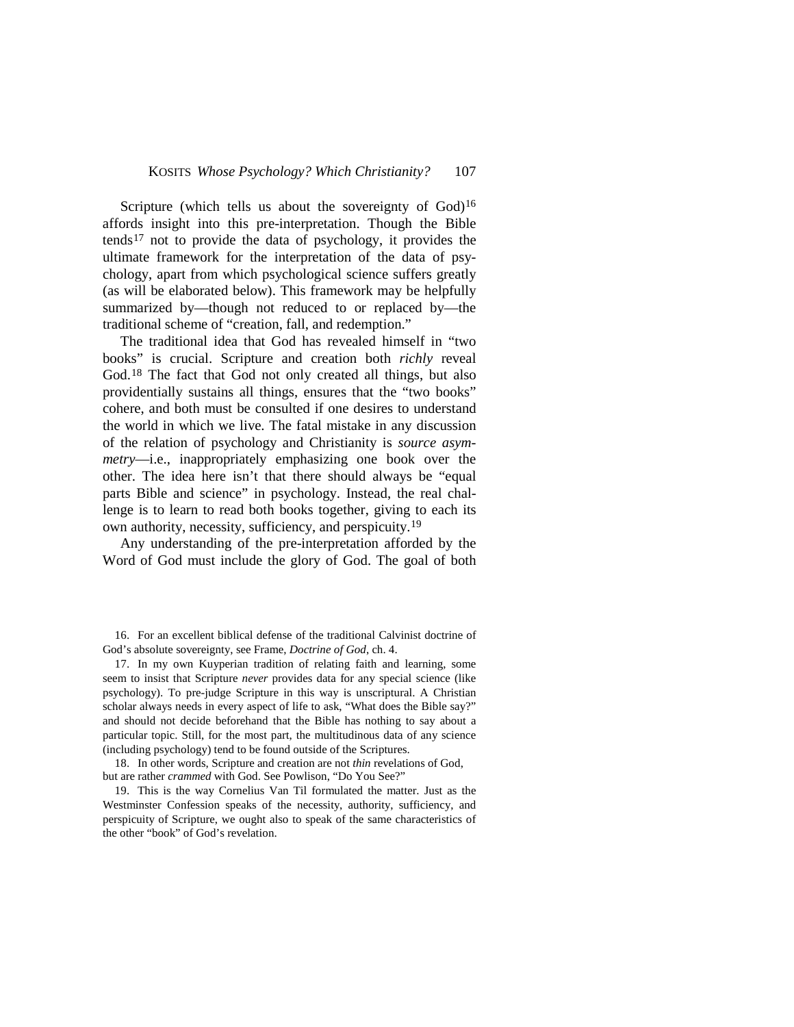Scripture (which tells us about the sovereignty of God)[16] affords insight into this pre-interpretation. Though the Bible tends[17] not to provide the data of psychology, it provides the ultimate framework for the interpretation of the data of psychology, apart from which psychological science suffers greatly (as will be elaborated below). This framework may be helpfully summarized by—though not reduced to or replaced by—the traditional scheme of "creation, fall, and redemption."

The traditional idea that God has revealed himself in "two books" is crucial. Scripture and creation both *richly* reveal God.[18] The fact that God not only created all things, but also providentially sustains all things, ensures that the "two books" cohere, and both must be consulted if one desires to understand the world in which we live. The fatal mistake in any discussion of the relation of psychology and Christianity is *source asymmetry*—i.e., inappropriately emphasizing one book over the other. The idea here isn't that there should always be "equal parts Bible and science" in psychology. Instead, the real challenge is to learn to read both books together, giving to each its own authority, necessity, sufficiency, and perspicuity.[19]

Any understanding of the pre-interpretation afforded by the Word of God must include the glory of God. The goal of both

16. For an excellent biblical defense of the traditional Calvinist doctrine of God's absolute sovereignty, see Frame, *Doctrine of God*, ch. 4.

17. In my own Kuyperian tradition of relating faith and learning, some seem to insist that Scripture *never* provides data for any special science (like psychology). To pre-judge Scripture in this way is unscriptural. A Christian scholar always needs in every aspect of life to ask, "What does the Bible say?" and should not decide beforehand that the Bible has nothing to say about a particular topic. Still, for the most part, the multitudinous data of any science (including psychology) tend to be found outside of the Scriptures.

18. In other words, Scripture and creation are not *thin* revelations of God, but are rather *crammed* with God. See Powlison, "Do You See?"

19. This is the way Cornelius Van Til formulated the matter. Just as the Westminster Confession speaks of the necessity, authority, sufficiency, and perspicuity of Scripture, we ought also to speak of the same characteristics of the other "book" of God's revelation.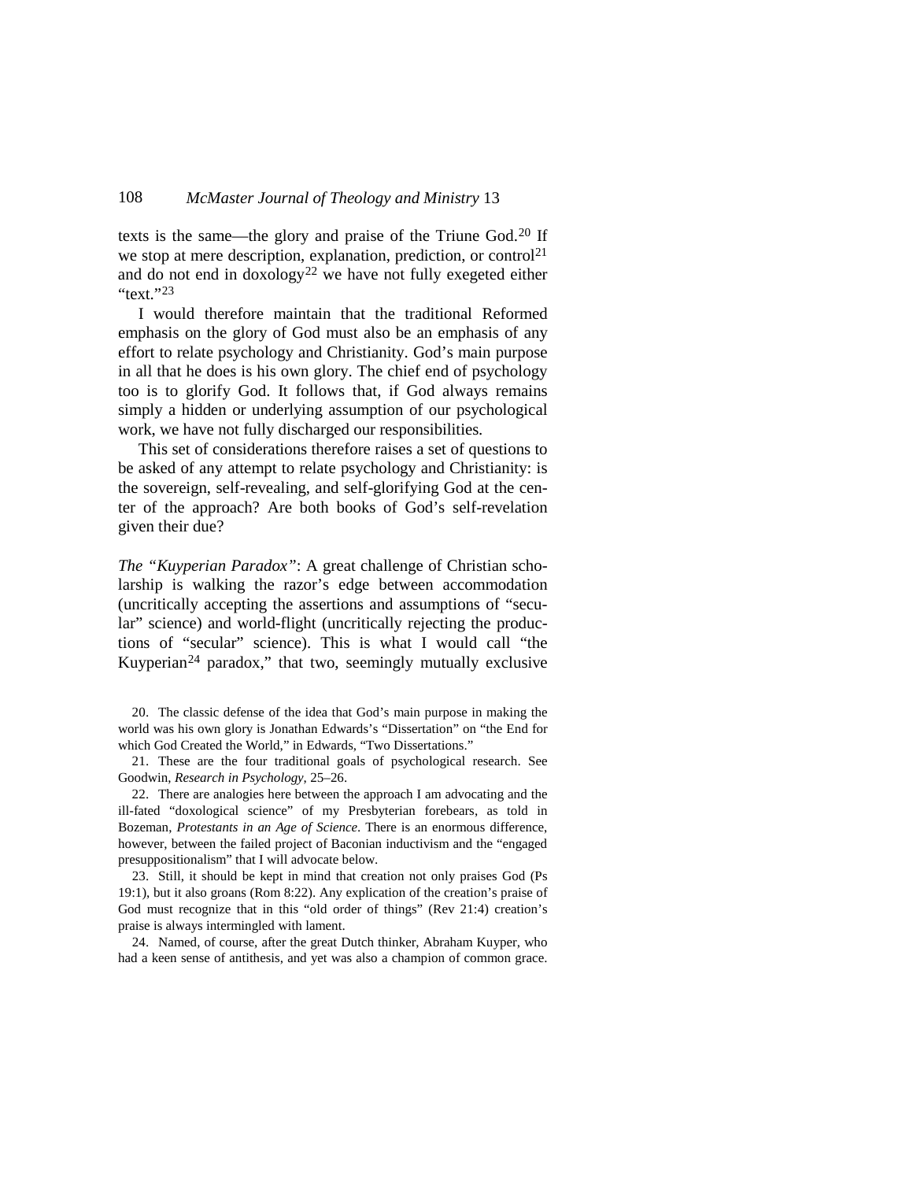texts is the same—the glory and praise of the Triune God.[20] If we stop at mere description, explanation, prediction, or control[21] and do not end in doxology[22] we have not fully exegeted either "text."[23]

I would therefore maintain that the traditional Reformed emphasis on the glory of God must also be an emphasis of any effort to relate psychology and Christianity. God's main purpose in all that he does is his own glory. The chief end of psychology too is to glorify God. It follows that, if God always remains simply a hidden or underlying assumption of our psychological work, we have not fully discharged our responsibilities.

This set of considerations therefore raises a set of questions to be asked of any attempt to relate psychology and Christianity: is the sovereign, self-revealing, and self-glorifying God at the center of the approach? Are both books of God's self-revelation given their due?

*The "Kuyperian Paradox"*: A great challenge of Christian scholarship is walking the razor's edge between accommodation (uncritically accepting the assertions and assumptions of "secular" science) and world-flight (uncritically rejecting the productions of "secular" science). This is what I would call "the Kuyperian[24] paradox," that two, seemingly mutually exclusive

20. The classic defense of the idea that God's main purpose in making the world was his own glory is Jonathan Edwards's "Dissertation" on "the End for which God Created the World," in Edwards, "Two Dissertations."

21. These are the four traditional goals of psychological research. See Goodwin, *Research in Psychology*, 25–26.

22. There are analogies here between the approach I am advocating and the ill-fated "doxological science" of my Presbyterian forebears, as told in Bozeman, *Protestants in an Age of Science*. There is an enormous difference, however, between the failed project of Baconian inductivism and the "engaged presuppositionalism" that I will advocate below.

23. Still, it should be kept in mind that creation not only praises God (Ps 19:1), but it also groans (Rom 8:22). Any explication of the creation's praise of God must recognize that in this "old order of things" (Rev 21:4) creation's praise is always intermingled with lament.

24. Named, of course, after the great Dutch thinker, Abraham Kuyper, who had a keen sense of antithesis, and yet was also a champion of common grace.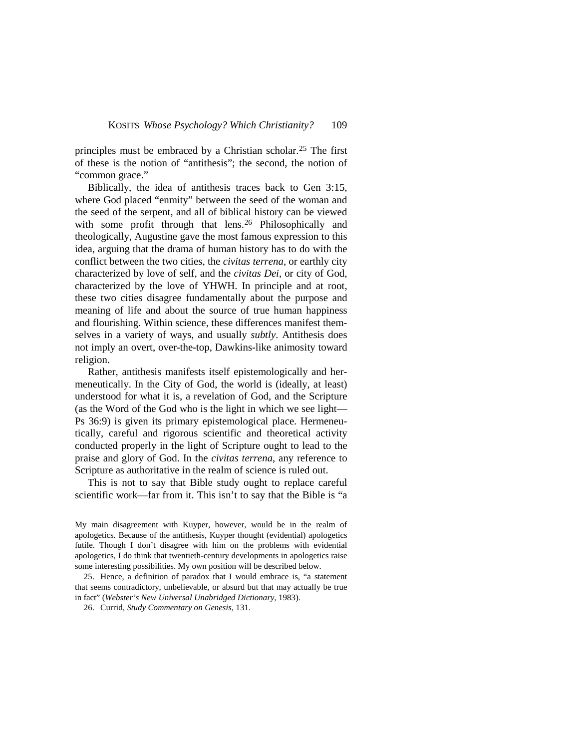principles must be embraced by a Christian scholar.[25] The first of these is the notion of "antithesis"; the second, the notion of "common grace."

Biblically, the idea of antithesis traces back to Gen 3:15, where God placed "enmity" between the seed of the woman and the seed of the serpent, and all of biblical history can be viewed with some profit through that lens.[26] Philosophically and theologically, Augustine gave the most famous expression to this idea, arguing that the drama of human history has to do with the conflict between the two cities, the *civitas terrena*, or earthly city characterized by love of self, and the *civitas Dei*, or city of God, characterized by the love of YHWH. In principle and at root, these two cities disagree fundamentally about the purpose and meaning of life and about the source of true human happiness and flourishing. Within science, these differences manifest themselves in a variety of ways, and usually *subtly*. Antithesis does not imply an overt, over-the-top, Dawkins-like animosity toward religion.

Rather, antithesis manifests itself epistemologically and hermeneutically. In the City of God, the world is (ideally, at least) understood for what it is, a revelation of God, and the Scripture (as the Word of the God who is the light in which we see light—Ps 36:9) is given its primary epistemological place. Hermeneutically, careful and rigorous scientific and theoretical activity conducted properly in the light of Scripture ought to lead to the praise and glory of God. In the *civitas terrena*, any reference to Scripture as authoritative in the realm of science is ruled out.

This is not to say that Bible study ought to replace careful scientific work—far from it. This isn't to say that the Bible is "a

My main disagreement with Kuyper, however, would be in the realm of apologetics. Because of the antithesis, Kuyper thought (evidential) apologetics futile. Though I don't disagree with him on the problems with evidential apologetics, I do think that twentieth-century developments in apologetics raise some interesting possibilities. My own position will be described below.

25. Hence, a definition of paradox that I would embrace is, "a statement that seems contradictory, unbelievable, or absurd but that may actually be true in fact" (*Webster's New Universal Unabridged Dictionary*, 1983).

26. Currid, *Study Commentary on Genesis*, 131.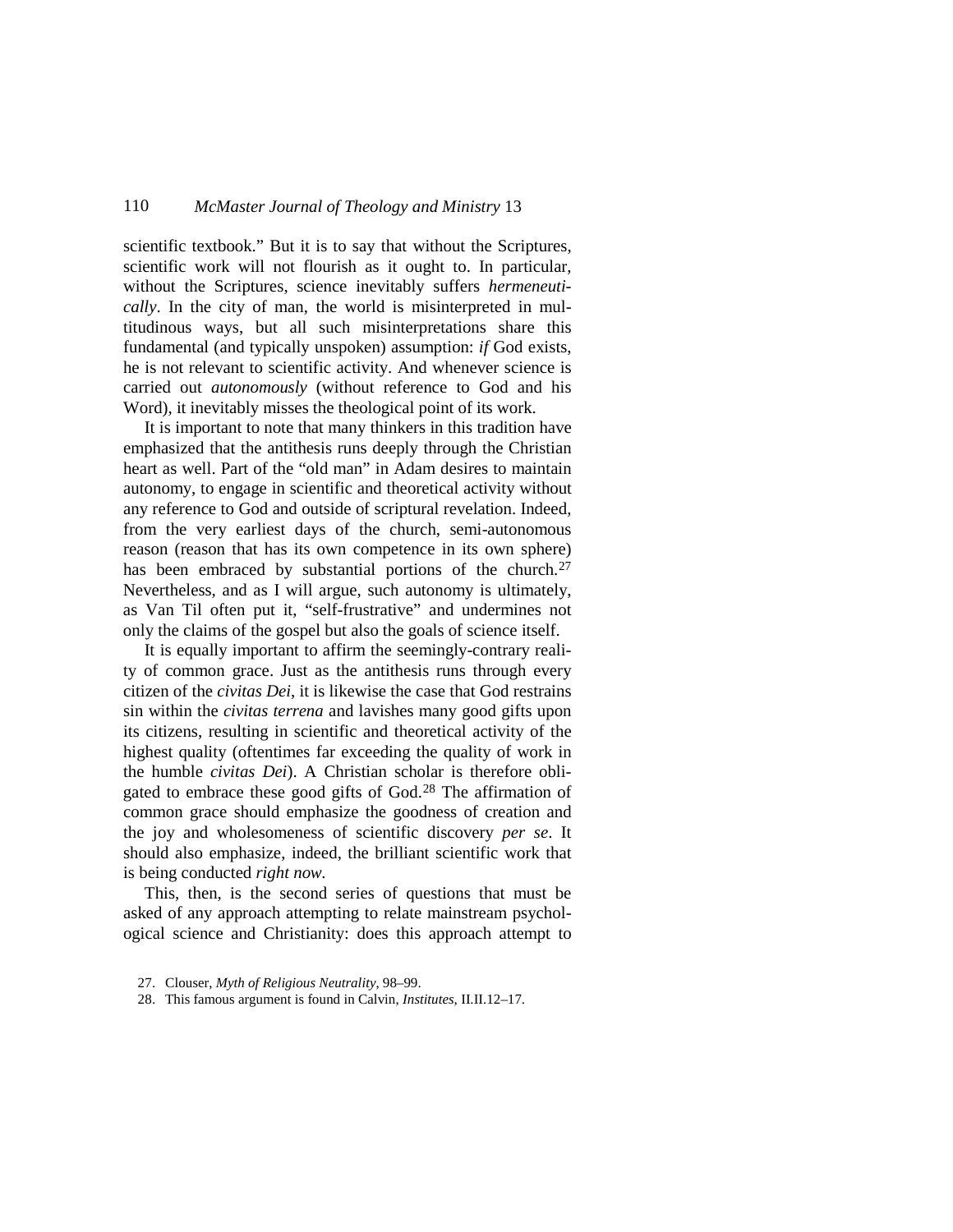scientific textbook." But it is to say that without the Scriptures, scientific work will not flourish as it ought to. In particular, without the Scriptures, science inevitably suffers *hermeneutically*. In the city of man, the world is misinterpreted in multitudinous ways, but all such misinterpretations share this fundamental (and typically unspoken) assumption: *if* God exists, he is not relevant to scientific activity. And whenever science is carried out *autonomously* (without reference to God and his Word), it inevitably misses the theological point of its work.

It is important to note that many thinkers in this tradition have emphasized that the antithesis runs deeply through the Christian heart as well. Part of the "old man" in Adam desires to maintain autonomy, to engage in scientific and theoretical activity without any reference to God and outside of scriptural revelation. Indeed, from the very earliest days of the church, semi-autonomous reason (reason that has its own competence in its own sphere) has been embraced by substantial portions of the church.[27] Nevertheless, and as I will argue, such autonomy is ultimately, as Van Til often put it, "self-frustrative" and undermines not only the claims of the gospel but also the goals of science itself.

It is equally important to affirm the seemingly-contrary reality of common grace. Just as the antithesis runs through every citizen of the *civitas Dei*, it is likewise the case that God restrains sin within the *civitas terrena* and lavishes many good gifts upon its citizens, resulting in scientific and theoretical activity of the highest quality (oftentimes far exceeding the quality of work in the humble *civitas Dei*). A Christian scholar is therefore obligated to embrace these good gifts of God.[28] The affirmation of common grace should emphasize the goodness of creation and the joy and wholesomeness of scientific discovery *per se*. It should also emphasize, indeed, the brilliant scientific work that is being conducted *right now*.

This, then, is the second series of questions that must be asked of any approach attempting to relate mainstream psychological science and Christianity: does this approach attempt to

27. Clouser, *Myth of Religious Neutrality*, 98–99.

28. This famous argument is found in Calvin, *Institutes*, II.II.12–17.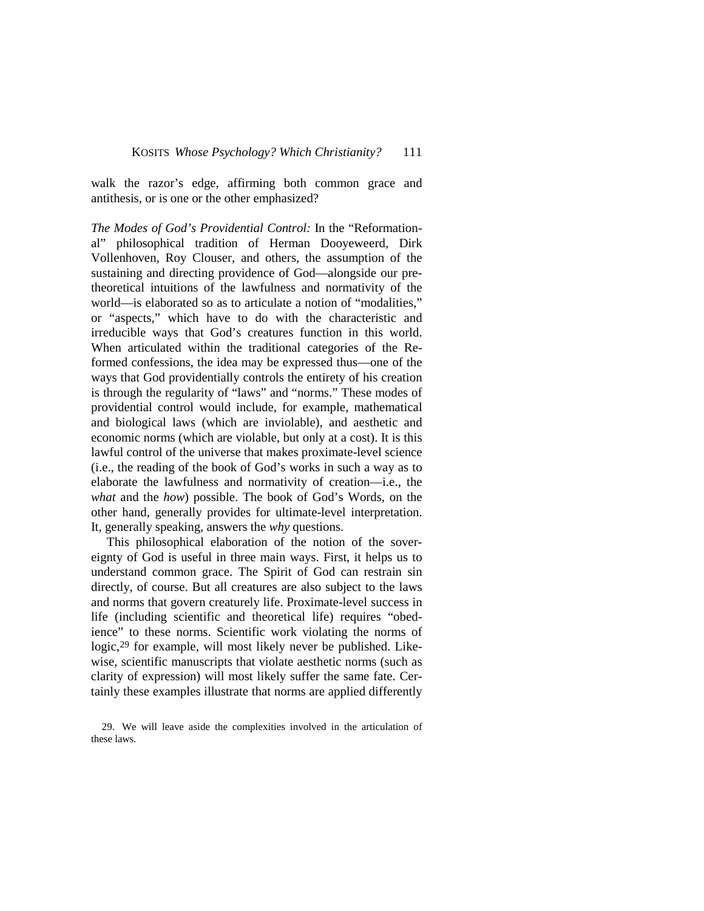walk the razor's edge, affirming both common grace and antithesis, or is one or the other emphasized?

*The Modes of God's Providential Control:* In the "Reformational" philosophical tradition of Herman Dooyeweerd, Dirk Vollenhoven, Roy Clouser, and others, the assumption of the sustaining and directing providence of God—alongside our pre-theoretical intuitions of the lawfulness and normativity of the world—is elaborated so as to articulate a notion of "modalities," or "aspects," which have to do with the characteristic and irreducible ways that God's creatures function in this world. When articulated within the traditional categories of the Reformed confessions, the idea may be expressed thus—one of the ways that God providentially controls the entirety of his creation is through the regularity of "laws" and "norms." These modes of providential control would include, for example, mathematical and biological laws (which are inviolable), and aesthetic and economic norms (which are violable, but only at a cost). It is this lawful control of the universe that makes proximate-level science (i.e., the reading of the book of God's works in such a way as to elaborate the lawfulness and normativity of creation—i.e., the *what* and the *how*) possible. The book of God's Words, on the other hand, generally provides for ultimate-level interpretation. It, generally speaking, answers the *why* questions.

This philosophical elaboration of the notion of the sovereignty of God is useful in three main ways. First, it helps us to understand common grace. The Spirit of God can restrain sin directly, of course. But all creatures are also subject to the laws and norms that govern creaturely life. Proximate-level success in life (including scientific and theoretical life) requires "obedience" to these norms. Scientific work violating the norms of logic,[29] for example, will most likely never be published. Likewise, scientific manuscripts that violate aesthetic norms (such as clarity of expression) will most likely suffer the same fate. Certainly these examples illustrate that norms are applied differently

29. We will leave aside the complexities involved in the articulation of these laws.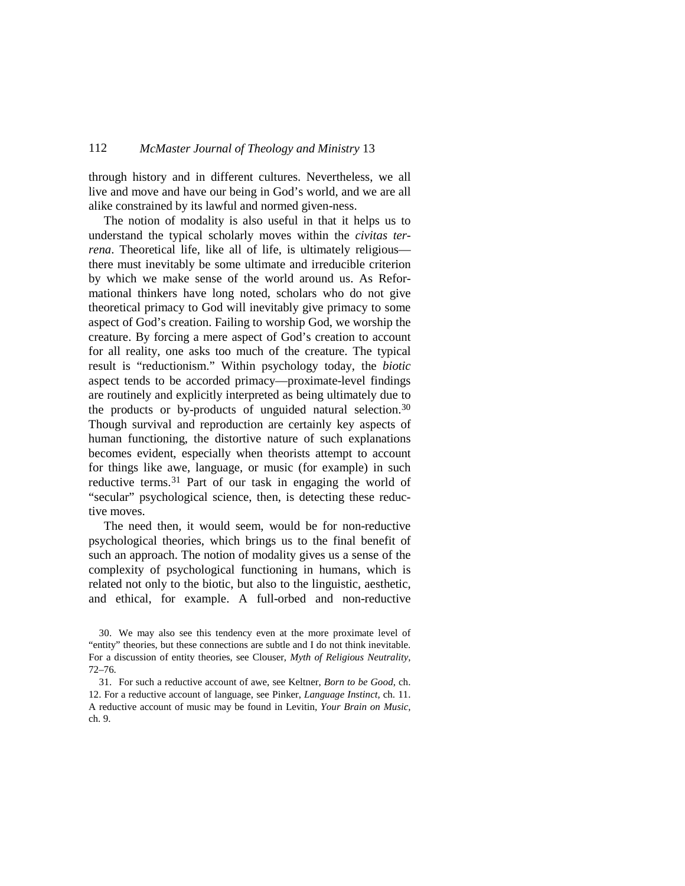through history and in different cultures. Nevertheless, we all live and move and have our being in God's world, and we are all alike constrained by its lawful and normed given-ness.

The notion of modality is also useful in that it helps us to understand the typical scholarly moves within the *civitas terrena*. Theoretical life, like all of life, is ultimately religious—there must inevitably be some ultimate and irreducible criterion by which we make sense of the world around us. As Reformational thinkers have long noted, scholars who do not give theoretical primacy to God will inevitably give primacy to some aspect of God's creation. Failing to worship God, we worship the creature. By forcing a mere aspect of God's creation to account for all reality, one asks too much of the creature. The typical result is "reductionism." Within psychology today, the *biotic* aspect tends to be accorded primacy—proximate-level findings are routinely and explicitly interpreted as being ultimately due to the products or by-products of unguided natural selection.[30] Though survival and reproduction are certainly key aspects of human functioning, the distortive nature of such explanations becomes evident, especially when theorists attempt to account for things like awe, language, or music (for example) in such reductive terms.[31] Part of our task in engaging the world of "secular" psychological science, then, is detecting these reductive moves.

The need then, it would seem, would be for non-reductive psychological theories, which brings us to the final benefit of such an approach. The notion of modality gives us a sense of the complexity of psychological functioning in humans, which is related not only to the biotic, but also to the linguistic, aesthetic, and ethical, for example. A full-orbed and non-reductive

30. We may also see this tendency even at the more proximate level of "entity" theories, but these connections are subtle and I do not think inevitable. For a discussion of entity theories, see Clouser, *Myth of Religious Neutrality*, 72–76.

31. For such a reductive account of awe, see Keltner, *Born to be Good*, ch. 12. For a reductive account of language, see Pinker, *Language Instinct*, ch. 11. A reductive account of music may be found in Levitin, *Your Brain on Music*, ch. 9.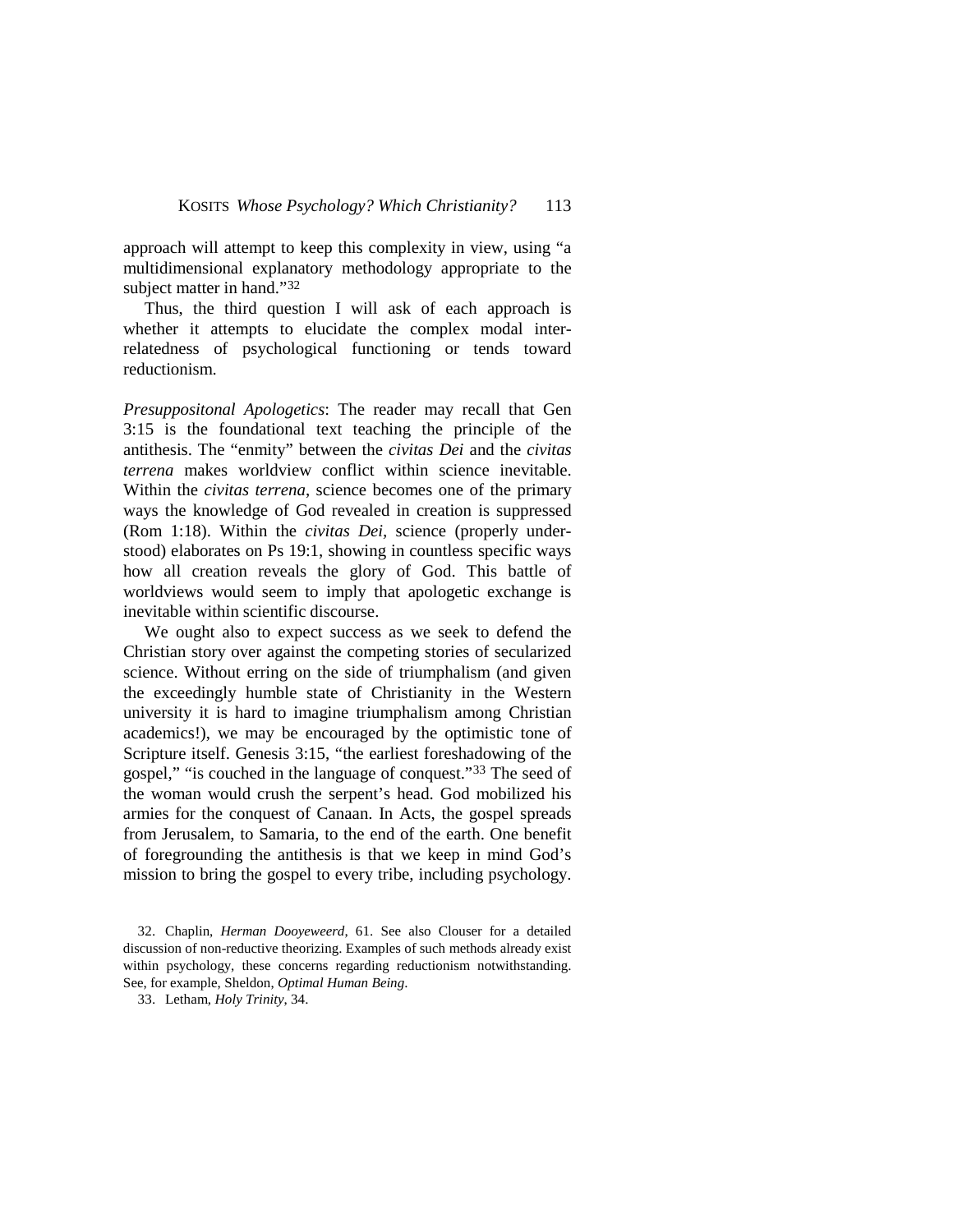approach will attempt to keep this complexity in view, using "a multidimensional explanatory methodology appropriate to the subject matter in hand."[32]

Thus, the third question I will ask of each approach is whether it attempts to elucidate the complex modal interrelatedness of psychological functioning or tends toward reductionism.

*Presuppositonal Apologetics*: The reader may recall that Gen 3:15 is the foundational text teaching the principle of the antithesis. The "enmity" between the *civitas Dei* and the *civitas terrena* makes worldview conflict within science inevitable. Within the *civitas terrena*, science becomes one of the primary ways the knowledge of God revealed in creation is suppressed (Rom 1:18). Within the *civitas Dei,* science (properly understood) elaborates on Ps 19:1, showing in countless specific ways how all creation reveals the glory of God. This battle of worldviews would seem to imply that apologetic exchange is inevitable within scientific discourse.

We ought also to expect success as we seek to defend the Christian story over against the competing stories of secularized science. Without erring on the side of triumphalism (and given the exceedingly humble state of Christianity in the Western university it is hard to imagine triumphalism among Christian academics!), we may be encouraged by the optimistic tone of Scripture itself. Genesis 3:15, "the earliest foreshadowing of the gospel," "is couched in the language of conquest."[33] The seed of the woman would crush the serpent's head. God mobilized his armies for the conquest of Canaan. In Acts, the gospel spreads from Jerusalem, to Samaria, to the end of the earth. One benefit of foregrounding the antithesis is that we keep in mind God's mission to bring the gospel to every tribe, including psychology.

32. Chaplin, *Herman Dooyeweerd*, 61. See also Clouser for a detailed discussion of non-reductive theorizing. Examples of such methods already exist within psychology, these concerns regarding reductionism notwithstanding. See, for example, Sheldon, *Optimal Human Being*.

33. Letham, *Holy Trinity*, 34.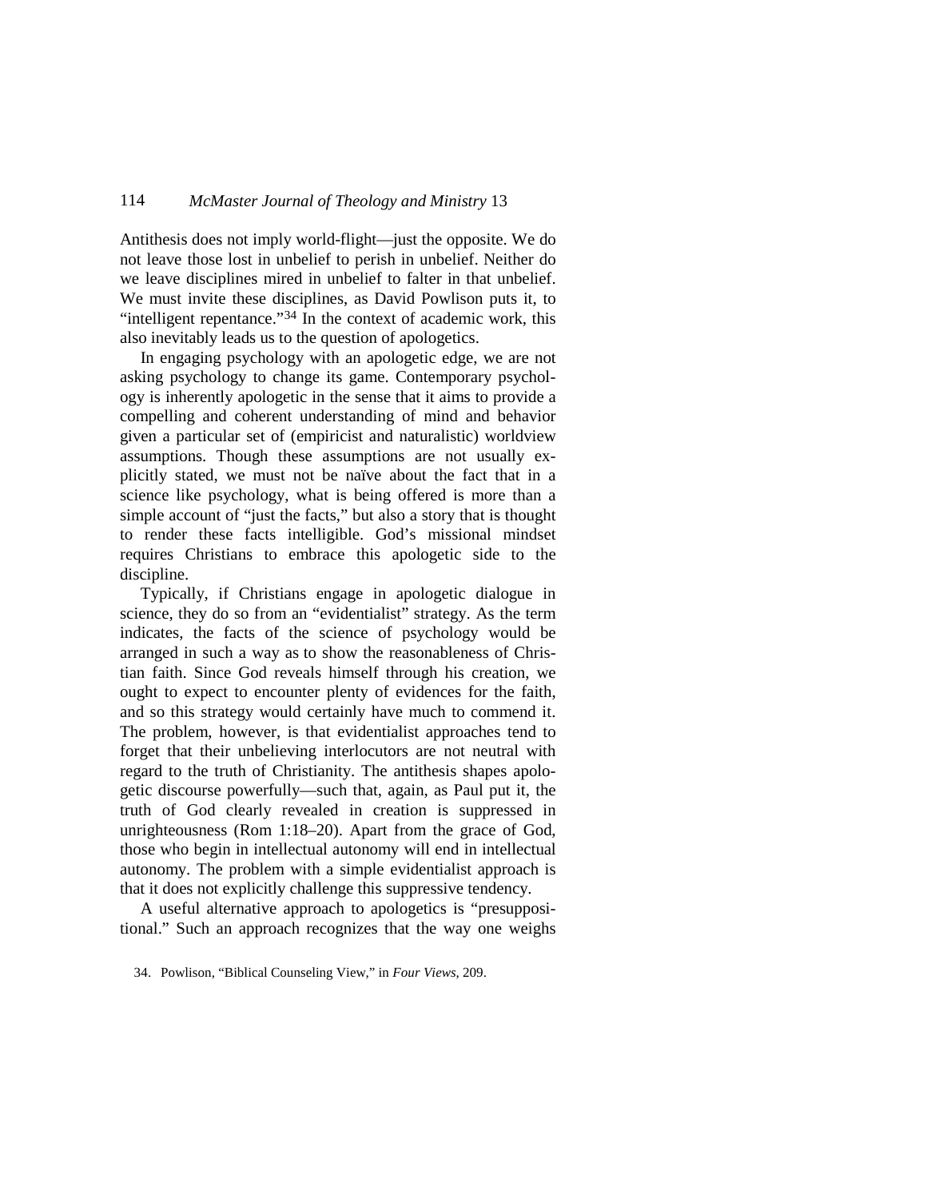Antithesis does not imply world-flight—just the opposite. We do not leave those lost in unbelief to perish in unbelief. Neither do we leave disciplines mired in unbelief to falter in that unbelief. We must invite these disciplines, as David Powlison puts it, to "intelligent repentance."[34] In the context of academic work, this also inevitably leads us to the question of apologetics.

In engaging psychology with an apologetic edge, we are not asking psychology to change its game. Contemporary psychology is inherently apologetic in the sense that it aims to provide a compelling and coherent understanding of mind and behavior given a particular set of (empiricist and naturalistic) worldview assumptions. Though these assumptions are not usually explicitly stated, we must not be naïve about the fact that in a science like psychology, what is being offered is more than a simple account of "just the facts," but also a story that is thought to render these facts intelligible. God's missional mindset requires Christians to embrace this apologetic side to the discipline.

Typically, if Christians engage in apologetic dialogue in science, they do so from an "evidentialist" strategy. As the term indicates, the facts of the science of psychology would be arranged in such a way as to show the reasonableness of Christian faith. Since God reveals himself through his creation, we ought to expect to encounter plenty of evidences for the faith, and so this strategy would certainly have much to commend it. The problem, however, is that evidentialist approaches tend to forget that their unbelieving interlocutors are not neutral with regard to the truth of Christianity. The antithesis shapes apologetic discourse powerfully—such that, again, as Paul put it, the truth of God clearly revealed in creation is suppressed in unrighteousness (Rom 1:18–20). Apart from the grace of God, those who begin in intellectual autonomy will end in intellectual autonomy. The problem with a simple evidentialist approach is that it does not explicitly challenge this suppressive tendency.

A useful alternative approach to apologetics is "presuppositional." Such an approach recognizes that the way one weighs

34. Powlison, "Biblical Counseling View," in *Four Views*, 209.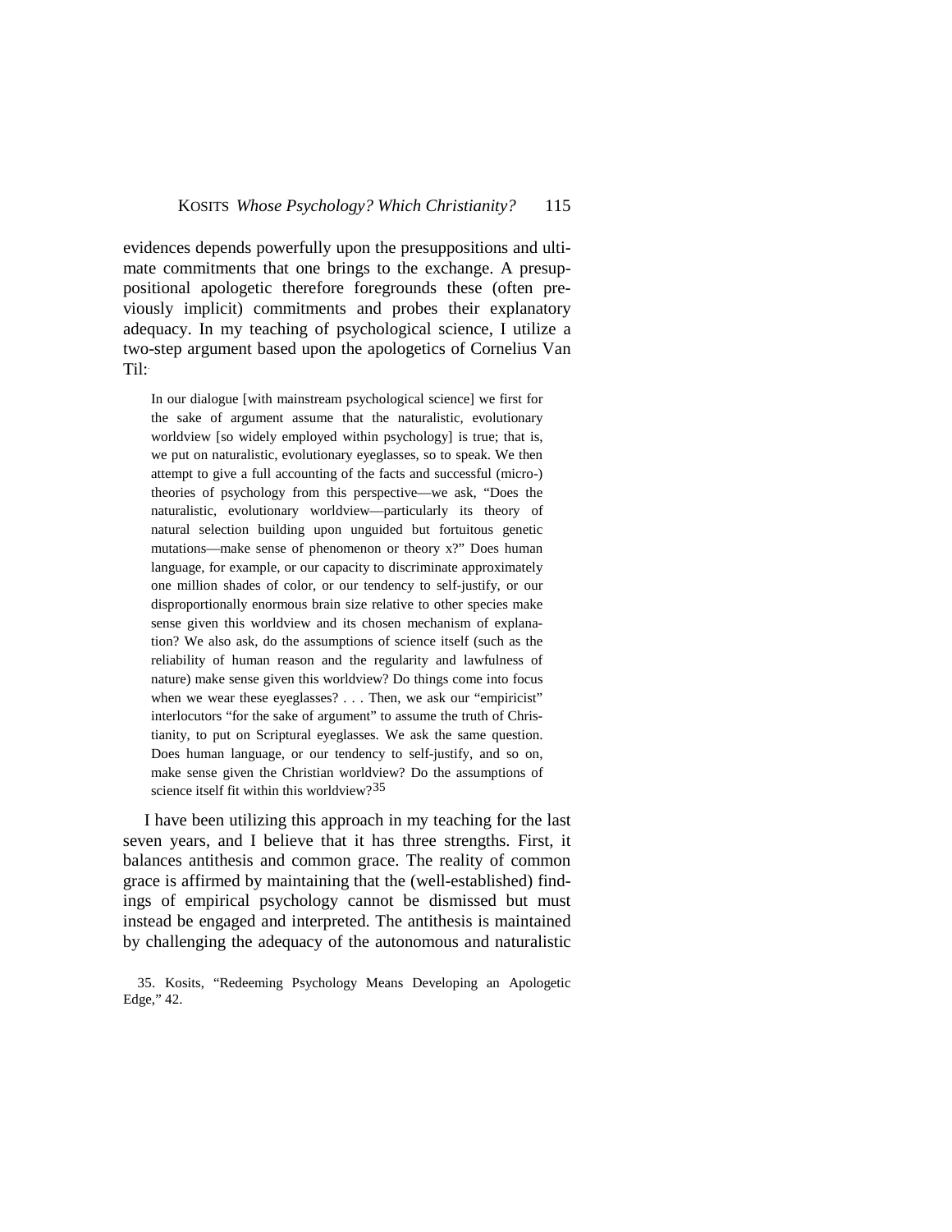evidences depends powerfully upon the presuppositions and ultimate commitments that one brings to the exchange. A presuppositional apologetic therefore foregrounds these (often previously implicit) commitments and probes their explanatory adequacy. In my teaching of psychological science, I utilize a two-step argument based upon the apologetics of Cornelius Van Til:

> In our dialogue [with mainstream psychological science] we first for the sake of argument assume that the naturalistic, evolutionary worldview [so widely employed within psychology] is true; that is, we put on naturalistic, evolutionary eyeglasses, so to speak. We then attempt to give a full accounting of the facts and successful (micro-) theories of psychology from this perspective—we ask, "Does the naturalistic, evolutionary worldview—particularly its theory of natural selection building upon unguided but fortuitous genetic mutations—make sense of phenomenon or theory x?" Does human language, for example, or our capacity to discriminate approximately one million shades of color, or our tendency to self-justify, or our disproportionally enormous brain size relative to other species make sense given this worldview and its chosen mechanism of explanation? We also ask, do the assumptions of science itself (such as the reliability of human reason and the regularity and lawfulness of nature) make sense given this worldview? Do things come into focus when we wear these eyeglasses? . . . Then, we ask our "empiricist" interlocutors "for the sake of argument" to assume the truth of Christianity, to put on Scriptural eyeglasses. We ask the same question. Does human language, or our tendency to self-justify, and so on, make sense given the Christian worldview? Do the assumptions of science itself fit within this worldview?[35]

I have been utilizing this approach in my teaching for the last seven years, and I believe that it has three strengths. First, it balances antithesis and common grace. The reality of common grace is affirmed by maintaining that the (well-established) findings of empirical psychology cannot be dismissed but must instead be engaged and interpreted. The antithesis is maintained by challenging the adequacy of the autonomous and naturalistic

35. Kosits, "Redeeming Psychology Means Developing an Apologetic Edge," 42.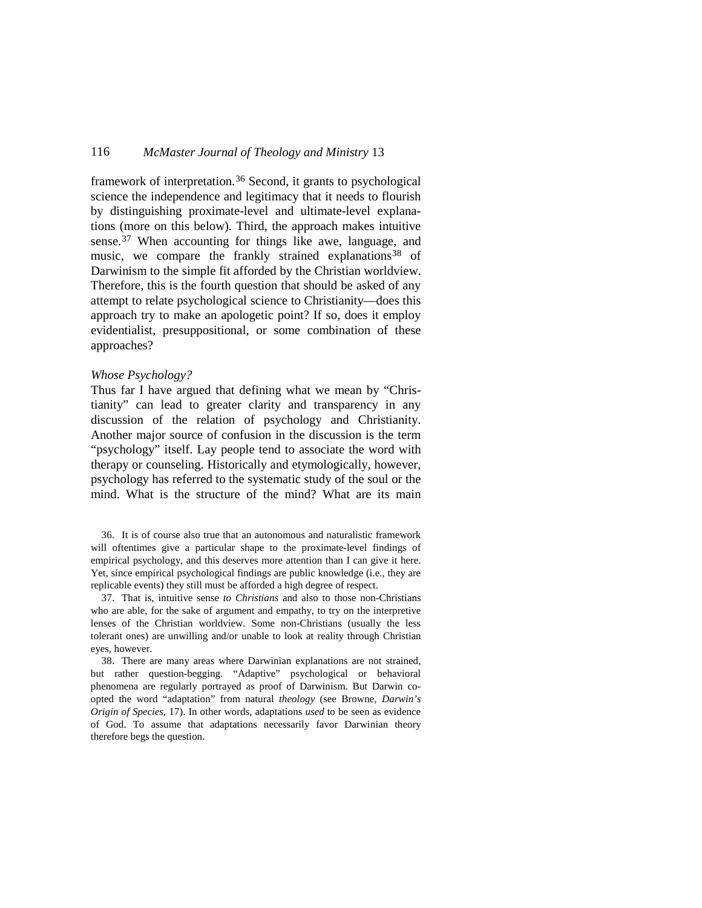framework of interpretation.[36] Second, it grants to psychological science the independence and legitimacy that it needs to flourish by distinguishing proximate-level and ultimate-level explanations (more on this below). Third, the approach makes intuitive sense.[37] When accounting for things like awe, language, and music, we compare the frankly strained explanations[38] of Darwinism to the simple fit afforded by the Christian worldview. Therefore, this is the fourth question that should be asked of any attempt to relate psychological science to Christianity—does this approach try to make an apologetic point? If so, does it employ evidentialist, presuppositional, or some combination of these approaches?

*Whose Psychology?*

Thus far I have argued that defining what we mean by "Christianity" can lead to greater clarity and transparency in any discussion of the relation of psychology and Christianity. Another major source of confusion in the discussion is the term "psychology" itself. Lay people tend to associate the word with therapy or counseling. Historically and etymologically, however, psychology has referred to the systematic study of the soul or the mind. What is the structure of the mind? What are its main

36. It is of course also true that an autonomous and naturalistic framework will oftentimes give a particular shape to the proximate-level findings of empirical psychology, and this deserves more attention than I can give it here. Yet, since empirical psychological findings are public knowledge (i.e., they are replicable events) they still must be afforded a high degree of respect.

37. That is, intuitive sense *to Christians* and also to those non-Christians who are able, for the sake of argument and empathy, to try on the interpretive lenses of the Christian worldview. Some non-Christians (usually the less tolerant ones) are unwilling and/or unable to look at reality through Christian eyes, however.

38. There are many areas where Darwinian explanations are not strained, but rather question-begging. "Adaptive" psychological or behavioral phenomena are regularly portrayed as proof of Darwinism. But Darwin co-opted the word "adaptation" from natural *theology* (see Browne, *Darwin's Origin of Species*, 17). In other words, adaptations *used* to be seen as evidence of God. To assume that adaptations necessarily favor Darwinian theory therefore begs the question.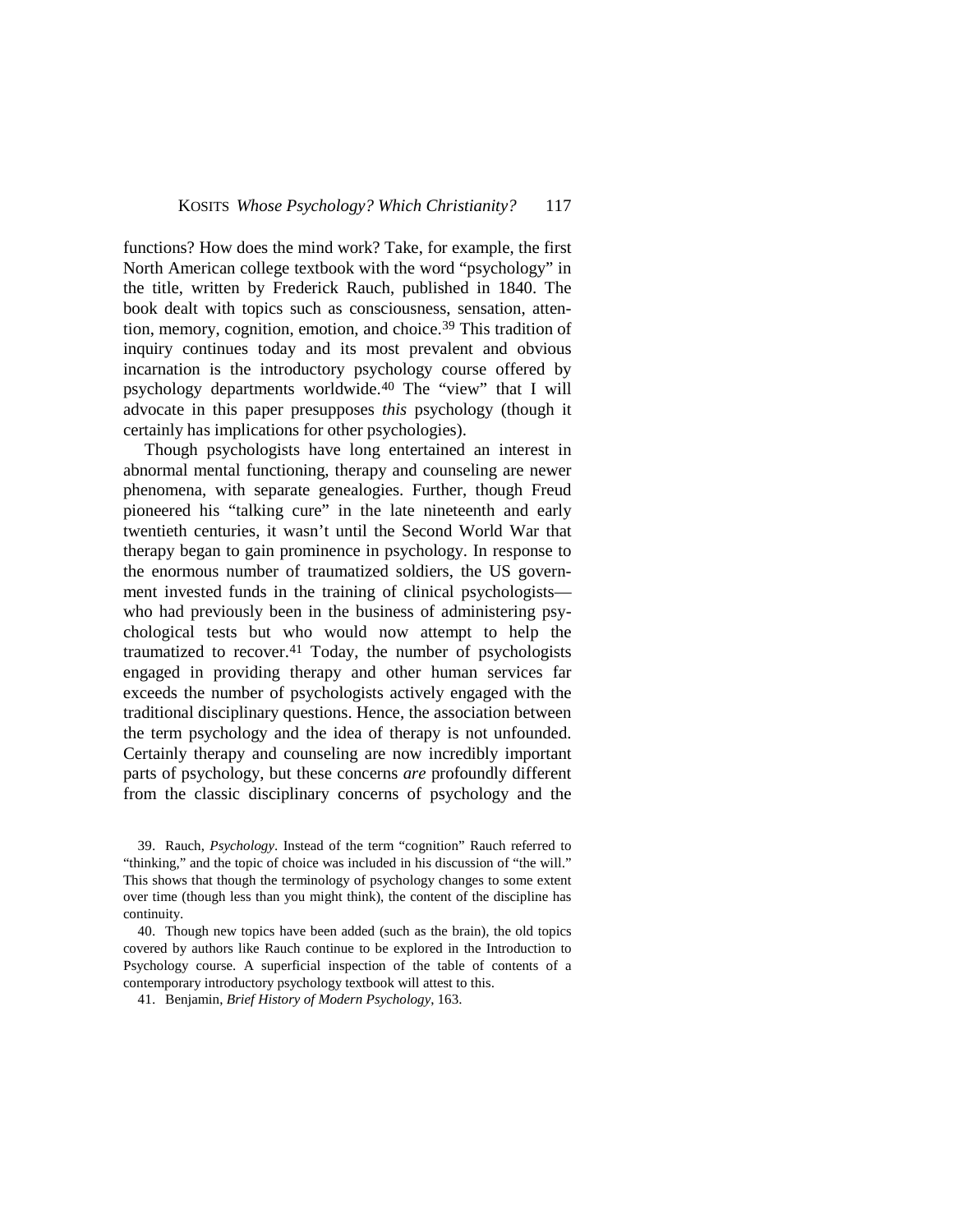functions? How does the mind work? Take, for example, the first North American college textbook with the word "psychology" in the title, written by Frederick Rauch, published in 1840. The book dealt with topics such as consciousness, sensation, attention, memory, cognition, emotion, and choice.[39] This tradition of inquiry continues today and its most prevalent and obvious incarnation is the introductory psychology course offered by psychology departments worldwide.[40] The "view" that I will advocate in this paper presupposes *this* psychology (though it certainly has implications for other psychologies).

Though psychologists have long entertained an interest in abnormal mental functioning, therapy and counseling are newer phenomena, with separate genealogies. Further, though Freud pioneered his "talking cure" in the late nineteenth and early twentieth centuries, it wasn't until the Second World War that therapy began to gain prominence in psychology. In response to the enormous number of traumatized soldiers, the US government invested funds in the training of clinical psychologists—who had previously been in the business of administering psychological tests but who would now attempt to help the traumatized to recover.[41] Today, the number of psychologists engaged in providing therapy and other human services far exceeds the number of psychologists actively engaged with the traditional disciplinary questions. Hence, the association between the term psychology and the idea of therapy is not unfounded. Certainly therapy and counseling are now incredibly important parts of psychology, but these concerns *are* profoundly different from the classic disciplinary concerns of psychology and the

39. Rauch, *Psychology*. Instead of the term "cognition" Rauch referred to "thinking," and the topic of choice was included in his discussion of "the will." This shows that though the terminology of psychology changes to some extent over time (though less than you might think), the content of the discipline has continuity.

40. Though new topics have been added (such as the brain), the old topics covered by authors like Rauch continue to be explored in the Introduction to Psychology course. A superficial inspection of the table of contents of a contemporary introductory psychology textbook will attest to this.

41. Benjamin, *Brief History of Modern Psychology*, 163.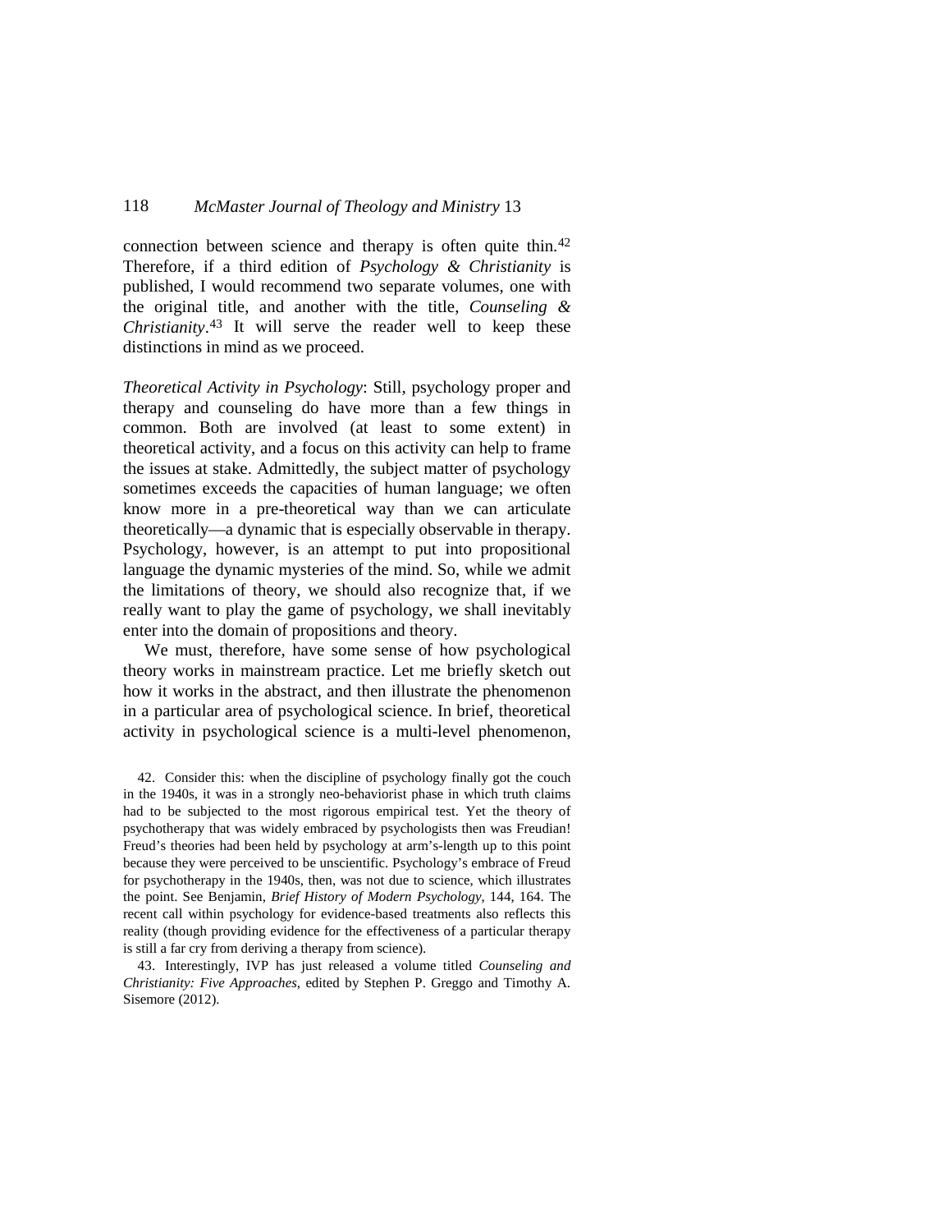connection between science and therapy is often quite thin.[42] Therefore, if a third edition of *Psychology & Christianity* is published, I would recommend two separate volumes, one with the original title, and another with the title, *Counseling & Christianity*.[43] It will serve the reader well to keep these distinctions in mind as we proceed.

*Theoretical Activity in Psychology*: Still, psychology proper and therapy and counseling do have more than a few things in common. Both are involved (at least to some extent) in theoretical activity, and a focus on this activity can help to frame the issues at stake. Admittedly, the subject matter of psychology sometimes exceeds the capacities of human language; we often know more in a pre-theoretical way than we can articulate theoretically—a dynamic that is especially observable in therapy. Psychology, however, is an attempt to put into propositional language the dynamic mysteries of the mind. So, while we admit the limitations of theory, we should also recognize that, if we really want to play the game of psychology, we shall inevitably enter into the domain of propositions and theory.

We must, therefore, have some sense of how psychological theory works in mainstream practice. Let me briefly sketch out how it works in the abstract, and then illustrate the phenomenon in a particular area of psychological science. In brief, theoretical activity in psychological science is a multi-level phenomenon,

42. Consider this: when the discipline of psychology finally got the couch in the 1940s, it was in a strongly neo-behaviorist phase in which truth claims had to be subjected to the most rigorous empirical test. Yet the theory of psychotherapy that was widely embraced by psychologists then was Freudian! Freud's theories had been held by psychology at arm's-length up to this point because they were perceived to be unscientific. Psychology's embrace of Freud for psychotherapy in the 1940s, then, was not due to science, which illustrates the point. See Benjamin, *Brief History of Modern Psychology*, 144, 164. The recent call within psychology for evidence-based treatments also reflects this reality (though providing evidence for the effectiveness of a particular therapy is still a far cry from deriving a therapy from science).

43. Interestingly, IVP has just released a volume titled *Counseling and Christianity: Five Approaches*, edited by Stephen P. Greggo and Timothy A. Sisemore (2012).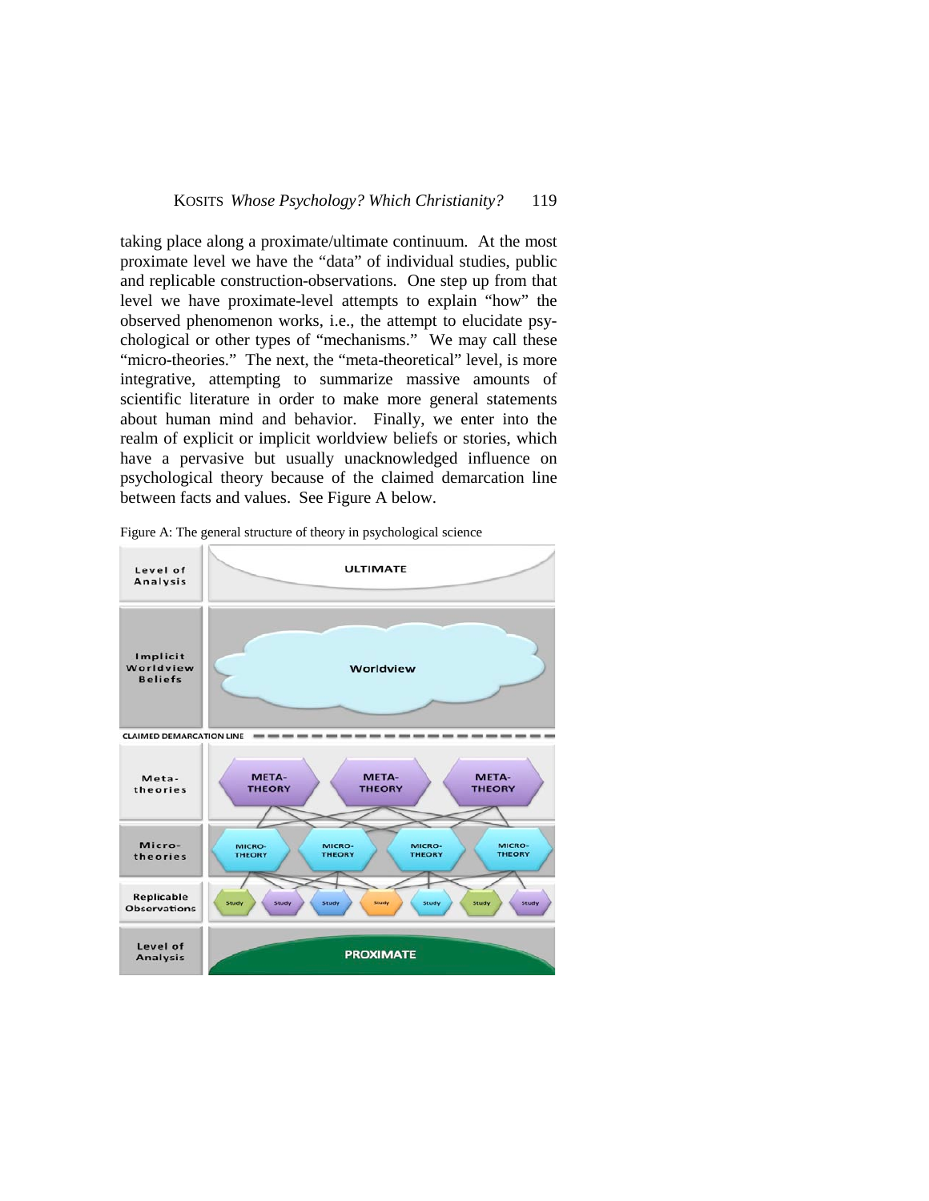taking place along a proximate/ultimate continuum. At the most proximate level we have the "data" of individual studies, public and replicable construction-observations. One step up from that level we have proximate-level attempts to explain "how" the observed phenomenon works, i.e., the attempt to elucidate psychological or other types of "mechanisms." We may call these "micro-theories." The next, the "meta-theoretical" level, is more integrative, attempting to summarize massive amounts of scientific literature in order to make more general statements about human mind and behavior. Finally, we enter into the realm of explicit or implicit worldview beliefs or stories, which have a pervasive but usually unacknowledged influence on psychological theory because of the claimed demarcation line between facts and values. See Figure A below.

Figure A: The general structure of theory in psychological science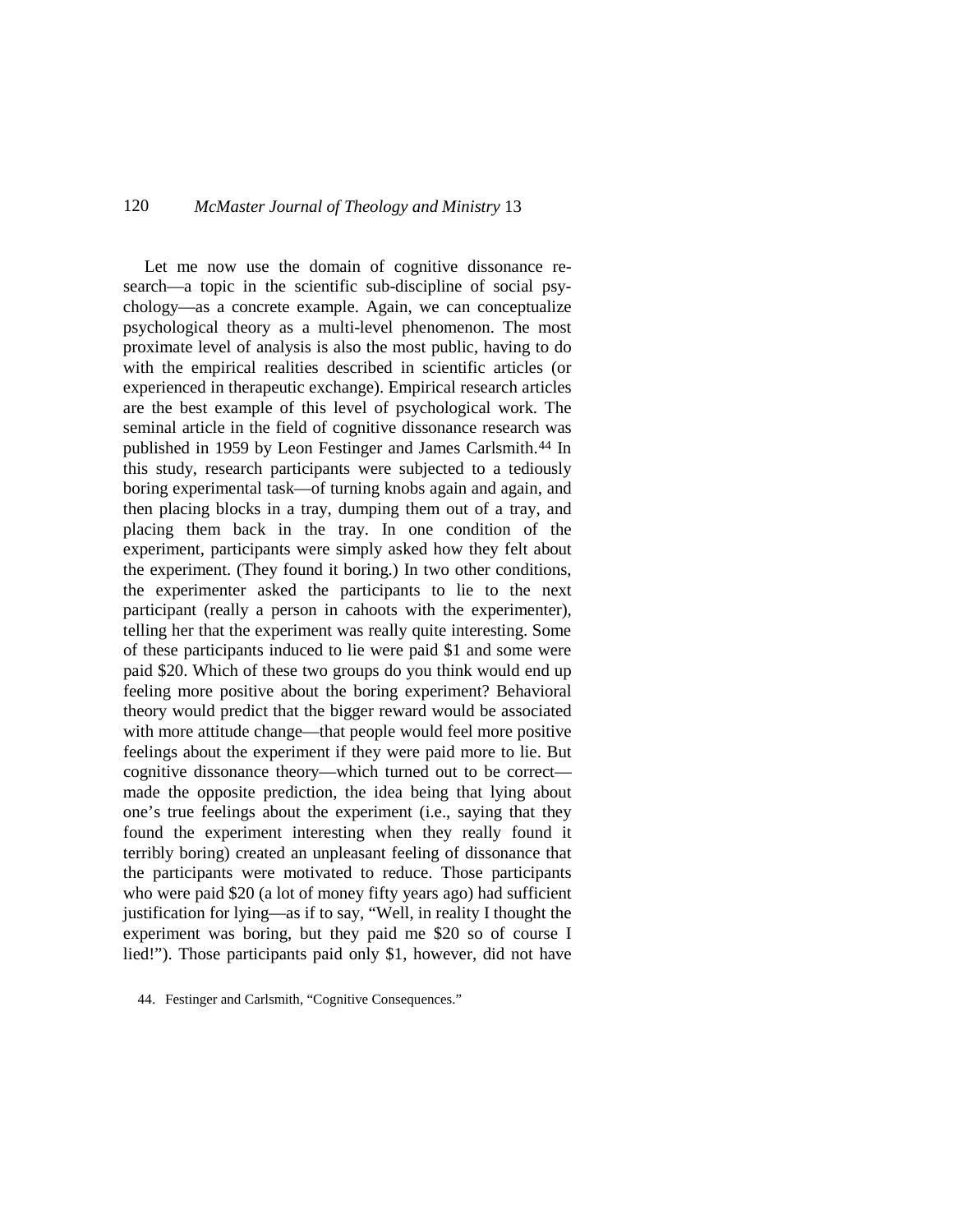Let me now use the domain of cognitive dissonance research—a topic in the scientific sub-discipline of social psychology—as a concrete example. Again, we can conceptualize psychological theory as a multi-level phenomenon. The most proximate level of analysis is also the most public, having to do with the empirical realities described in scientific articles (or experienced in therapeutic exchange). Empirical research articles are the best example of this level of psychological work. The seminal article in the field of cognitive dissonance research was published in 1959 by Leon Festinger and James Carlsmith.[44] In this study, research participants were subjected to a tediously boring experimental task—of turning knobs again and again, and then placing blocks in a tray, dumping them out of a tray, and placing them back in the tray. In one condition of the experiment, participants were simply asked how they felt about the experiment. (They found it boring.) In two other conditions, the experimenter asked the participants to lie to the next participant (really a person in cahoots with the experimenter), telling her that the experiment was really quite interesting. Some of these participants induced to lie were paid \$1 and some were paid \$20. Which of these two groups do you think would end up feeling more positive about the boring experiment? Behavioral theory would predict that the bigger reward would be associated with more attitude change—that people would feel more positive feelings about the experiment if they were paid more to lie. But cognitive dissonance theory—which turned out to be correct—made the opposite prediction, the idea being that lying about one's true feelings about the experiment (i.e., saying that they found the experiment interesting when they really found it terribly boring) created an unpleasant feeling of dissonance that the participants were motivated to reduce. Those participants who were paid \$20 (a lot of money fifty years ago) had sufficient justification for lying—as if to say, "Well, in reality I thought the experiment was boring, but they paid me \$20 so of course I lied!"). Those participants paid only \$1, however, did not have

44. Festinger and Carlsmith, "Cognitive Consequences."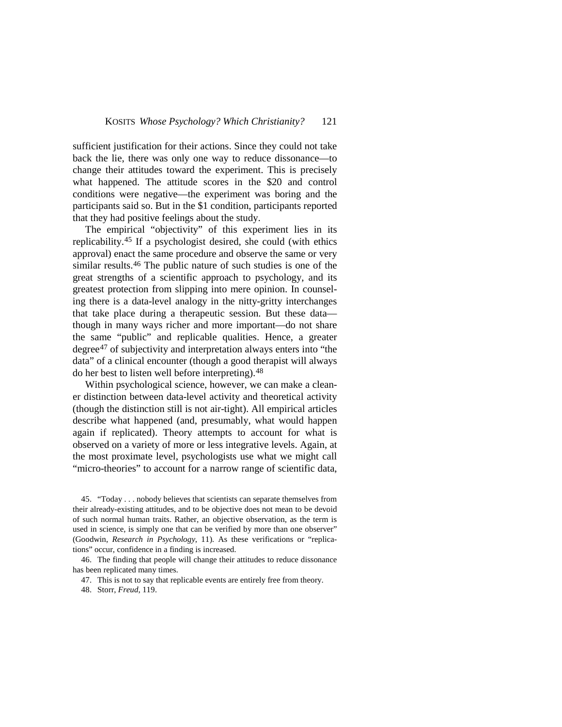sufficient justification for their actions. Since they could not take back the lie, there was only one way to reduce dissonance—to change their attitudes toward the experiment. This is precisely what happened. The attitude scores in the $20 and control conditions were negative—the experiment was boring and the participants said so. But in the $1 condition, participants reported that they had positive feelings about the study.

The empirical "objectivity" of this experiment lies in its replicability.[45] If a psychologist desired, she could (with ethics approval) enact the same procedure and observe the same or very similar results.[46] The public nature of such studies is one of the great strengths of a scientific approach to psychology, and its greatest protection from slipping into mere opinion. In counseling there is a data-level analogy in the nitty-gritty interchanges that take place during a therapeutic session. But these data—though in many ways richer and more important—do not share the same "public" and replicable qualities. Hence, a greater degree[47] of subjectivity and interpretation always enters into "the data" of a clinical encounter (though a good therapist will always do her best to listen well before interpreting).[48]

Within psychological science, however, we can make a cleaner distinction between data-level activity and theoretical activity (though the distinction still is not air-tight). All empirical articles describe what happened (and, presumably, what would happen again if replicated). Theory attempts to account for what is observed on a variety of more or less integrative levels. Again, at the most proximate level, psychologists use what we might call "micro-theories" to account for a narrow range of scientific data,

45. "Today . . . nobody believes that scientists can separate themselves from their already-existing attitudes, and to be objective does not mean to be devoid of such normal human traits. Rather, an objective observation, as the term is used in science, is simply one that can be verified by more than one observer" (Goodwin, *Research in Psychology*, 11). As these verifications or "replications" occur, confidence in a finding is increased.

46. The finding that people will change their attitudes to reduce dissonance has been replicated many times.

47. This is not to say that replicable events are entirely free from theory.

48. Storr, *Freud*, 119.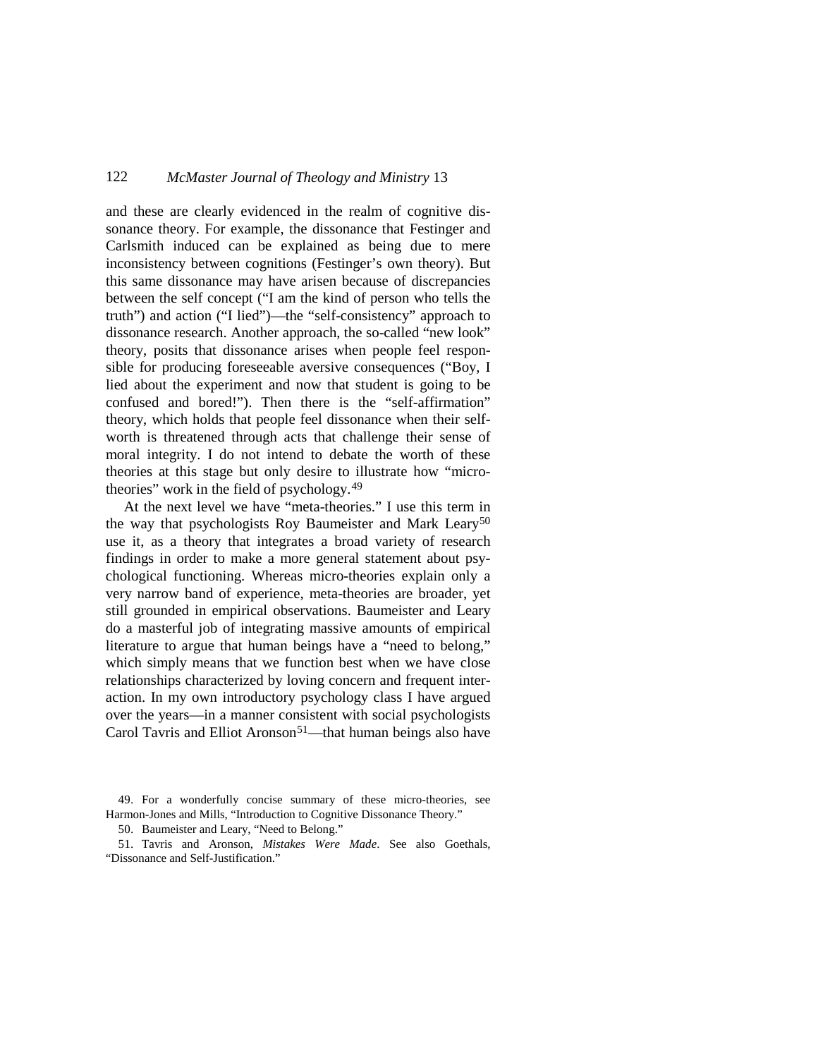and these are clearly evidenced in the realm of cognitive dissonance theory. For example, the dissonance that Festinger and Carlsmith induced can be explained as being due to mere inconsistency between cognitions (Festinger's own theory). But this same dissonance may have arisen because of discrepancies between the self concept ("I am the kind of person who tells the truth") and action ("I lied")—the "self-consistency" approach to dissonance research. Another approach, the so-called "new look" theory, posits that dissonance arises when people feel responsible for producing foreseeable aversive consequences ("Boy, I lied about the experiment and now that student is going to be confused and bored!"). Then there is the "self-affirmation" theory, which holds that people feel dissonance when their self-worth is threatened through acts that challenge their sense of moral integrity. I do not intend to debate the worth of these theories at this stage but only desire to illustrate how "micro-theories" work in the field of psychology.[49]

At the next level we have "meta-theories." I use this term in the way that psychologists Roy Baumeister and Mark Leary[50] use it, as a theory that integrates a broad variety of research findings in order to make a more general statement about psychological functioning. Whereas micro-theories explain only a very narrow band of experience, meta-theories are broader, yet still grounded in empirical observations. Baumeister and Leary do a masterful job of integrating massive amounts of empirical literature to argue that human beings have a "need to belong," which simply means that we function best when we have close relationships characterized by loving concern and frequent interaction. In my own introductory psychology class I have argued over the years—in a manner consistent with social psychologists Carol Tavris and Elliot Aronson[51]—that human beings also have

49. For a wonderfully concise summary of these micro-theories, see Harmon-Jones and Mills, "Introduction to Cognitive Dissonance Theory."

50. Baumeister and Leary, "Need to Belong."

51. Tavris and Aronson, *Mistakes Were Made*. See also Goethals, "Dissonance and Self-Justification."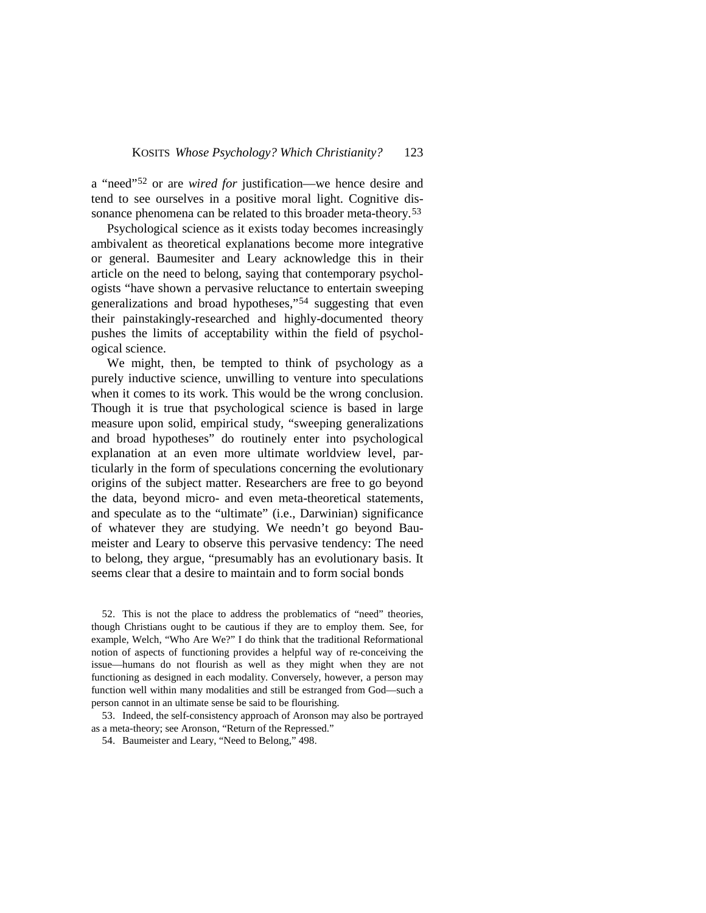a “need”[52] or are *wired for* justification—we hence desire and tend to see ourselves in a positive moral light. Cognitive dissonance phenomena can be related to this broader meta-theory.[53]

Psychological science as it exists today becomes increasingly ambivalent as theoretical explanations become more integrative or general. Baumesiter and Leary acknowledge this in their article on the need to belong, saying that contemporary psychologists “have shown a pervasive reluctance to entertain sweeping generalizations and broad hypotheses,”[54] suggesting that even their painstakingly-researched and highly-documented theory pushes the limits of acceptability within the field of psychological science.

We might, then, be tempted to think of psychology as a purely inductive science, unwilling to venture into speculations when it comes to its work. This would be the wrong conclusion. Though it is true that psychological science is based in large measure upon solid, empirical study, “sweeping generalizations and broad hypotheses” do routinely enter into psychological explanation at an even more ultimate worldview level, particularly in the form of speculations concerning the evolutionary origins of the subject matter. Researchers are free to go beyond the data, beyond micro- and even meta-theoretical statements, and speculate as to the “ultimate” (i.e., Darwinian) significance of whatever they are studying. We needn’t go beyond Baumeister and Leary to observe this pervasive tendency: The need to belong, they argue, “presumably has an evolutionary basis. It seems clear that a desire to maintain and to form social bonds

52. This is not the place to address the problematics of “need” theories, though Christians ought to be cautious if they are to employ them. See, for example, Welch, “Who Are We?” I do think that the traditional Reformational notion of aspects of functioning provides a helpful way of re-conceiving the issue—humans do not flourish as well as they might when they are not functioning as designed in each modality. Conversely, however, a person may function well within many modalities and still be estranged from God—such a person cannot in an ultimate sense be said to be flourishing.

53. Indeed, the self-consistency approach of Aronson may also be portrayed as a meta-theory; see Aronson, “Return of the Repressed.”

54. Baumeister and Leary, “Need to Belong,” 498.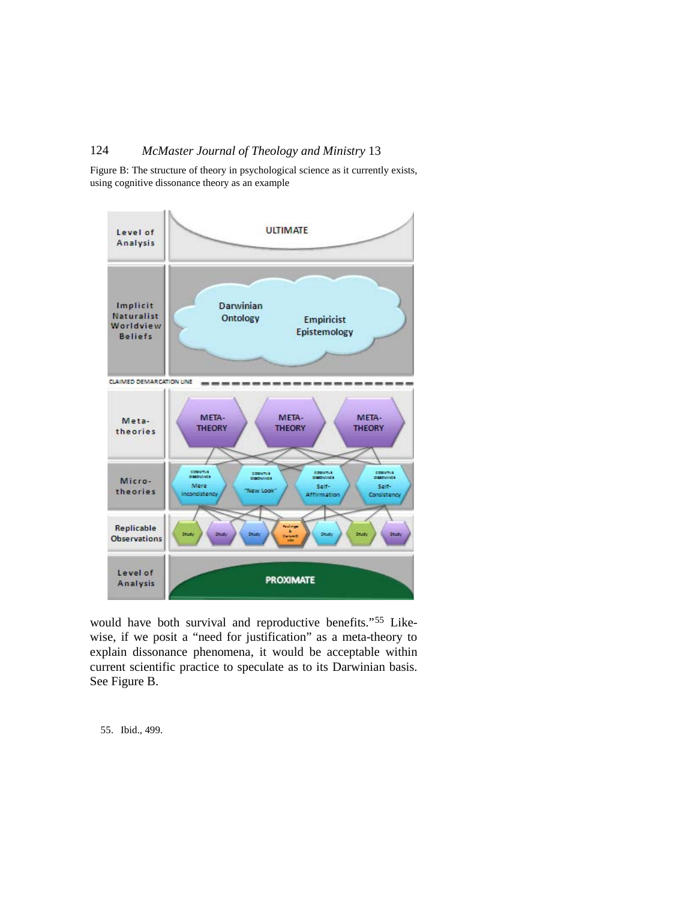Figure B: The structure of theory in psychological science as it currently exists, using cognitive dissonance theory as an example

would have both survival and reproductive benefits."[55] Likewise, if we posit a "need for justification" as a meta-theory to explain dissonance phenomena, it would be acceptable within current scientific practice to speculate as to its Darwinian basis. See Figure B.

55. Ibid., 499.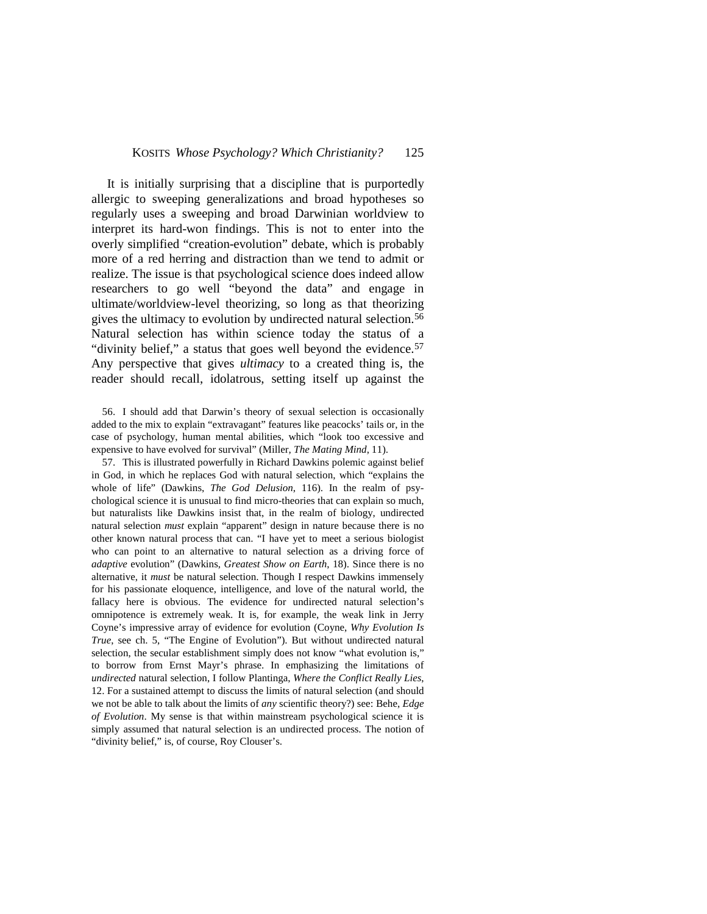It is initially surprising that a discipline that is purportedly allergic to sweeping generalizations and broad hypotheses so regularly uses a sweeping and broad Darwinian worldview to interpret its hard-won findings. This is not to enter into the overly simplified "creation-evolution" debate, which is probably more of a red herring and distraction than we tend to admit or realize. The issue is that psychological science does indeed allow researchers to go well "beyond the data" and engage in ultimate/worldview-level theorizing, so long as that theorizing gives the ultimacy to evolution by undirected natural selection.[56] Natural selection has within science today the status of a "divinity belief," a status that goes well beyond the evidence.[57] Any perspective that gives *ultimacy* to a created thing is, the reader should recall, idolatrous, setting itself up against the

56. I should add that Darwin's theory of sexual selection is occasionally added to the mix to explain "extravagant" features like peacocks' tails or, in the case of psychology, human mental abilities, which "look too excessive and expensive to have evolved for survival" (Miller, *The Mating Mind*, 11).

57. This is illustrated powerfully in Richard Dawkins polemic against belief in God, in which he replaces God with natural selection, which "explains the whole of life" (Dawkins, *The God Delusion*, 116). In the realm of psychological science it is unusual to find micro-theories that can explain so much, but naturalists like Dawkins insist that, in the realm of biology, undirected natural selection *must* explain "apparent" design in nature because there is no other known natural process that can. "I have yet to meet a serious biologist who can point to an alternative to natural selection as a driving force of *adaptive* evolution" (Dawkins, *Greatest Show on Earth*, 18). Since there is no alternative, it *must* be natural selection. Though I respect Dawkins immensely for his passionate eloquence, intelligence, and love of the natural world, the fallacy here is obvious. The evidence for undirected natural selection's omnipotence is extremely weak. It is, for example, the weak link in Jerry Coyne's impressive array of evidence for evolution (Coyne, *Why Evolution Is True*, see ch. 5, "The Engine of Evolution"). But without undirected natural selection, the secular establishment simply does not know "what evolution is," to borrow from Ernst Mayr's phrase. In emphasizing the limitations of *undirected* natural selection, I follow Plantinga, *Where the Conflict Really Lies*, 12. For a sustained attempt to discuss the limits of natural selection (and should we not be able to talk about the limits of *any* scientific theory?) see: Behe, *Edge of Evolution*. My sense is that within mainstream psychological science it is simply assumed that natural selection is an undirected process. The notion of "divinity belief," is, of course, Roy Clouser's.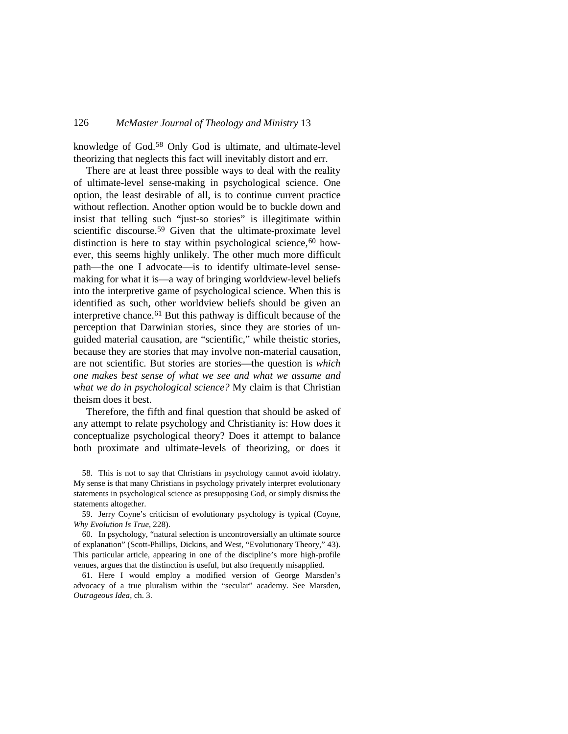knowledge of God.[58] Only God is ultimate, and ultimate-level theorizing that neglects this fact will inevitably distort and err.

There are at least three possible ways to deal with the reality of ultimate-level sense-making in psychological science. One option, the least desirable of all, is to continue current practice without reflection. Another option would be to buckle down and insist that telling such "just-so stories" is illegitimate within scientific discourse.[59] Given that the ultimate-proximate level distinction is here to stay within psychological science,[60] however, this seems highly unlikely. The other much more difficult path—the one I advocate—is to identify ultimate-level sense-making for what it is—a way of bringing worldview-level beliefs into the interpretive game of psychological science. When this is identified as such, other worldview beliefs should be given an interpretive chance.[61] But this pathway is difficult because of the perception that Darwinian stories, since they are stories of unguided material causation, are "scientific," while theistic stories, because they are stories that may involve non-material causation, are not scientific. But stories are stories—the question is *which one makes best sense of what we see and what we assume and what we do in psychological science?* My claim is that Christian theism does it best.

Therefore, the fifth and final question that should be asked of any attempt to relate psychology and Christianity is: How does it conceptualize psychological theory? Does it attempt to balance both proximate and ultimate-levels of theorizing, or does it

58. This is not to say that Christians in psychology cannot avoid idolatry. My sense is that many Christians in psychology privately interpret evolutionary statements in psychological science as presupposing God, or simply dismiss the statements altogether.

59. Jerry Coyne's criticism of evolutionary psychology is typical (Coyne, *Why Evolution Is True*, 228).

60. In psychology, "natural selection is uncontroversially an ultimate source of explanation" (Scott-Phillips, Dickins, and West, "Evolutionary Theory," 43). This particular article, appearing in one of the discipline's more high-profile venues, argues that the distinction is useful, but also frequently misapplied.

61. Here I would employ a modified version of George Marsden's advocacy of a true pluralism within the "secular" academy. See Marsden, *Outrageous Idea*, ch. 3.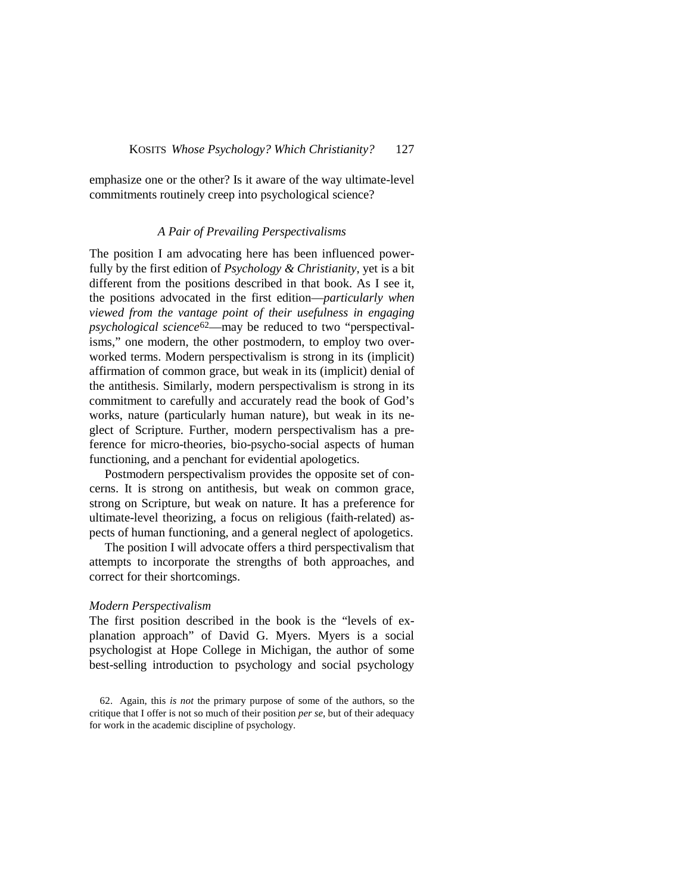emphasize one or the other? Is it aware of the way ultimate-level commitments routinely creep into psychological science?

### *A Pair of Prevailing Perspectivalisms*

The position I am advocating here has been influenced powerfully by the first edition of *Psychology & Christianity*, yet is a bit different from the positions described in that book. As I see it, the positions advocated in the first edition—*particularly when viewed from the vantage point of their usefulness in engaging psychological science*[62]—may be reduced to two "perspectivalisms," one modern, the other postmodern, to employ two overworked terms. Modern perspectivalism is strong in its (implicit) affirmation of common grace, but weak in its (implicit) denial of the antithesis. Similarly, modern perspectivalism is strong in its commitment to carefully and accurately read the book of God's works, nature (particularly human nature), but weak in its neglect of Scripture. Further, modern perspectivalism has a preference for micro-theories, bio-psycho-social aspects of human functioning, and a penchant for evidential apologetics.

Postmodern perspectivalism provides the opposite set of concerns. It is strong on antithesis, but weak on common grace, strong on Scripture, but weak on nature. It has a preference for ultimate-level theorizing, a focus on religious (faith-related) aspects of human functioning, and a general neglect of apologetics.

The position I will advocate offers a third perspectivalism that attempts to incorporate the strengths of both approaches, and correct for their shortcomings.

#### *Modern Perspectivalism*

The first position described in the book is the "levels of explanation approach" of David G. Myers. Myers is a social psychologist at Hope College in Michigan, the author of some best-selling introduction to psychology and social psychology

62. Again, this *is not* the primary purpose of some of the authors, so the critique that I offer is not so much of their position *per se*, but of their adequacy for work in the academic discipline of psychology.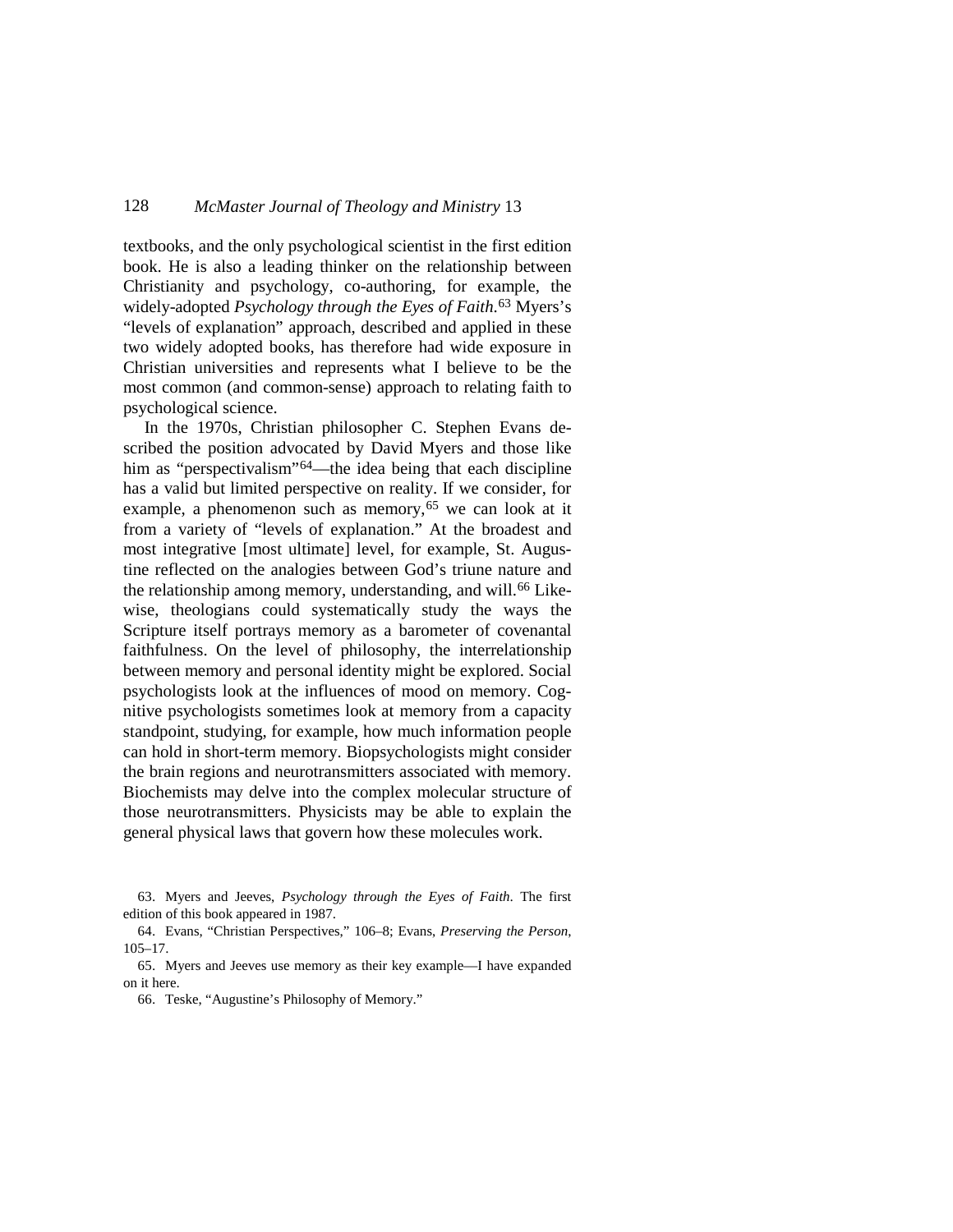textbooks, and the only psychological scientist in the first edition book. He is also a leading thinker on the relationship between Christianity and psychology, co-authoring, for example, the widely-adopted *Psychology through the Eyes of Faith.*[63] Myers's "levels of explanation" approach, described and applied in these two widely adopted books, has therefore had wide exposure in Christian universities and represents what I believe to be the most common (and common-sense) approach to relating faith to psychological science.

In the 1970s, Christian philosopher C. Stephen Evans described the position advocated by David Myers and those like him as "perspectivalism"[64]—the idea being that each discipline has a valid but limited perspective on reality. If we consider, for example, a phenomenon such as memory,[65] we can look at it from a variety of "levels of explanation." At the broadest and most integrative [most ultimate] level, for example, St. Augustine reflected on the analogies between God's triune nature and the relationship among memory, understanding, and will.[66] Likewise, theologians could systematically study the ways the Scripture itself portrays memory as a barometer of covenantal faithfulness. On the level of philosophy, the interrelationship between memory and personal identity might be explored. Social psychologists look at the influences of mood on memory. Cognitive psychologists sometimes look at memory from a capacity standpoint, studying, for example, how much information people can hold in short-term memory. Biopsychologists might consider the brain regions and neurotransmitters associated with memory. Biochemists may delve into the complex molecular structure of those neurotransmitters. Physicists may be able to explain the general physical laws that govern how these molecules work.

63. Myers and Jeeves, *Psychology through the Eyes of Faith*. The first edition of this book appeared in 1987.

64. Evans, "Christian Perspectives," 106–8; Evans, *Preserving the Person*, 105–17.

65. Myers and Jeeves use memory as their key example—I have expanded on it here.

66. Teske, "Augustine's Philosophy of Memory."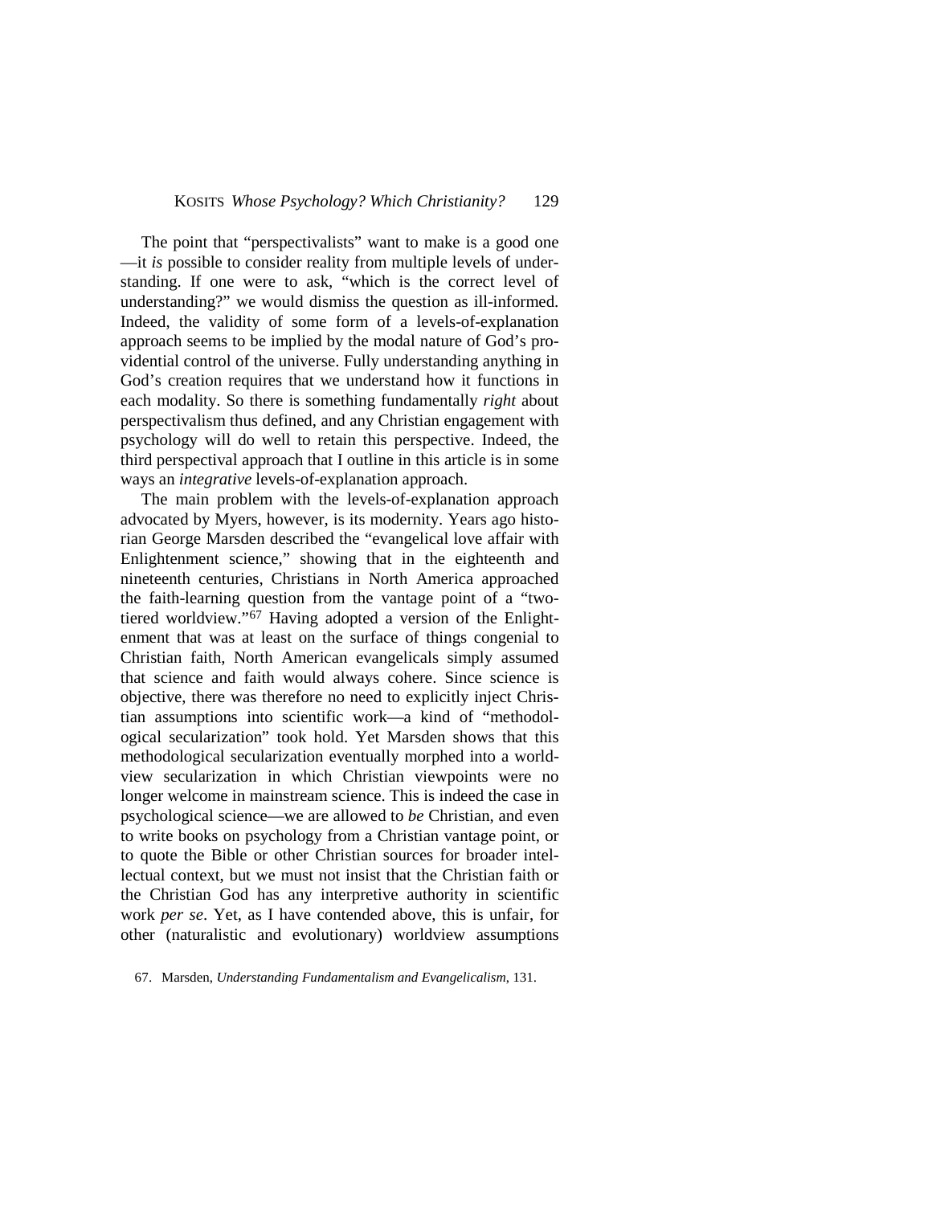The point that "perspectivalists" want to make is a good one—it *is* possible to consider reality from multiple levels of understanding. If one were to ask, "which is the correct level of understanding?" we would dismiss the question as ill-informed. Indeed, the validity of some form of a levels-of-explanation approach seems to be implied by the modal nature of God's providential control of the universe. Fully understanding anything in God's creation requires that we understand how it functions in each modality. So there is something fundamentally *right* about perspectivalism thus defined, and any Christian engagement with psychology will do well to retain this perspective. Indeed, the third perspectival approach that I outline in this article is in some ways an *integrative* levels-of-explanation approach.

The main problem with the levels-of-explanation approach advocated by Myers, however, is its modernity. Years ago historian George Marsden described the "evangelical love affair with Enlightenment science," showing that in the eighteenth and nineteenth centuries, Christians in North America approached the faith-learning question from the vantage point of a "two-tiered worldview."[67] Having adopted a version of the Enlightenment that was at least on the surface of things congenial to Christian faith, North American evangelicals simply assumed that science and faith would always cohere. Since science is objective, there was therefore no need to explicitly inject Christian assumptions into scientific work—a kind of "methodological secularization" took hold. Yet Marsden shows that this methodological secularization eventually morphed into a worldview secularization in which Christian viewpoints were no longer welcome in mainstream science. This is indeed the case in psychological science—we are allowed to *be* Christian, and even to write books on psychology from a Christian vantage point, or to quote the Bible or other Christian sources for broader intellectual context, but we must not insist that the Christian faith or the Christian God has any interpretive authority in scientific work *per se*. Yet, as I have contended above, this is unfair, for other (naturalistic and evolutionary) worldview assumptions

67. Marsden, *Understanding Fundamentalism and Evangelicalism*, 131.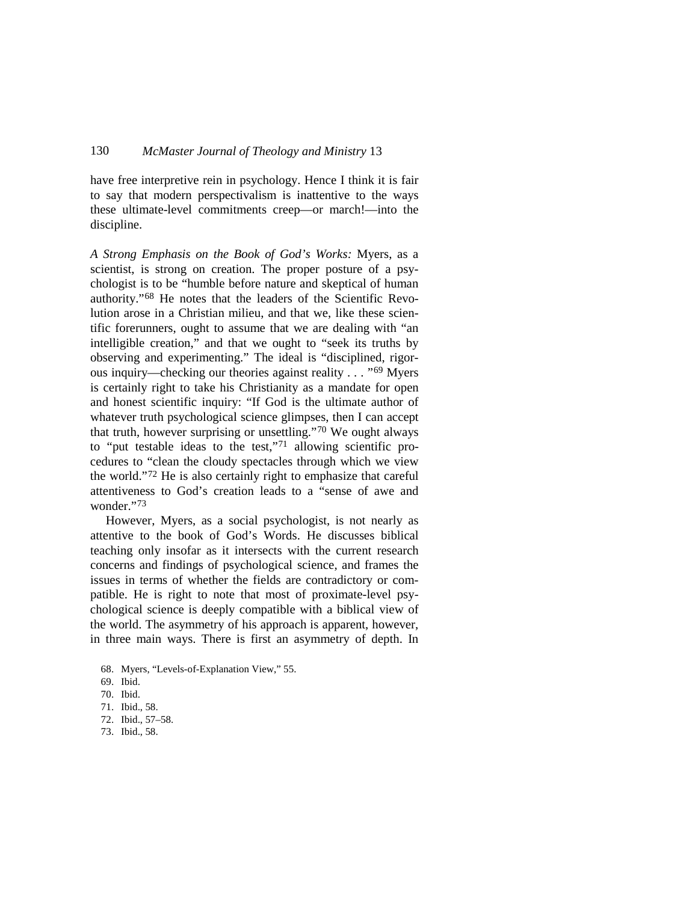have free interpretive rein in psychology. Hence I think it is fair to say that modern perspectivalism is inattentive to the ways these ultimate-level commitments creep—or march!—into the discipline.

*A Strong Emphasis on the Book of God's Works:* Myers, as a scientist, is strong on creation. The proper posture of a psychologist is to be "humble before nature and skeptical of human authority."[68] He notes that the leaders of the Scientific Revolution arose in a Christian milieu, and that we, like these scientific forerunners, ought to assume that we are dealing with "an intelligible creation," and that we ought to "seek its truths by observing and experimenting." The ideal is "disciplined, rigorous inquiry—checking our theories against reality . . . "[69] Myers is certainly right to take his Christianity as a mandate for open and honest scientific inquiry: "If God is the ultimate author of whatever truth psychological science glimpses, then I can accept that truth, however surprising or unsettling."[70] We ought always to "put testable ideas to the test,"[71] allowing scientific procedures to "clean the cloudy spectacles through which we view the world."[72] He is also certainly right to emphasize that careful attentiveness to God's creation leads to a "sense of awe and wonder."[73]

However, Myers, as a social psychologist, is not nearly as attentive to the book of God's Words. He discusses biblical teaching only insofar as it intersects with the current research concerns and findings of psychological science, and frames the issues in terms of whether the fields are contradictory or compatible. He is right to note that most of proximate-level psychological science is deeply compatible with a biblical view of the world. The asymmetry of his approach is apparent, however, in three main ways. There is first an asymmetry of depth. In

68. Myers, "Levels-of-Explanation View," 55.
69. Ibid.
70. Ibid.
71. Ibid., 58.
72. Ibid., 57–58.
73. Ibid., 58.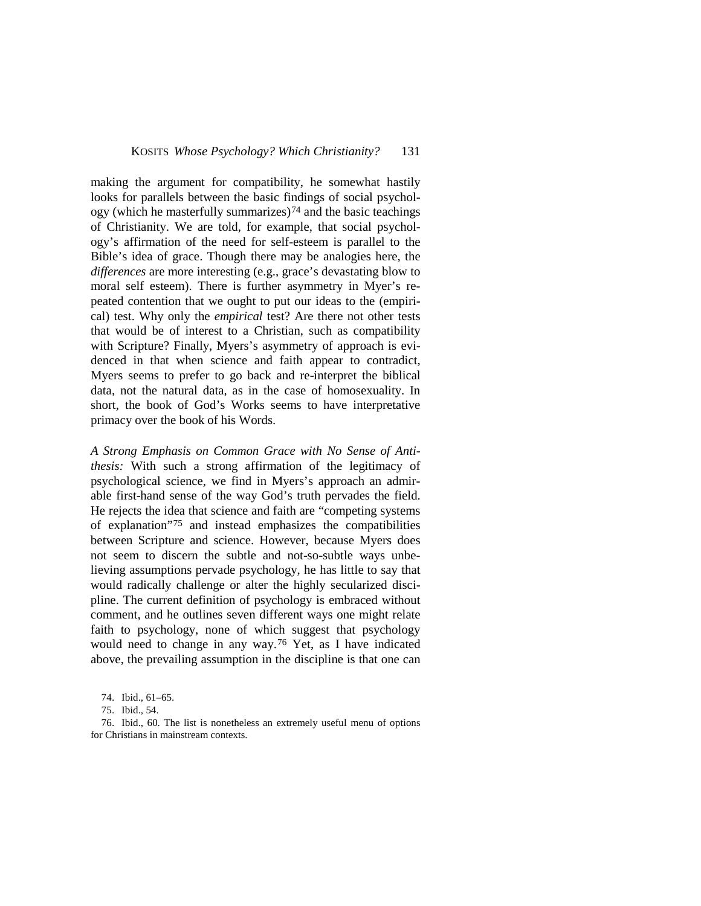making the argument for compatibility, he somewhat hastily looks for parallels between the basic findings of social psychology (which he masterfully summarizes)[74] and the basic teachings of Christianity. We are told, for example, that social psychology's affirmation of the need for self-esteem is parallel to the Bible's idea of grace. Though there may be analogies here, the *differences* are more interesting (e.g., grace's devastating blow to moral self esteem). There is further asymmetry in Myer's repeated contention that we ought to put our ideas to the (empirical) test. Why only the *empirical* test? Are there not other tests that would be of interest to a Christian, such as compatibility with Scripture? Finally, Myers's asymmetry of approach is evidenced in that when science and faith appear to contradict, Myers seems to prefer to go back and re-interpret the biblical data, not the natural data, as in the case of homosexuality. In short, the book of God's Works seems to have interpretative primacy over the book of his Words.

*A Strong Emphasis on Common Grace with No Sense of Antithesis:* With such a strong affirmation of the legitimacy of psychological science, we find in Myers's approach an admirable first-hand sense of the way God's truth pervades the field. He rejects the idea that science and faith are "competing systems of explanation"[75] and instead emphasizes the compatibilities between Scripture and science. However, because Myers does not seem to discern the subtle and not-so-subtle ways unbelieving assumptions pervade psychology, he has little to say that would radically challenge or alter the highly secularized discipline. The current definition of psychology is embraced without comment, and he outlines seven different ways one might relate faith to psychology, none of which suggest that psychology would need to change in any way.[76] Yet, as I have indicated above, the prevailing assumption in the discipline is that one can

74. Ibid., 61–65.

75. Ibid., 54.

76. Ibid., 60. The list is nonetheless an extremely useful menu of options for Christians in mainstream contexts.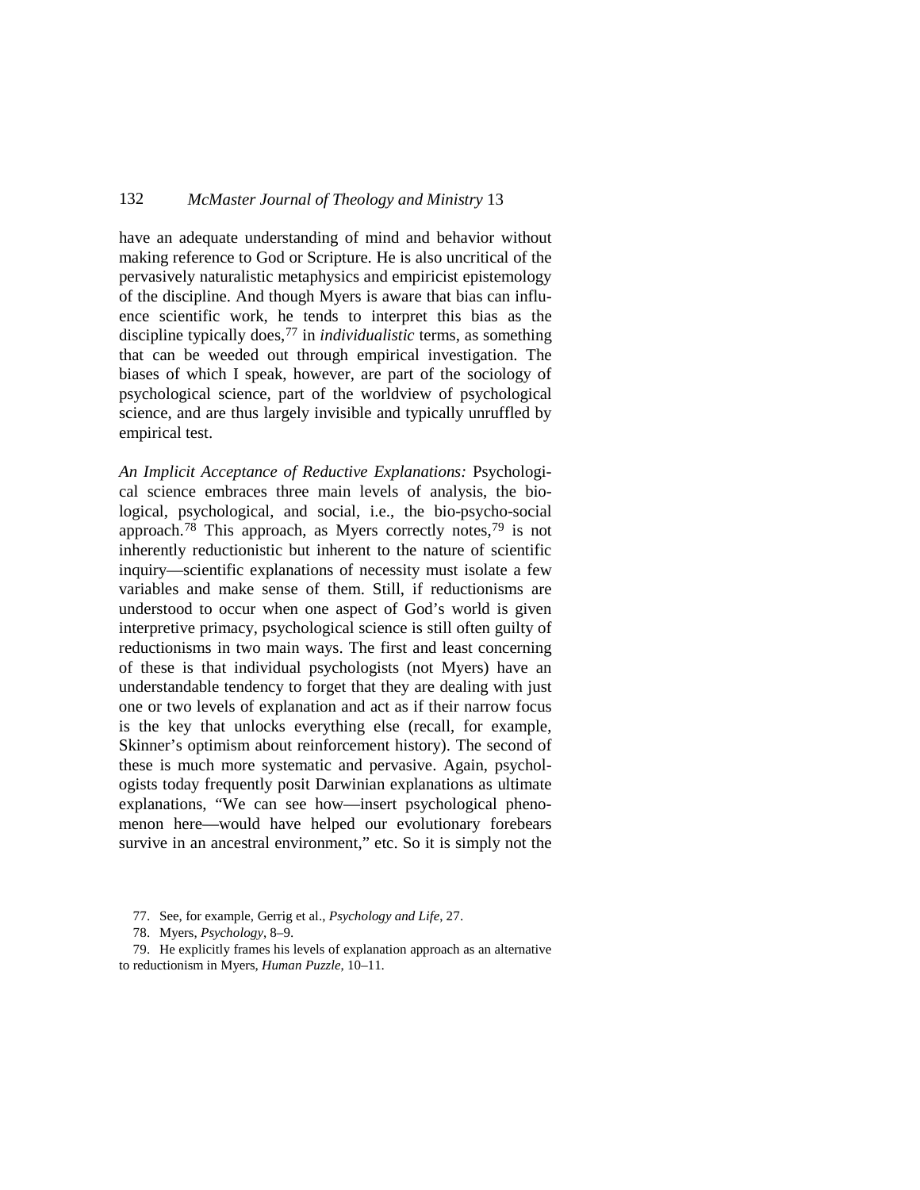have an adequate understanding of mind and behavior without making reference to God or Scripture. He is also uncritical of the pervasively naturalistic metaphysics and empiricist epistemology of the discipline. And though Myers is aware that bias can influence scientific work, he tends to interpret this bias as the discipline typically does,[77] in *individualistic* terms, as something that can be weeded out through empirical investigation. The biases of which I speak, however, are part of the sociology of psychological science, part of the worldview of psychological science, and are thus largely invisible and typically unruffled by empirical test.

*An Implicit Acceptance of Reductive Explanations:* Psychological science embraces three main levels of analysis, the biological, psychological, and social, i.e., the bio-psycho-social approach.[78] This approach, as Myers correctly notes,[79] is not inherently reductionistic but inherent to the nature of scientific inquiry—scientific explanations of necessity must isolate a few variables and make sense of them. Still, if reductionisms are understood to occur when one aspect of God's world is given interpretive primacy, psychological science is still often guilty of reductionisms in two main ways. The first and least concerning of these is that individual psychologists (not Myers) have an understandable tendency to forget that they are dealing with just one or two levels of explanation and act as if their narrow focus is the key that unlocks everything else (recall, for example, Skinner's optimism about reinforcement history). The second of these is much more systematic and pervasive. Again, psychologists today frequently posit Darwinian explanations as ultimate explanations, "We can see how—insert psychological phenomenon here—would have helped our evolutionary forebears survive in an ancestral environment," etc. So it is simply not the

77. See, for example, Gerrig et al., *Psychology and Life*, 27.

78. Myers, *Psychology*, 8–9.

79. He explicitly frames his levels of explanation approach as an alternative to reductionism in Myers, *Human Puzzle*, 10–11.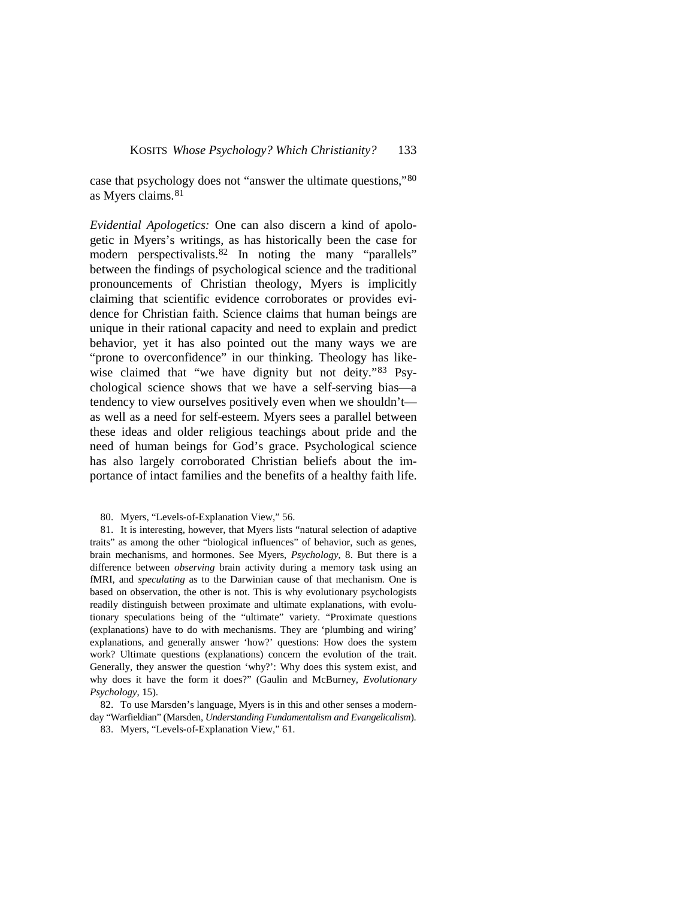case that psychology does not "answer the ultimate questions,"[80] as Myers claims.[81]

*Evidential Apologetics:* One can also discern a kind of apologetic in Myers's writings, as has historically been the case for modern perspectivalists.[82] In noting the many "parallels" between the findings of psychological science and the traditional pronouncements of Christian theology, Myers is implicitly claiming that scientific evidence corroborates or provides evidence for Christian faith. Science claims that human beings are unique in their rational capacity and need to explain and predict behavior, yet it has also pointed out the many ways we are "prone to overconfidence" in our thinking. Theology has likewise claimed that "we have dignity but not deity."[83] Psychological science shows that we have a self-serving bias—a tendency to view ourselves positively even when we shouldn't—as well as a need for self-esteem. Myers sees a parallel between these ideas and older religious teachings about pride and the need of human beings for God's grace. Psychological science has also largely corroborated Christian beliefs about the importance of intact families and the benefits of a healthy faith life.

80. Myers, "Levels-of-Explanation View," 56.

81. It is interesting, however, that Myers lists "natural selection of adaptive traits" as among the other "biological influences" of behavior, such as genes, brain mechanisms, and hormones. See Myers, *Psychology*, 8. But there is a difference between *observing* brain activity during a memory task using an fMRI, and *speculating* as to the Darwinian cause of that mechanism. One is based on observation, the other is not. This is why evolutionary psychologists readily distinguish between proximate and ultimate explanations, with evolutionary speculations being of the "ultimate" variety. "Proximate questions (explanations) have to do with mechanisms. They are 'plumbing and wiring' explanations, and generally answer 'how?' questions: How does the system work? Ultimate questions (explanations) concern the evolution of the trait. Generally, they answer the question 'why?': Why does this system exist, and why does it have the form it does?" (Gaulin and McBurney, *Evolutionary Psychology*, 15).

82. To use Marsden's language, Myers is in this and other senses a modern-day "Warfieldian" (Marsden, *Understanding Fundamentalism and Evangelicalism*).

83. Myers, "Levels-of-Explanation View," 61.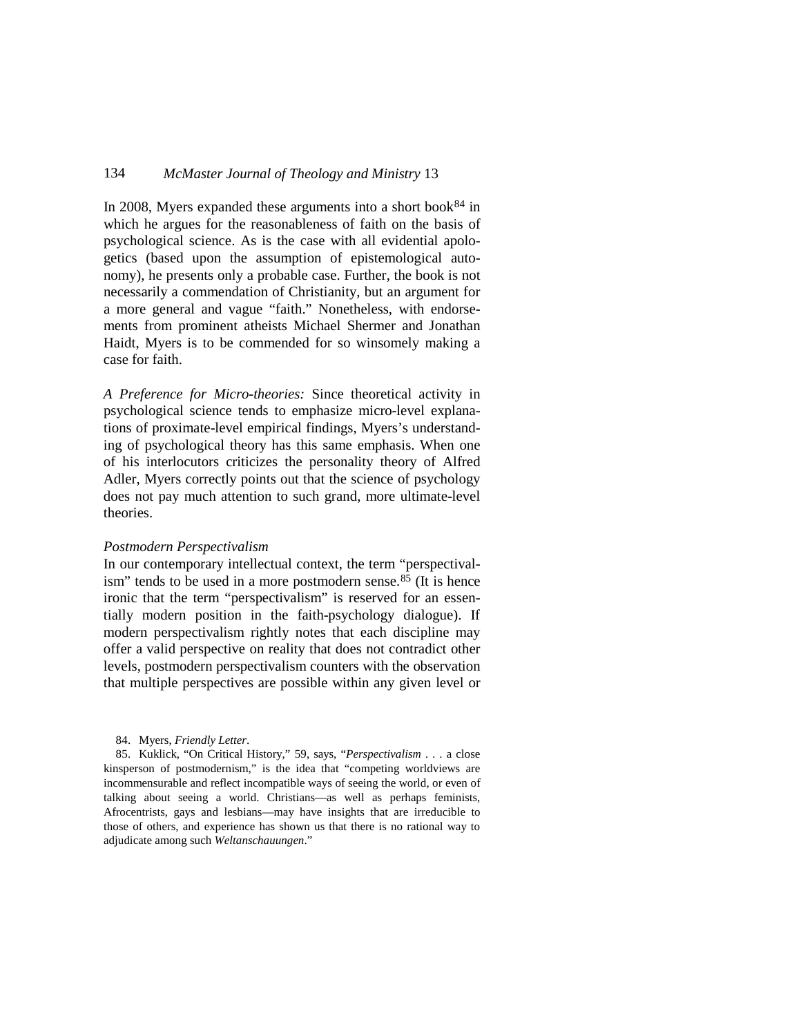In 2008, Myers expanded these arguments into a short book[84] in which he argues for the reasonableness of faith on the basis of psychological science. As is the case with all evidential apologetics (based upon the assumption of epistemological autonomy), he presents only a probable case. Further, the book is not necessarily a commendation of Christianity, but an argument for a more general and vague "faith." Nonetheless, with endorsements from prominent atheists Michael Shermer and Jonathan Haidt, Myers is to be commended for so winsomely making a case for faith.

*A Preference for Micro-theories:* Since theoretical activity in psychological science tends to emphasize micro-level explanations of proximate-level empirical findings, Myers's understanding of psychological theory has this same emphasis. When one of his interlocutors criticizes the personality theory of Alfred Adler, Myers correctly points out that the science of psychology does not pay much attention to such grand, more ultimate-level theories.

### *Postmodern Perspectivalism*

In our contemporary intellectual context, the term "perspectivalism" tends to be used in a more postmodern sense.[85] (It is hence ironic that the term "perspectivalism" is reserved for an essentially modern position in the faith-psychology dialogue). If modern perspectivalism rightly notes that each discipline may offer a valid perspective on reality that does not contradict other levels, postmodern perspectivalism counters with the observation that multiple perspectives are possible within any given level or

84. Myers, *Friendly Letter*.

85. Kuklick, "On Critical History," 59, says, "*Perspectivalism* . . . a close kinsperson of postmodernism," is the idea that "competing worldviews are incommensurable and reflect incompatible ways of seeing the world, or even of talking about seeing a world. Christians—as well as perhaps feminists, Afrocentrists, gays and lesbians—may have insights that are irreducible to those of others, and experience has shown us that there is no rational way to adjudicate among such *Weltanschauungen*."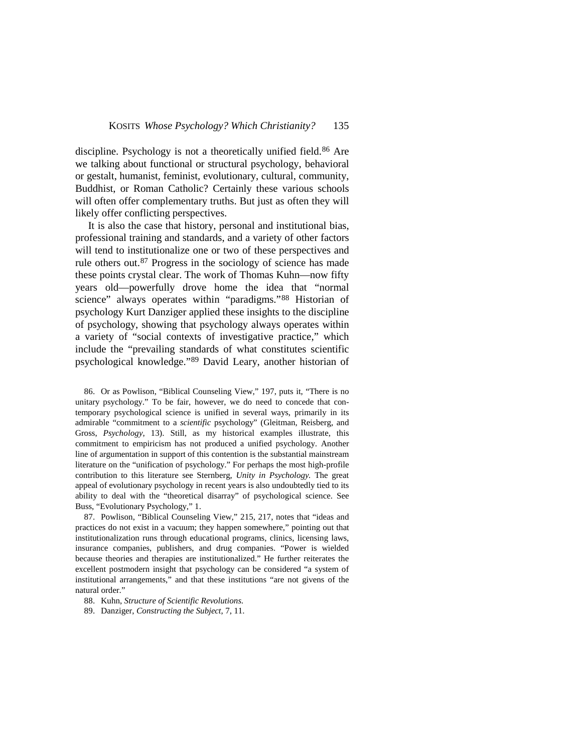discipline. Psychology is not a theoretically unified field.[86] Are we talking about functional or structural psychology, behavioral or gestalt, humanist, feminist, evolutionary, cultural, community, Buddhist, or Roman Catholic? Certainly these various schools will often offer complementary truths. But just as often they will likely offer conflicting perspectives.

It is also the case that history, personal and institutional bias, professional training and standards, and a variety of other factors will tend to institutionalize one or two of these perspectives and rule others out.[87] Progress in the sociology of science has made these points crystal clear. The work of Thomas Kuhn—now fifty years old—powerfully drove home the idea that "normal science" always operates within "paradigms."[88] Historian of psychology Kurt Danziger applied these insights to the discipline of psychology, showing that psychology always operates within a variety of "social contexts of investigative practice," which include the "prevailing standards of what constitutes scientific psychological knowledge."[89] David Leary, another historian of

86. Or as Powlison, "Biblical Counseling View," 197, puts it, "There is no unitary psychology." To be fair, however, we do need to concede that contemporary psychological science is unified in several ways, primarily in its admirable "commitment to a *scientific* psychology" (Gleitman, Reisberg, and Gross, *Psychology*, 13). Still, as my historical examples illustrate, this commitment to empiricism has not produced a unified psychology. Another line of argumentation in support of this contention is the substantial mainstream literature on the "unification of psychology." For perhaps the most high-profile contribution to this literature see Sternberg, *Unity in Psychology.* The great appeal of evolutionary psychology in recent years is also undoubtedly tied to its ability to deal with the "theoretical disarray" of psychological science. See Buss, "Evolutionary Psychology," 1.

87. Powlison, "Biblical Counseling View," 215, 217, notes that "ideas and practices do not exist in a vacuum; they happen somewhere," pointing out that institutionalization runs through educational programs, clinics, licensing laws, insurance companies, publishers, and drug companies. "Power is wielded because theories and therapies are institutionalized." He further reiterates the excellent postmodern insight that psychology can be considered "a system of institutional arrangements," and that these institutions "are not givens of the natural order."

88. Kuhn, *Structure of Scientific Revolutions.*

89. Danziger, *Constructing the Subject*, 7, 11.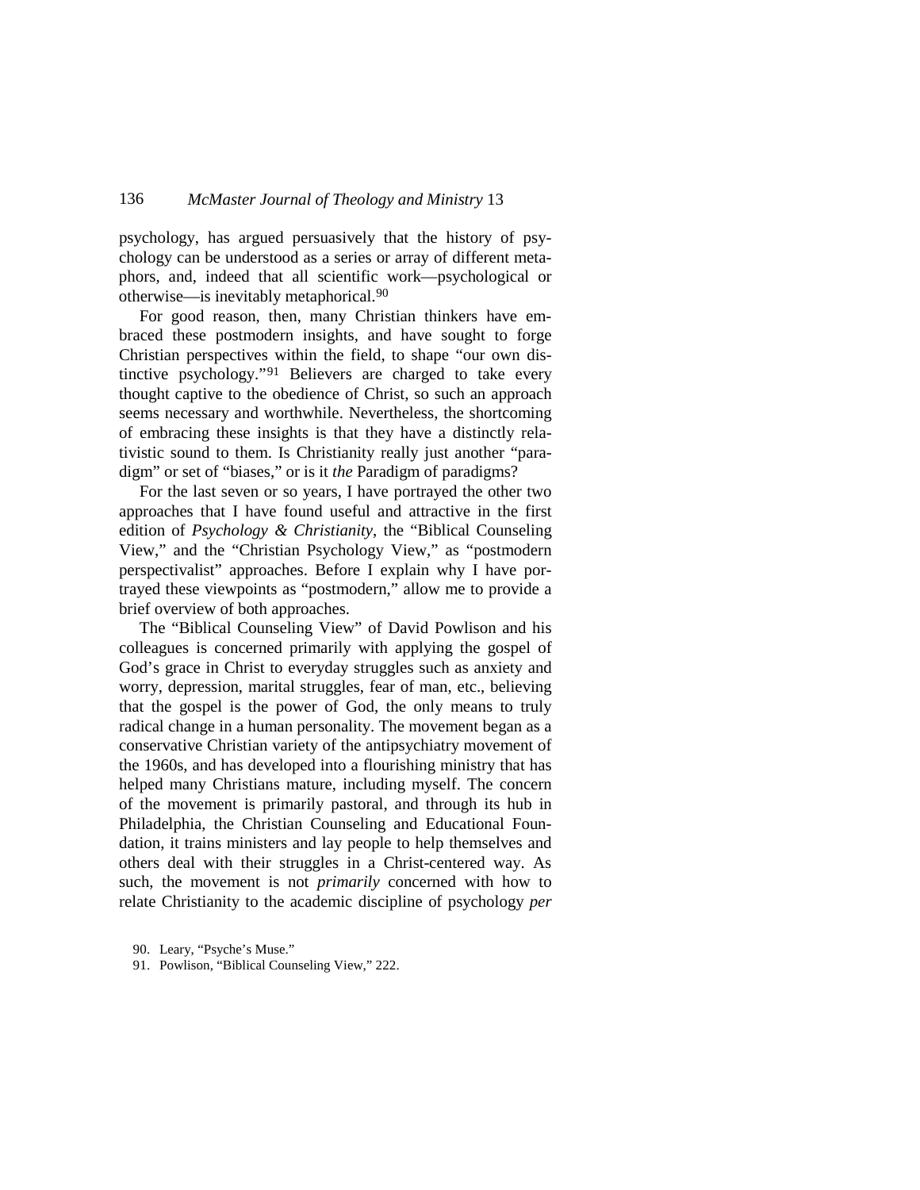psychology, has argued persuasively that the history of psychology can be understood as a series or array of different metaphors, and, indeed that all scientific work—psychological or otherwise—is inevitably metaphorical.[90]

For good reason, then, many Christian thinkers have embraced these postmodern insights, and have sought to forge Christian perspectives within the field, to shape "our own distinctive psychology."[91] Believers are charged to take every thought captive to the obedience of Christ, so such an approach seems necessary and worthwhile. Nevertheless, the shortcoming of embracing these insights is that they have a distinctly relativistic sound to them. Is Christianity really just another "paradigm" or set of "biases," or is it *the* Paradigm of paradigms?

For the last seven or so years, I have portrayed the other two approaches that I have found useful and attractive in the first edition of *Psychology & Christianity*, the "Biblical Counseling View," and the "Christian Psychology View," as "postmodern perspectivalist" approaches. Before I explain why I have portrayed these viewpoints as "postmodern," allow me to provide a brief overview of both approaches.

The "Biblical Counseling View" of David Powlison and his colleagues is concerned primarily with applying the gospel of God's grace in Christ to everyday struggles such as anxiety and worry, depression, marital struggles, fear of man, etc., believing that the gospel is the power of God, the only means to truly radical change in a human personality. The movement began as a conservative Christian variety of the antipsychiatry movement of the 1960s, and has developed into a flourishing ministry that has helped many Christians mature, including myself. The concern of the movement is primarily pastoral, and through its hub in Philadelphia, the Christian Counseling and Educational Foundation, it trains ministers and lay people to help themselves and others deal with their struggles in a Christ-centered way. As such, the movement is not *primarily* concerned with how to relate Christianity to the academic discipline of psychology *per*

90. Leary, "Psyche's Muse."

91. Powlison, "Biblical Counseling View," 222.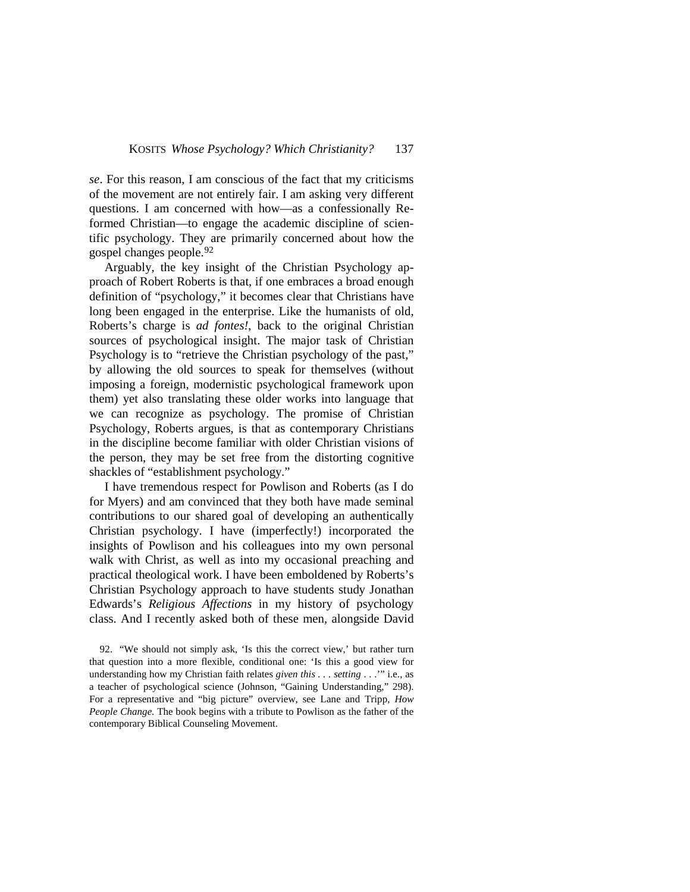*se*. For this reason, I am conscious of the fact that my criticisms of the movement are not entirely fair. I am asking very different questions. I am concerned with how—as a confessionally Reformed Christian—to engage the academic discipline of scientific psychology. They are primarily concerned about how the gospel changes people.[92]

Arguably, the key insight of the Christian Psychology approach of Robert Roberts is that, if one embraces a broad enough definition of "psychology," it becomes clear that Christians have long been engaged in the enterprise. Like the humanists of old, Roberts's charge is *ad fontes!*, back to the original Christian sources of psychological insight. The major task of Christian Psychology is to "retrieve the Christian psychology of the past," by allowing the old sources to speak for themselves (without imposing a foreign, modernistic psychological framework upon them) yet also translating these older works into language that we can recognize as psychology. The promise of Christian Psychology, Roberts argues, is that as contemporary Christians in the discipline become familiar with older Christian visions of the person, they may be set free from the distorting cognitive shackles of "establishment psychology."

I have tremendous respect for Powlison and Roberts (as I do for Myers) and am convinced that they both have made seminal contributions to our shared goal of developing an authentically Christian psychology. I have (imperfectly!) incorporated the insights of Powlison and his colleagues into my own personal walk with Christ, as well as into my occasional preaching and practical theological work. I have been emboldened by Roberts's Christian Psychology approach to have students study Jonathan Edwards's *Religious Affections* in my history of psychology class. And I recently asked both of these men, alongside David

92. "We should not simply ask, 'Is this the correct view,' but rather turn that question into a more flexible, conditional one: 'Is this a good view for understanding how my Christian faith relates *given this . . . setting . . .*'" i.e., as a teacher of psychological science (Johnson, "Gaining Understanding," 298). For a representative and "big picture" overview, see Lane and Tripp, *How People Change.* The book begins with a tribute to Powlison as the father of the contemporary Biblical Counseling Movement.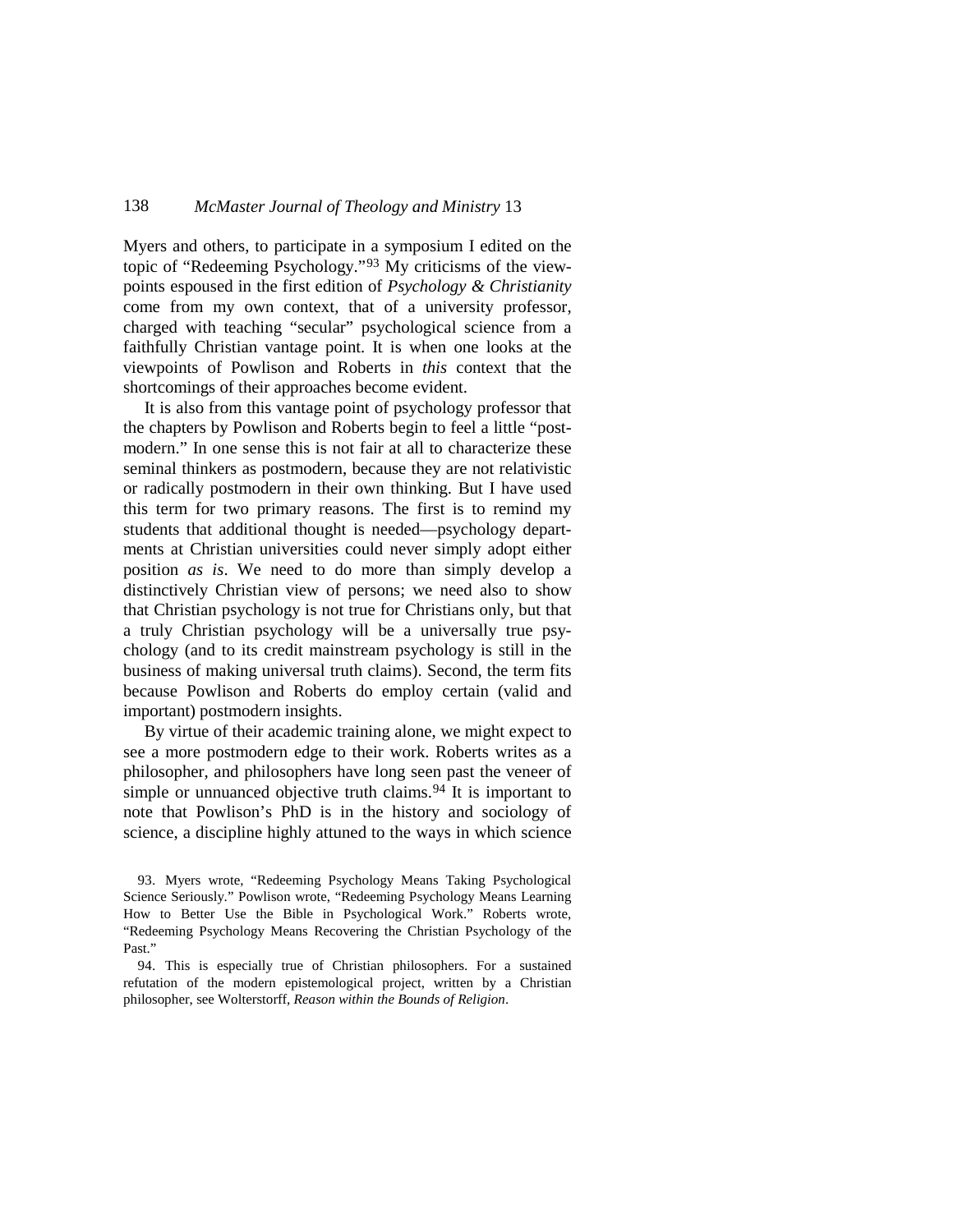Myers and others, to participate in a symposium I edited on the topic of "Redeeming Psychology."[93] My criticisms of the viewpoints espoused in the first edition of *Psychology & Christianity* come from my own context, that of a university professor, charged with teaching "secular" psychological science from a faithfully Christian vantage point. It is when one looks at the viewpoints of Powlison and Roberts in *this* context that the shortcomings of their approaches become evident.

It is also from this vantage point of psychology professor that the chapters by Powlison and Roberts begin to feel a little "postmodern." In one sense this is not fair at all to characterize these seminal thinkers as postmodern, because they are not relativistic or radically postmodern in their own thinking. But I have used this term for two primary reasons. The first is to remind my students that additional thought is needed—psychology departments at Christian universities could never simply adopt either position *as is*. We need to do more than simply develop a distinctively Christian view of persons; we need also to show that Christian psychology is not true for Christians only, but that a truly Christian psychology will be a universally true psychology (and to its credit mainstream psychology is still in the business of making universal truth claims). Second, the term fits because Powlison and Roberts do employ certain (valid and important) postmodern insights.

By virtue of their academic training alone, we might expect to see a more postmodern edge to their work. Roberts writes as a philosopher, and philosophers have long seen past the veneer of simple or unnuanced objective truth claims.[94] It is important to note that Powlison's PhD is in the history and sociology of science, a discipline highly attuned to the ways in which science

93. Myers wrote, "Redeeming Psychology Means Taking Psychological Science Seriously." Powlison wrote, "Redeeming Psychology Means Learning How to Better Use the Bible in Psychological Work." Roberts wrote, "Redeeming Psychology Means Recovering the Christian Psychology of the Past."

94. This is especially true of Christian philosophers. For a sustained refutation of the modern epistemological project, written by a Christian philosopher, see Wolterstorff, *Reason within the Bounds of Religion*.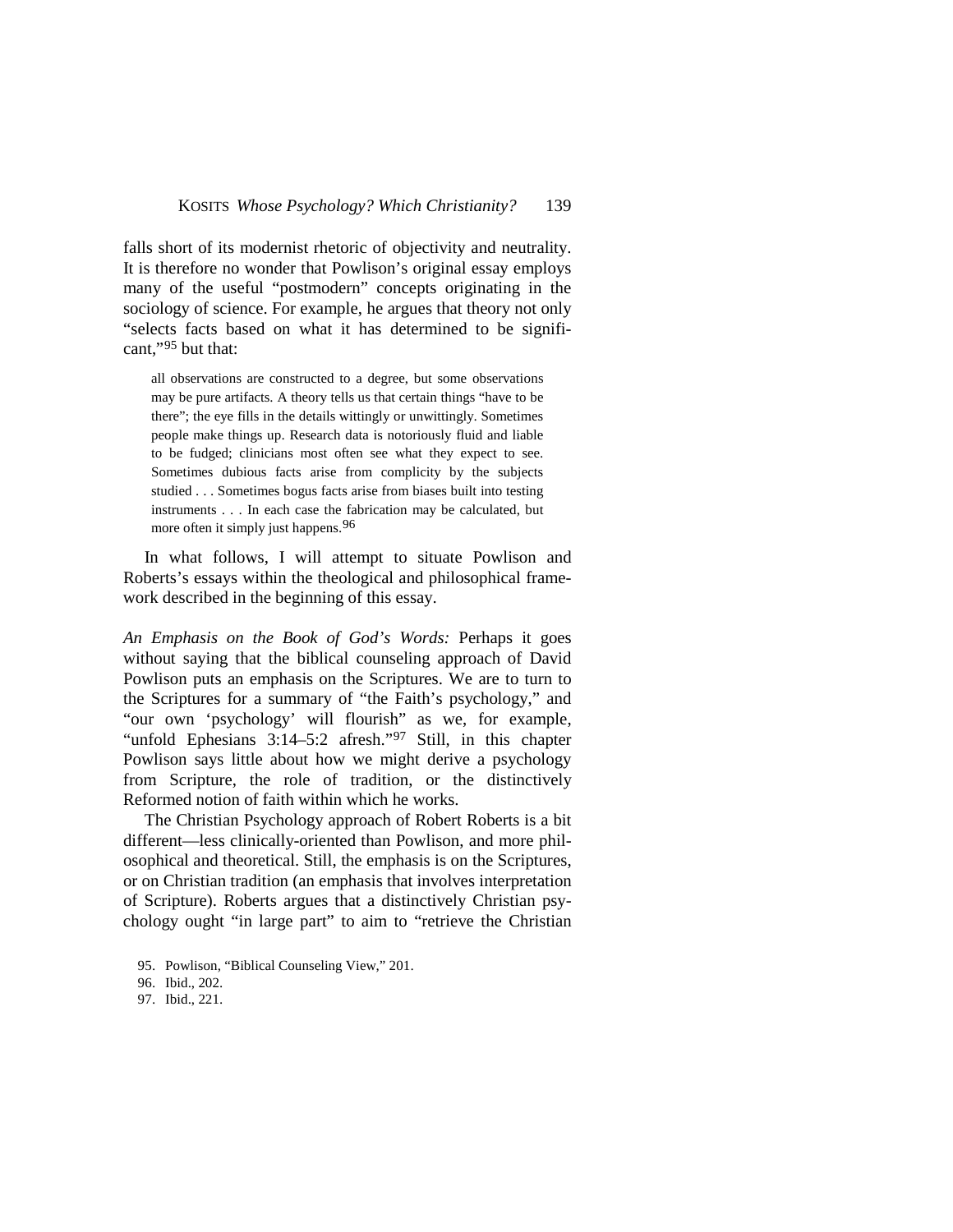falls short of its modernist rhetoric of objectivity and neutrality. It is therefore no wonder that Powlison's original essay employs many of the useful "postmodern" concepts originating in the sociology of science. For example, he argues that theory not only "selects facts based on what it has determined to be significant,"[95] but that:

> all observations are constructed to a degree, but some observations may be pure artifacts. A theory tells us that certain things "have to be there"; the eye fills in the details wittingly or unwittingly. Sometimes people make things up. Research data is notoriously fluid and liable to be fudged; clinicians most often see what they expect to see. Sometimes dubious facts arise from complicity by the subjects studied . . . Sometimes bogus facts arise from biases built into testing instruments . . . In each case the fabrication may be calculated, but more often it simply just happens.[96]

In what follows, I will attempt to situate Powlison and Roberts's essays within the theological and philosophical framework described in the beginning of this essay.

*An Emphasis on the Book of God's Words:* Perhaps it goes without saying that the biblical counseling approach of David Powlison puts an emphasis on the Scriptures. We are to turn to the Scriptures for a summary of "the Faith's psychology," and "our own 'psychology' will flourish" as we, for example, "unfold Ephesians 3:14–5:2 afresh."[97] Still, in this chapter Powlison says little about how we might derive a psychology from Scripture, the role of tradition, or the distinctively Reformed notion of faith within which he works.

The Christian Psychology approach of Robert Roberts is a bit different—less clinically-oriented than Powlison, and more philosophical and theoretical. Still, the emphasis is on the Scriptures, or on Christian tradition (an emphasis that involves interpretation of Scripture). Roberts argues that a distinctively Christian psychology ought "in large part" to aim to "retrieve the Christian

95. Powlison, "Biblical Counseling View," 201.

96. Ibid., 202.

97. Ibid., 221.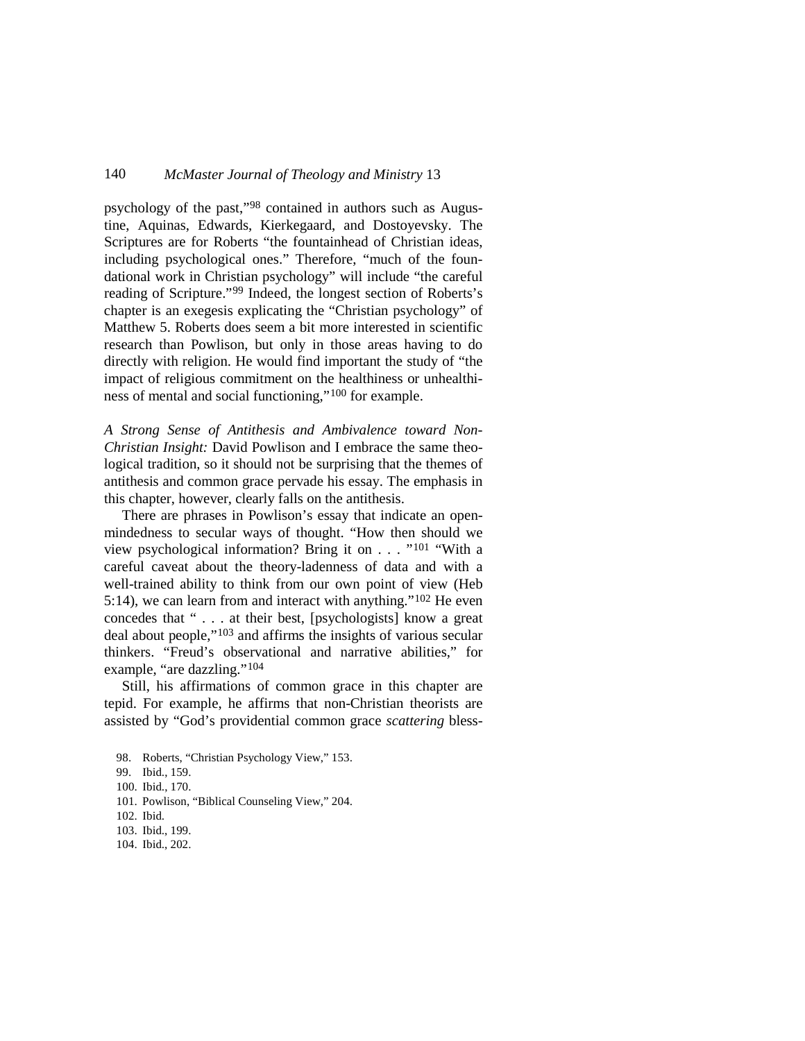psychology of the past,"[98] contained in authors such as Augustine, Aquinas, Edwards, Kierkegaard, and Dostoyevsky. The Scriptures are for Roberts "the fountainhead of Christian ideas, including psychological ones." Therefore, "much of the foundational work in Christian psychology" will include "the careful reading of Scripture."[99] Indeed, the longest section of Roberts's chapter is an exegesis explicating the "Christian psychology" of Matthew 5. Roberts does seem a bit more interested in scientific research than Powlison, but only in those areas having to do directly with religion. He would find important the study of "the impact of religious commitment on the healthiness or unhealthiness of mental and social functioning,"[100] for example.

*A Strong Sense of Antithesis and Ambivalence toward Non-Christian Insight:* David Powlison and I embrace the same theological tradition, so it should not be surprising that the themes of antithesis and common grace pervade his essay. The emphasis in this chapter, however, clearly falls on the antithesis.

There are phrases in Powlison's essay that indicate an open-mindedness to secular ways of thought. "How then should we view psychological information? Bring it on . . . "[101] "With a careful caveat about the theory-ladenness of data and with a well-trained ability to think from our own point of view (Heb 5:14), we can learn from and interact with anything."[102] He even concedes that " . . . at their best, [psychologists] know a great deal about people,"[103] and affirms the insights of various secular thinkers. "Freud's observational and narrative abilities," for example, "are dazzling."[104]

Still, his affirmations of common grace in this chapter are tepid. For example, he affirms that non-Christian theorists are assisted by "God's providential common grace *scattering* bless-

98. Roberts, "Christian Psychology View," 153.
99. Ibid., 159.
100. Ibid., 170.
101. Powlison, "Biblical Counseling View," 204.
102. Ibid.
103. Ibid., 199.
104. Ibid., 202.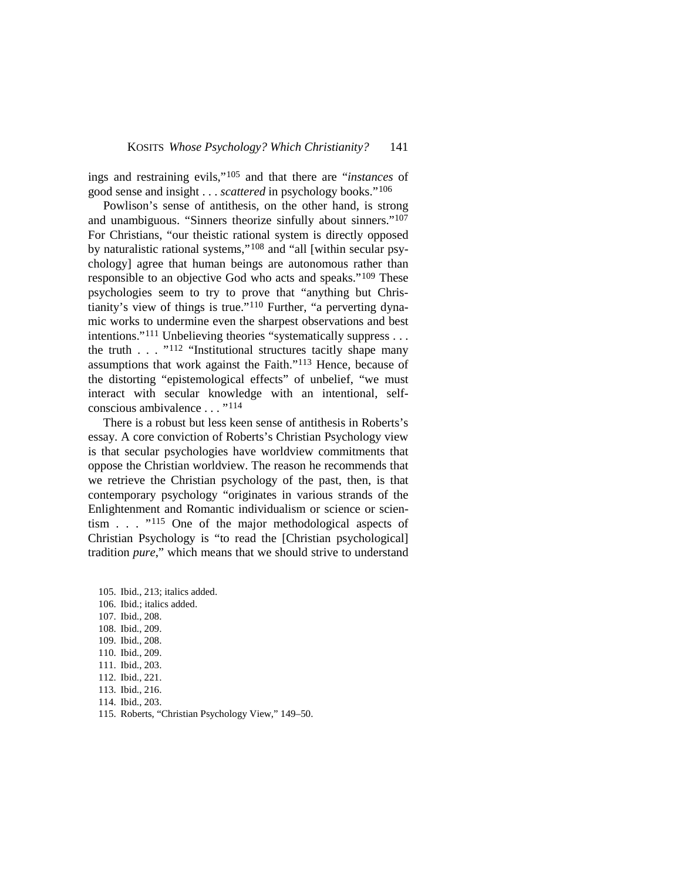ings and restraining evils,"[105] and that there are "*instances* of good sense and insight . . . *scattered* in psychology books."[106]

Powlison's sense of antithesis, on the other hand, is strong and unambiguous. "Sinners theorize sinfully about sinners."[107] For Christians, "our theistic rational system is directly opposed by naturalistic rational systems,"[108] and "all [within secular psychology] agree that human beings are autonomous rather than responsible to an objective God who acts and speaks."[109] These psychologies seem to try to prove that "anything but Christianity's view of things is true."[110] Further, "a perverting dynamic works to undermine even the sharpest observations and best intentions."[111] Unbelieving theories "systematically suppress . . . the truth . . . "[112] "Institutional structures tacitly shape many assumptions that work against the Faith."[113] Hence, because of the distorting "epistemological effects" of unbelief, "we must interact with secular knowledge with an intentional, self-conscious ambivalence . . . "[114]

There is a robust but less keen sense of antithesis in Roberts's essay. A core conviction of Roberts's Christian Psychology view is that secular psychologies have worldview commitments that oppose the Christian worldview. The reason he recommends that we retrieve the Christian psychology of the past, then, is that contemporary psychology "originates in various strands of the Enlightenment and Romantic individualism or science or scientism . . . "[115] One of the major methodological aspects of Christian Psychology is "to read the [Christian psychological] tradition *pure*," which means that we should strive to understand

105. Ibid., 213; italics added.
106. Ibid.; italics added.
107. Ibid., 208.
108. Ibid., 209.
109. Ibid., 208.
110. Ibid., 209.
111. Ibid., 203.
112. Ibid., 221.
113. Ibid., 216.
114. Ibid., 203.
115. Roberts, "Christian Psychology View," 149–50.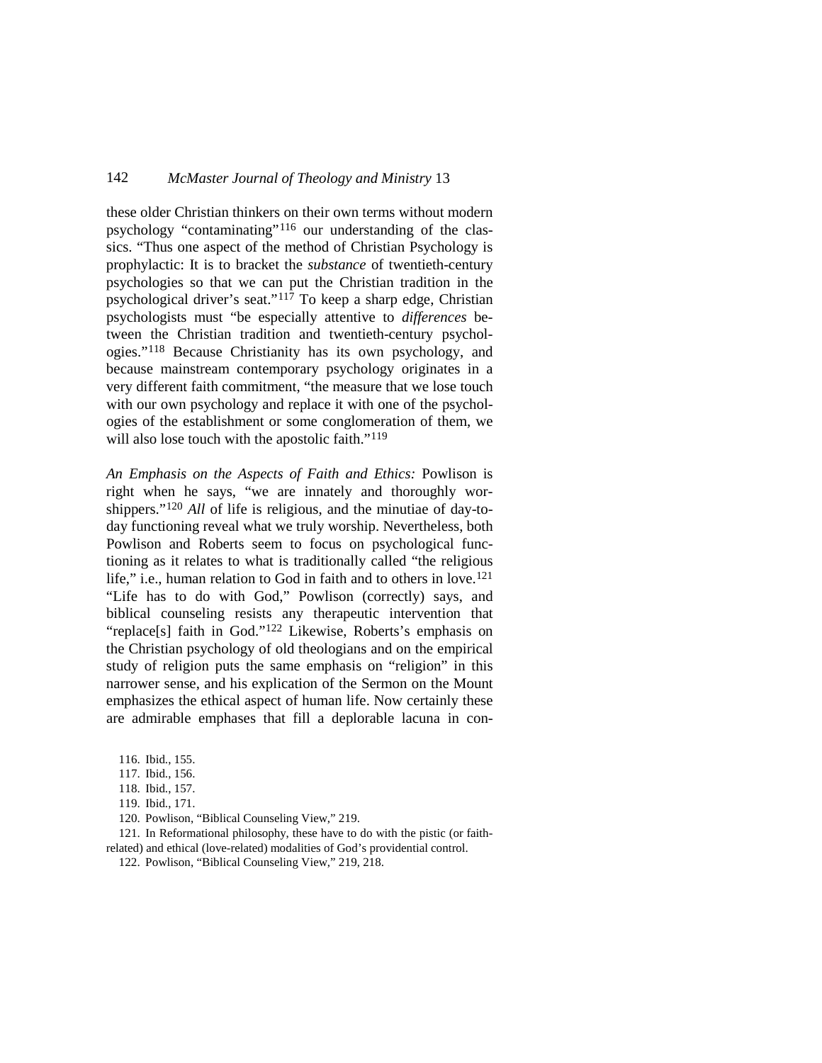these older Christian thinkers on their own terms without modern psychology "contaminating"[116] our understanding of the classics. "Thus one aspect of the method of Christian Psychology is prophylactic: It is to bracket the *substance* of twentieth-century psychologies so that we can put the Christian tradition in the psychological driver's seat."[117] To keep a sharp edge, Christian psychologists must "be especially attentive to *differences* between the Christian tradition and twentieth-century psychologies."[118] Because Christianity has its own psychology, and because mainstream contemporary psychology originates in a very different faith commitment, "the measure that we lose touch with our own psychology and replace it with one of the psychologies of the establishment or some conglomeration of them, we will also lose touch with the apostolic faith."[119]

*An Emphasis on the Aspects of Faith and Ethics:* Powlison is right when he says, "we are innately and thoroughly worshippers."[120] *All* of life is religious, and the minutiae of day-to-day functioning reveal what we truly worship. Nevertheless, both Powlison and Roberts seem to focus on psychological functioning as it relates to what is traditionally called "the religious life," i.e., human relation to God in faith and to others in love.[121] "Life has to do with God," Powlison (correctly) says, and biblical counseling resists any therapeutic intervention that "replace[s] faith in God."[122] Likewise, Roberts's emphasis on the Christian psychology of old theologians and on the empirical study of religion puts the same emphasis on "religion" in this narrower sense, and his explication of the Sermon on the Mount emphasizes the ethical aspect of human life. Now certainly these are admirable emphases that fill a deplorable lacuna in con-

116. Ibid., 155.

117. Ibid., 156.

118. Ibid., 157.

119. Ibid., 171.

120. Powlison, "Biblical Counseling View," 219.

121. In Reformational philosophy, these have to do with the pistic (or faith-related) and ethical (love-related) modalities of God's providential control.

122. Powlison, "Biblical Counseling View," 219, 218.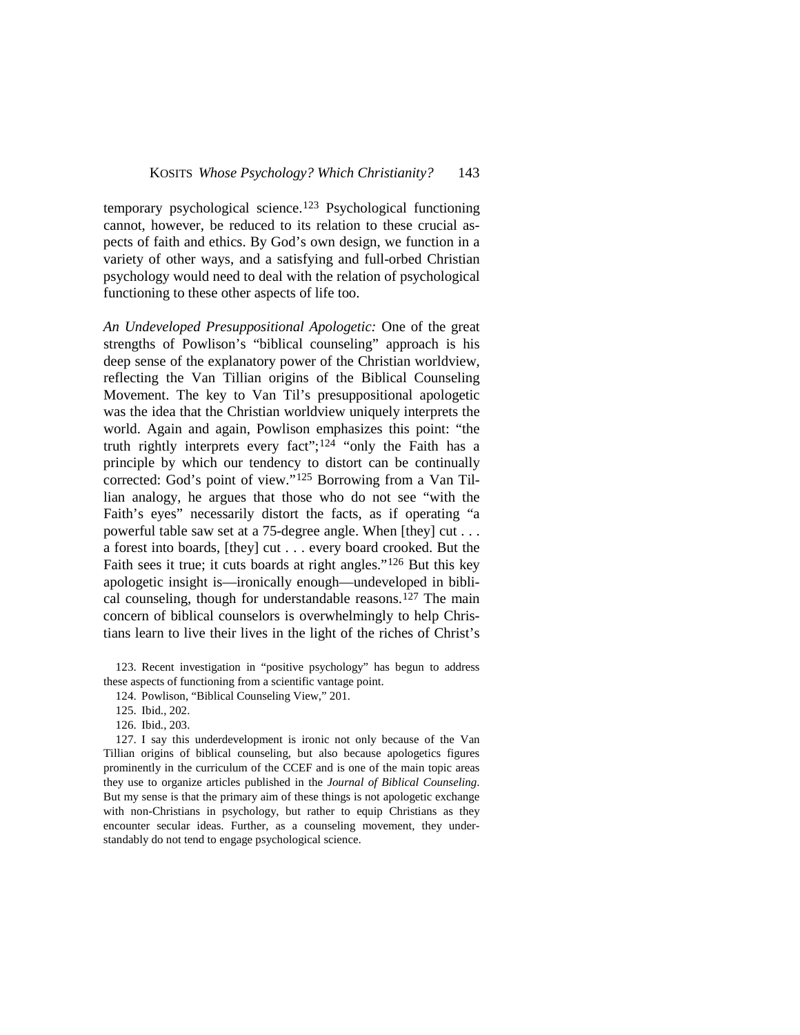temporary psychological science.[123] Psychological functioning cannot, however, be reduced to its relation to these crucial aspects of faith and ethics. By God's own design, we function in a variety of other ways, and a satisfying and full-orbed Christian psychology would need to deal with the relation of psychological functioning to these other aspects of life too.

*An Undeveloped Presuppositional Apologetic:* One of the great strengths of Powlison's "biblical counseling" approach is his deep sense of the explanatory power of the Christian worldview, reflecting the Van Tillian origins of the Biblical Counseling Movement. The key to Van Til's presuppositional apologetic was the idea that the Christian worldview uniquely interprets the world. Again and again, Powlison emphasizes this point: "the truth rightly interprets every fact";[124] "only the Faith has a principle by which our tendency to distort can be continually corrected: God's point of view."[125] Borrowing from a Van Tillian analogy, he argues that those who do not see "with the Faith's eyes" necessarily distort the facts, as if operating "a powerful table saw set at a 75-degree angle. When [they] cut . . . a forest into boards, [they] cut . . . every board crooked. But the Faith sees it true; it cuts boards at right angles."[126] But this key apologetic insight is—ironically enough—undeveloped in biblical counseling, though for understandable reasons.[127] The main concern of biblical counselors is overwhelmingly to help Christians learn to live their lives in the light of the riches of Christ's

123. Recent investigation in "positive psychology" has begun to address these aspects of functioning from a scientific vantage point.

124. Powlison, "Biblical Counseling View," 201.

125. Ibid., 202.

126. Ibid., 203.

127. I say this underdevelopment is ironic not only because of the Van Tillian origins of biblical counseling, but also because apologetics figures prominently in the curriculum of the CCEF and is one of the main topic areas they use to organize articles published in the *Journal of Biblical Counseling*. But my sense is that the primary aim of these things is not apologetic exchange with non-Christians in psychology, but rather to equip Christians as they encounter secular ideas. Further, as a counseling movement, they understandably do not tend to engage psychological science.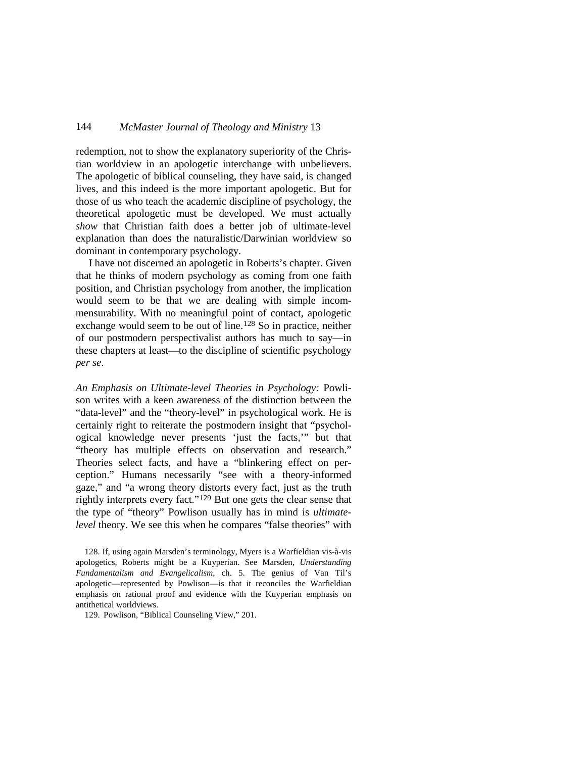redemption, not to show the explanatory superiority of the Christian worldview in an apologetic interchange with unbelievers. The apologetic of biblical counseling, they have said, is changed lives, and this indeed is the more important apologetic. But for those of us who teach the academic discipline of psychology, the theoretical apologetic must be developed. We must actually *show* that Christian faith does a better job of ultimate-level explanation than does the naturalistic/Darwinian worldview so dominant in contemporary psychology.

I have not discerned an apologetic in Roberts's chapter. Given that he thinks of modern psychology as coming from one faith position, and Christian psychology from another, the implication would seem to be that we are dealing with simple incommensurability. With no meaningful point of contact, apologetic exchange would seem to be out of line.[128] So in practice, neither of our postmodern perspectivalist authors has much to say—in these chapters at least—to the discipline of scientific psychology *per se*.

*An Emphasis on Ultimate-level Theories in Psychology:* Powlison writes with a keen awareness of the distinction between the "data-level" and the "theory-level" in psychological work. He is certainly right to reiterate the postmodern insight that "psychological knowledge never presents 'just the facts,'" but that "theory has multiple effects on observation and research." Theories select facts, and have a "blinkering effect on perception." Humans necessarily "see with a theory-informed gaze," and "a wrong theory distorts every fact, just as the truth rightly interprets every fact."[129] But one gets the clear sense that the type of "theory" Powlison usually has in mind is *ultimate-level* theory. We see this when he compares "false theories" with

128. If, using again Marsden's terminology, Myers is a Warfieldian vis-à-vis apologetics, Roberts might be a Kuyperian. See Marsden, *Understanding Fundamentalism and Evangelicalism*, ch. 5. The genius of Van Til's apologetic—represented by Powlison—is that it reconciles the Warfieldian emphasis on rational proof and evidence with the Kuyperian emphasis on antithetical worldviews.

129. Powlison, "Biblical Counseling View," 201.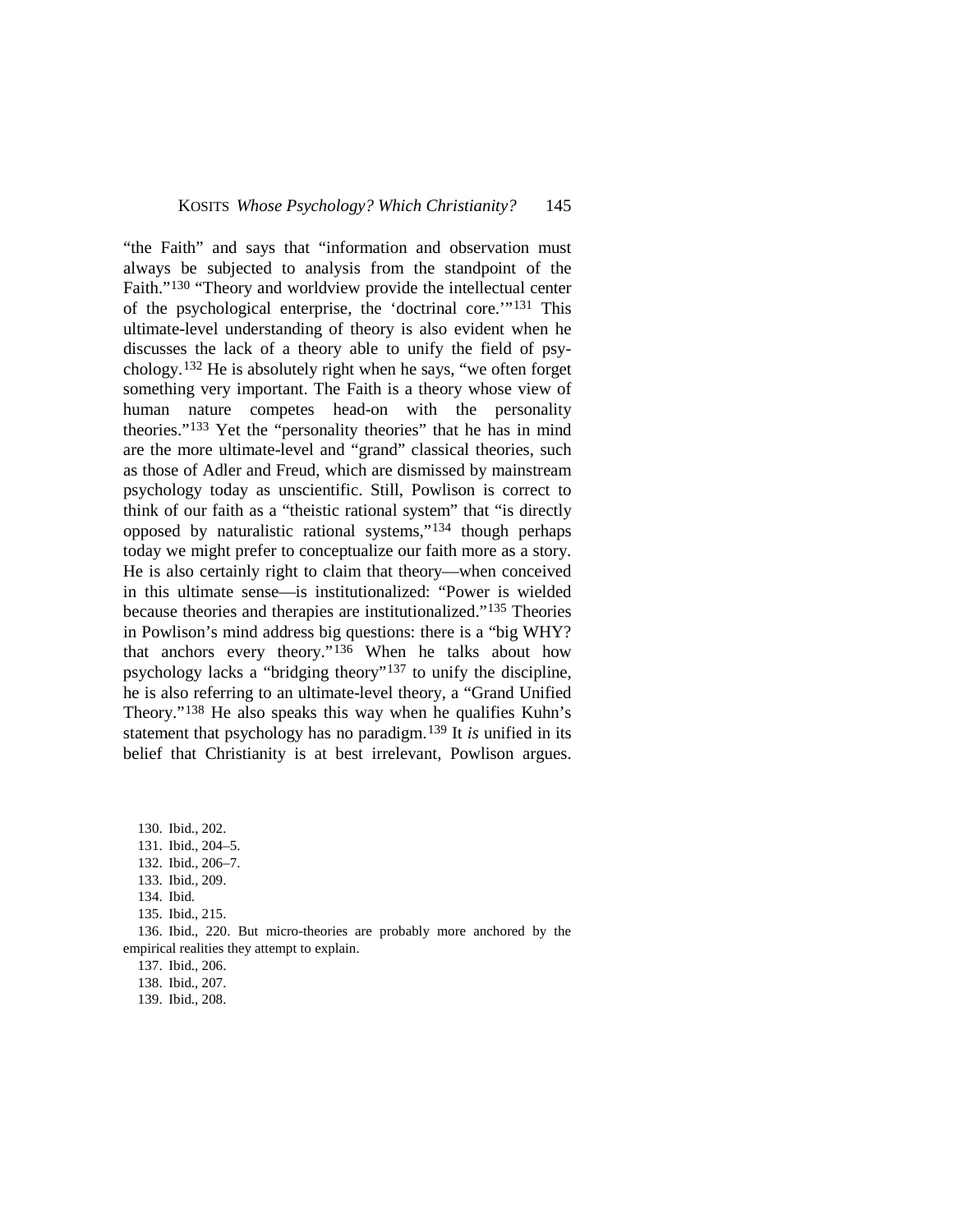"the Faith" and says that "information and observation must always be subjected to analysis from the standpoint of the Faith."[130] "Theory and worldview provide the intellectual center of the psychological enterprise, the 'doctrinal core.'"[131] This ultimate-level understanding of theory is also evident when he discusses the lack of a theory able to unify the field of psychology.[132] He is absolutely right when he says, "we often forget something very important. The Faith is a theory whose view of human nature competes head-on with the personality theories."[133] Yet the "personality theories" that he has in mind are the more ultimate-level and "grand" classical theories, such as those of Adler and Freud, which are dismissed by mainstream psychology today as unscientific. Still, Powlison is correct to think of our faith as a "theistic rational system" that "is directly opposed by naturalistic rational systems,"[134] though perhaps today we might prefer to conceptualize our faith more as a story. He is also certainly right to claim that theory—when conceived in this ultimate sense—is institutionalized: "Power is wielded because theories and therapies are institutionalized."[135] Theories in Powlison's mind address big questions: there is a "big WHY? that anchors every theory."[136] When he talks about how psychology lacks a "bridging theory"[137] to unify the discipline, he is also referring to an ultimate-level theory, a "Grand Unified Theory."[138] He also speaks this way when he qualifies Kuhn's statement that psychology has no paradigm.[139] It *is* unified in its belief that Christianity is at best irrelevant, Powlison argues.

130. Ibid., 202.
131. Ibid., 204–5.
132. Ibid., 206–7.
133. Ibid., 209.
134. Ibid.
135. Ibid., 215.
136. Ibid., 220. But micro-theories are probably more anchored by the empirical realities they attempt to explain.
137. Ibid., 206.
138. Ibid., 207.
139. Ibid., 208.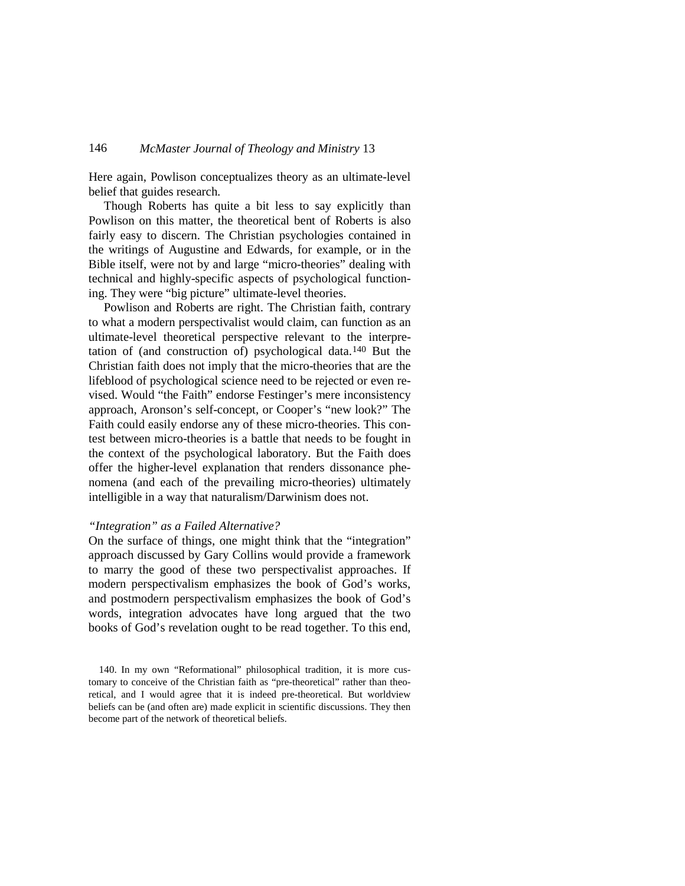Here again, Powlison conceptualizes theory as an ultimate-level belief that guides research.

Though Roberts has quite a bit less to say explicitly than Powlison on this matter, the theoretical bent of Roberts is also fairly easy to discern. The Christian psychologies contained in the writings of Augustine and Edwards, for example, or in the Bible itself, were not by and large "micro-theories" dealing with technical and highly-specific aspects of psychological functioning. They were "big picture" ultimate-level theories.

Powlison and Roberts are right. The Christian faith, contrary to what a modern perspectivalist would claim, can function as an ultimate-level theoretical perspective relevant to the interpretation of (and construction of) psychological data.[140] But the Christian faith does not imply that the micro-theories that are the lifeblood of psychological science need to be rejected or even revised. Would "the Faith" endorse Festinger's mere inconsistency approach, Aronson's self-concept, or Cooper's "new look?" The Faith could easily endorse any of these micro-theories. This contest between micro-theories is a battle that needs to be fought in the context of the psychological laboratory. But the Faith does offer the higher-level explanation that renders dissonance phenomena (and each of the prevailing micro-theories) ultimately intelligible in a way that naturalism/Darwinism does not.

### *"Integration" as a Failed Alternative?*

On the surface of things, one might think that the "integration" approach discussed by Gary Collins would provide a framework to marry the good of these two perspectivalist approaches. If modern perspectivalism emphasizes the book of God's works, and postmodern perspectivalism emphasizes the book of God's words, integration advocates have long argued that the two books of God's revelation ought to be read together. To this end,

140. In my own "Reformational" philosophical tradition, it is more customary to conceive of the Christian faith as "pre-theoretical" rather than theoretical, and I would agree that it is indeed pre-theoretical. But worldview beliefs can be (and often are) made explicit in scientific discussions. They then become part of the network of theoretical beliefs.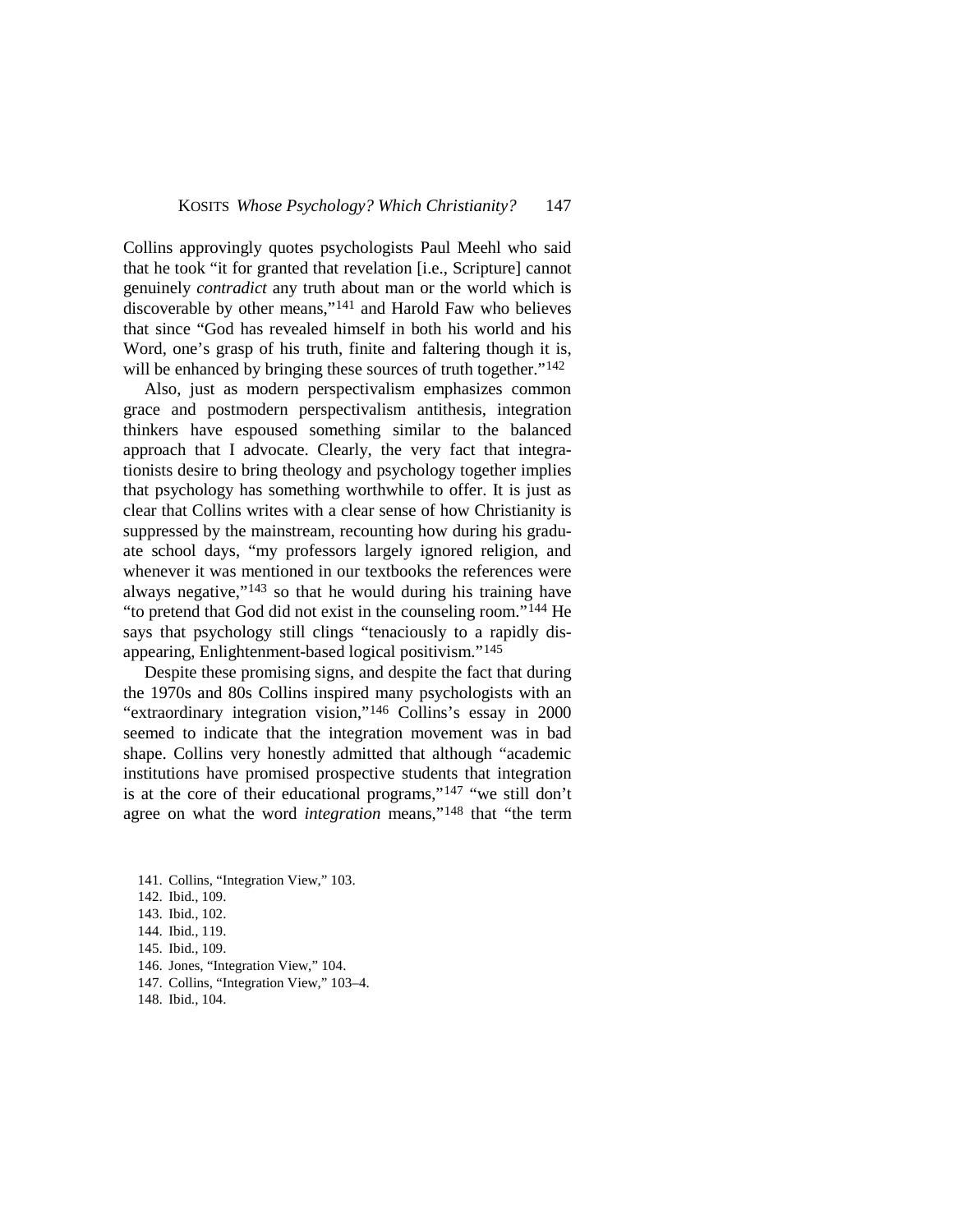Collins approvingly quotes psychologists Paul Meehl who said that he took "it for granted that revelation [i.e., Scripture] cannot genuinely *contradict* any truth about man or the world which is discoverable by other means,"[141] and Harold Faw who believes that since "God has revealed himself in both his world and his Word, one's grasp of his truth, finite and faltering though it is, will be enhanced by bringing these sources of truth together."[142]

Also, just as modern perspectivalism emphasizes common grace and postmodern perspectivalism antithesis, integration thinkers have espoused something similar to the balanced approach that I advocate. Clearly, the very fact that integrationists desire to bring theology and psychology together implies that psychology has something worthwhile to offer. It is just as clear that Collins writes with a clear sense of how Christianity is suppressed by the mainstream, recounting how during his graduate school days, "my professors largely ignored religion, and whenever it was mentioned in our textbooks the references were always negative,"[143] so that he would during his training have "to pretend that God did not exist in the counseling room."[144] He says that psychology still clings "tenaciously to a rapidly disappearing, Enlightenment-based logical positivism."[145]

Despite these promising signs, and despite the fact that during the 1970s and 80s Collins inspired many psychologists with an "extraordinary integration vision,"[146] Collins's essay in 2000 seemed to indicate that the integration movement was in bad shape. Collins very honestly admitted that although "academic institutions have promised prospective students that integration is at the core of their educational programs,"[147] "we still don't agree on what the word *integration* means,"[148] that "the term

141. Collins, "Integration View," 103.
142. Ibid., 109.
143. Ibid., 102.
144. Ibid., 119.
145. Ibid., 109.
146. Jones, "Integration View," 104.
147. Collins, "Integration View," 103–4.
148. Ibid., 104.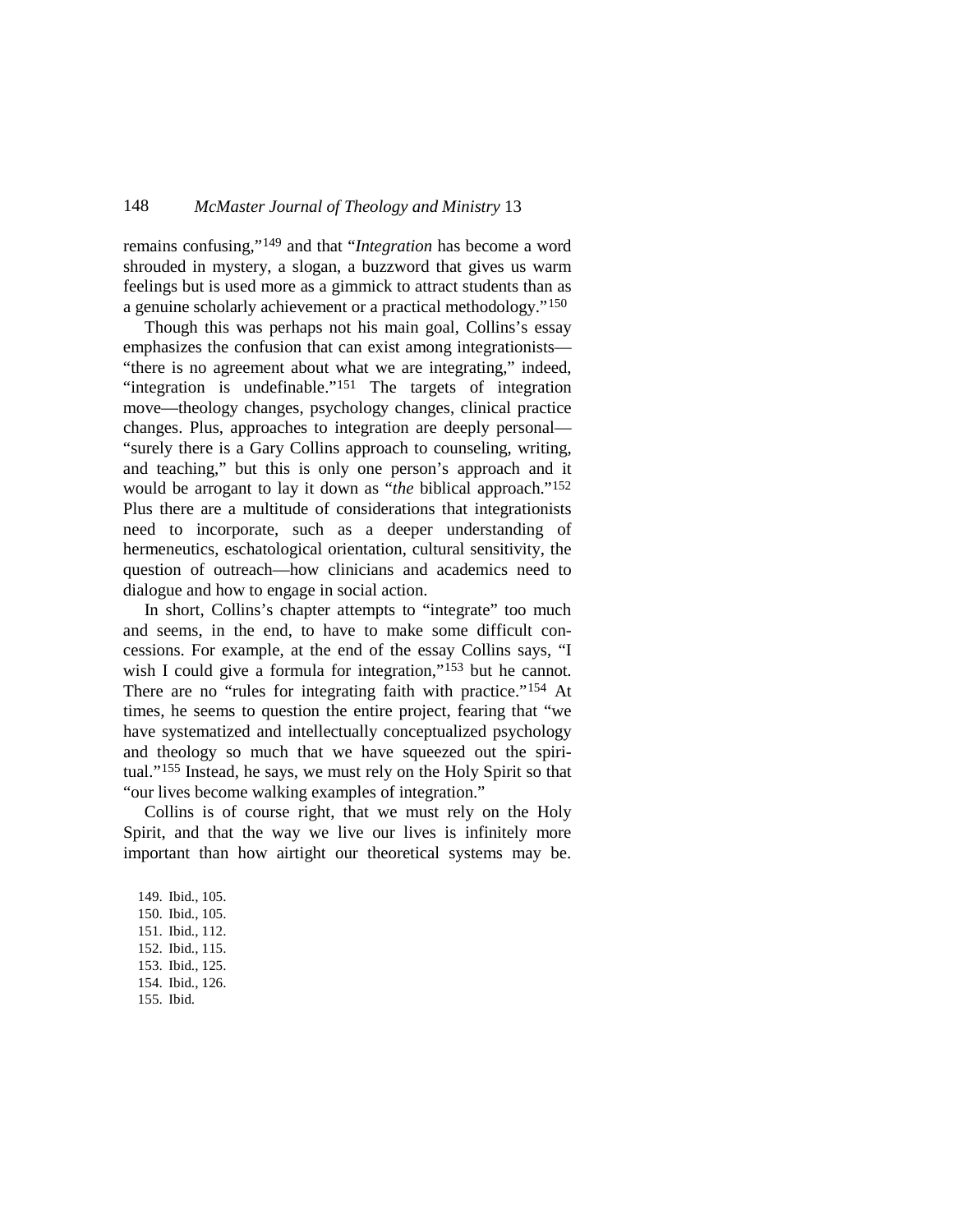remains confusing,"[149] and that "*Integration* has become a word shrouded in mystery, a slogan, a buzzword that gives us warm feelings but is used more as a gimmick to attract students than as a genuine scholarly achievement or a practical methodology."[150]

Though this was perhaps not his main goal, Collins's essay emphasizes the confusion that can exist among integrationists—"there is no agreement about what we are integrating," indeed, "integration is undefinable."[151] The targets of integration move—theology changes, psychology changes, clinical practice changes. Plus, approaches to integration are deeply personal—"surely there is a Gary Collins approach to counseling, writing, and teaching," but this is only one person's approach and it would be arrogant to lay it down as "*the* biblical approach."[152] Plus there are a multitude of considerations that integrationists need to incorporate, such as a deeper understanding of hermeneutics, eschatological orientation, cultural sensitivity, the question of outreach—how clinicians and academics need to dialogue and how to engage in social action.

In short, Collins's chapter attempts to "integrate" too much and seems, in the end, to have to make some difficult concessions. For example, at the end of the essay Collins says, "I wish I could give a formula for integration,"[153] but he cannot. There are no "rules for integrating faith with practice."[154] At times, he seems to question the entire project, fearing that "we have systematized and intellectually conceptualized psychology and theology so much that we have squeezed out the spiritual."[155] Instead, he says, we must rely on the Holy Spirit so that "our lives become walking examples of integration."

Collins is of course right, that we must rely on the Holy Spirit, and that the way we live our lives is infinitely more important than how airtight our theoretical systems may be.

149. Ibid., 105.
150. Ibid., 105.
151. Ibid., 112.
152. Ibid., 115.
153. Ibid., 125.
154. Ibid., 126.
155. Ibid.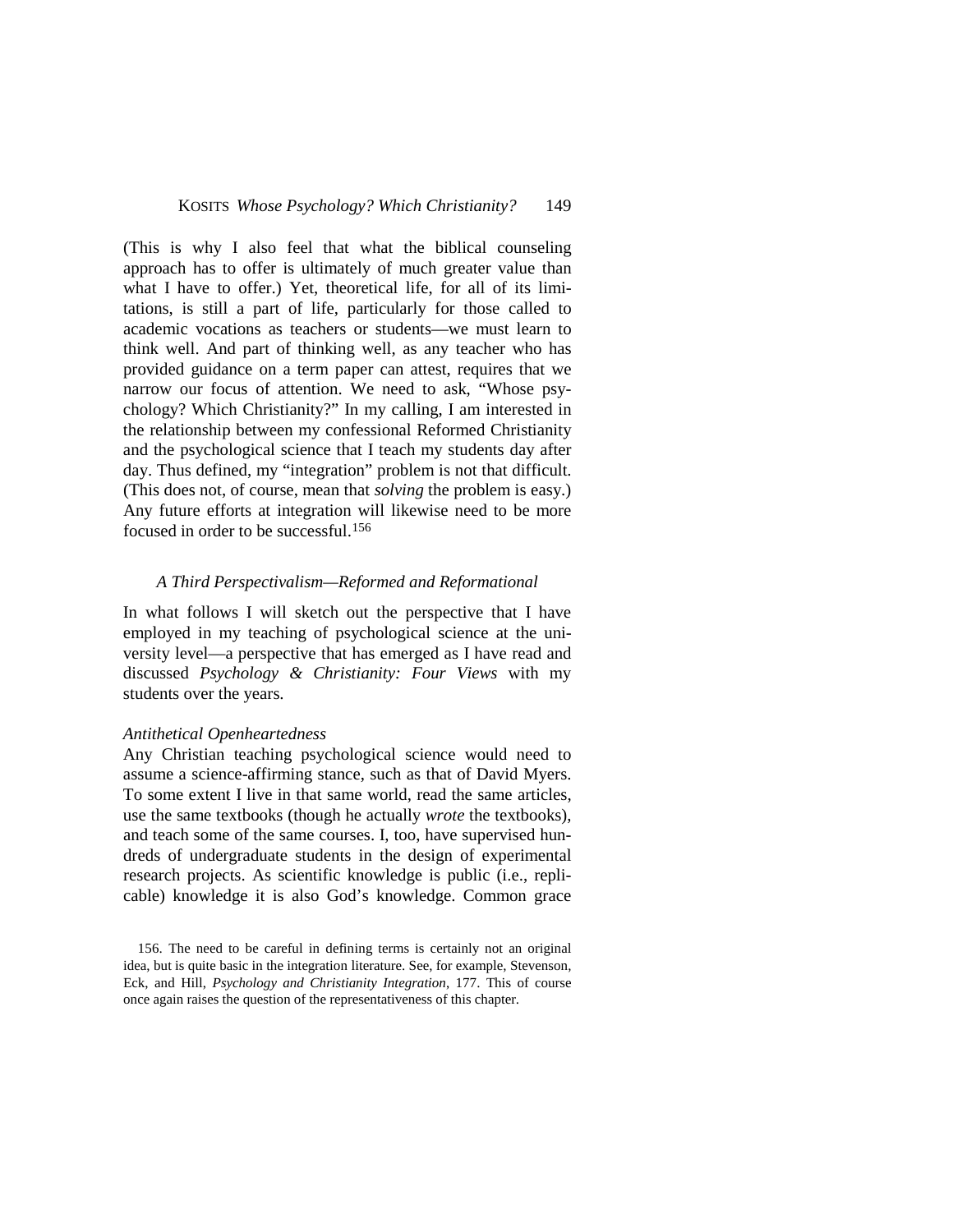(This is why I also feel that what the biblical counseling approach has to offer is ultimately of much greater value than what I have to offer.) Yet, theoretical life, for all of its limitations, is still a part of life, particularly for those called to academic vocations as teachers or students—we must learn to think well. And part of thinking well, as any teacher who has provided guidance on a term paper can attest, requires that we narrow our focus of attention. We need to ask, "Whose psychology? Which Christianity?" In my calling, I am interested in the relationship between my confessional Reformed Christianity and the psychological science that I teach my students day after day. Thus defined, my "integration" problem is not that difficult. (This does not, of course, mean that *solving* the problem is easy.) Any future efforts at integration will likewise need to be more focused in order to be successful.[156]

### *A Third Perspectivalism—Reformed and Reformational*

In what follows I will sketch out the perspective that I have employed in my teaching of psychological science at the university level—a perspective that has emerged as I have read and discussed *Psychology & Christianity: Four Views* with my students over the years.

#### *Antithetical Openheartedness*

Any Christian teaching psychological science would need to assume a science-affirming stance, such as that of David Myers. To some extent I live in that same world, read the same articles, use the same textbooks (though he actually *wrote* the textbooks), and teach some of the same courses. I, too, have supervised hundreds of undergraduate students in the design of experimental research projects. As scientific knowledge is public (i.e., replicable) knowledge it is also God's knowledge. Common grace

156. The need to be careful in defining terms is certainly not an original idea, but is quite basic in the integration literature. See, for example, Stevenson, Eck, and Hill, *Psychology and Christianity Integration*, 177. This of course once again raises the question of the representativeness of this chapter.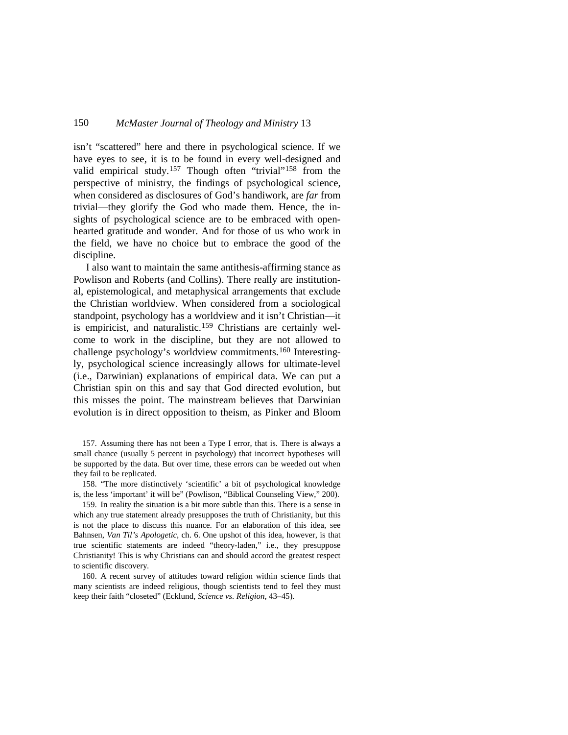isn't "scattered" here and there in psychological science. If we have eyes to see, it is to be found in every well-designed and valid empirical study.[157] Though often "trivial"[158] from the perspective of ministry, the findings of psychological science, when considered as disclosures of God's handiwork, are *far* from trivial—they glorify the God who made them. Hence, the insights of psychological science are to be embraced with open-hearted gratitude and wonder. And for those of us who work in the field, we have no choice but to embrace the good of the discipline.

I also want to maintain the same antithesis-affirming stance as Powlison and Roberts (and Collins). There really are institutional, epistemological, and metaphysical arrangements that exclude the Christian worldview. When considered from a sociological standpoint, psychology has a worldview and it isn't Christian—it is empiricist, and naturalistic.[159] Christians are certainly welcome to work in the discipline, but they are not allowed to challenge psychology's worldview commitments.[160] Interestingly, psychological science increasingly allows for ultimate-level (i.e., Darwinian) explanations of empirical data. We can put a Christian spin on this and say that God directed evolution, but this misses the point. The mainstream believes that Darwinian evolution is in direct opposition to theism, as Pinker and Bloom

157. Assuming there has not been a Type I error, that is. There is always a small chance (usually 5 percent in psychology) that incorrect hypotheses will be supported by the data. But over time, these errors can be weeded out when they fail to be replicated.

158. "The more distinctively 'scientific' a bit of psychological knowledge is, the less 'important' it will be" (Powlison, "Biblical Counseling View," 200).

159. In reality the situation is a bit more subtle than this. There is a sense in which any true statement already presupposes the truth of Christianity, but this is not the place to discuss this nuance. For an elaboration of this idea, see Bahnsen, *Van Til's Apologetic*, ch. 6. One upshot of this idea, however, is that true scientific statements are indeed "theory-laden," i.e., they presuppose Christianity! This is why Christians can and should accord the greatest respect to scientific discovery.

160. A recent survey of attitudes toward religion within science finds that many scientists are indeed religious, though scientists tend to feel they must keep their faith "closeted" (Ecklund, *Science vs. Religion*, 43–45).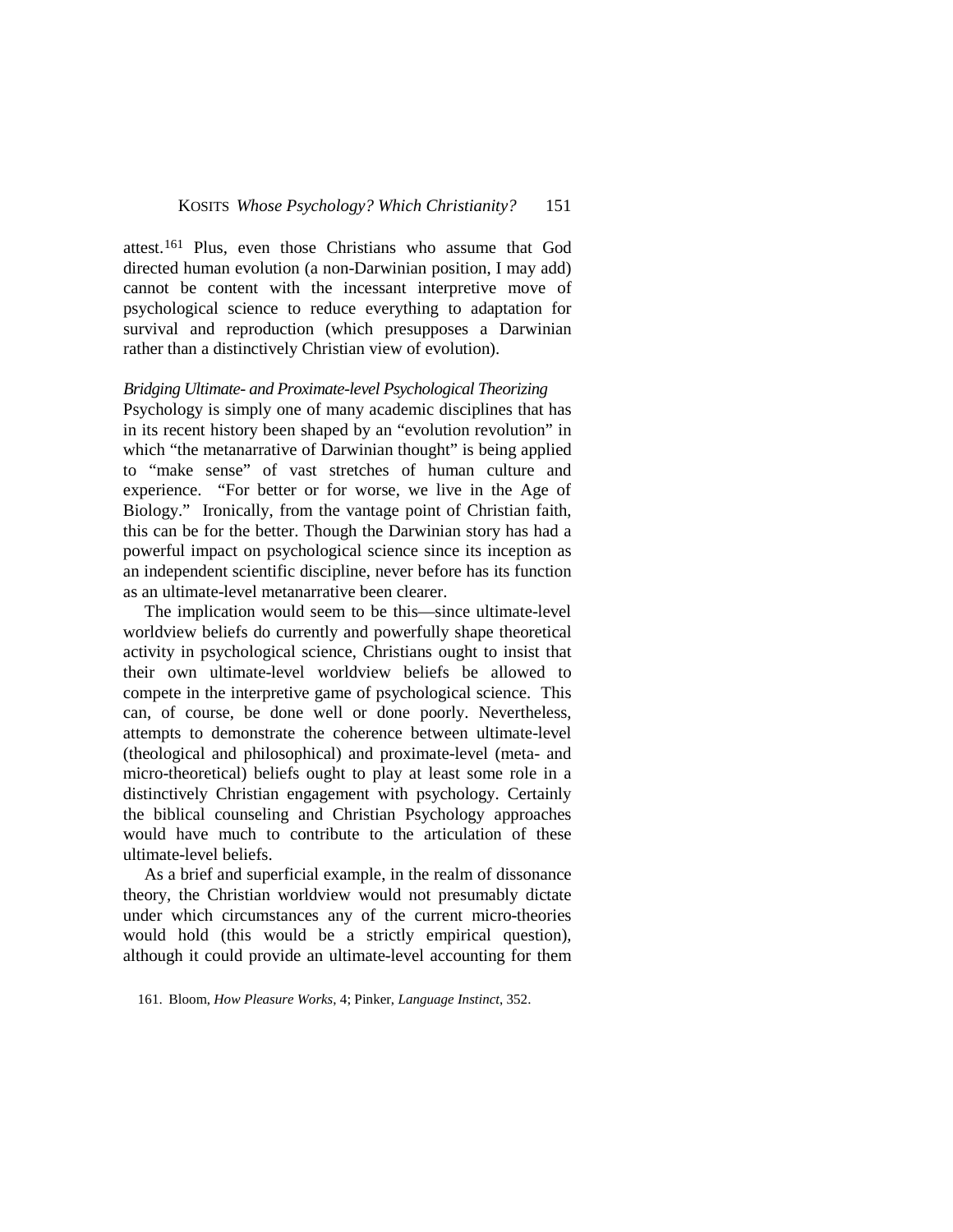attest.[161] Plus, even those Christians who assume that God directed human evolution (a non-Darwinian position, I may add) cannot be content with the incessant interpretive move of psychological science to reduce everything to adaptation for survival and reproduction (which presupposes a Darwinian rather than a distinctively Christian view of evolution).

*Bridging Ultimate- and Proximate-level Psychological Theorizing*

Psychology is simply one of many academic disciplines that has in its recent history been shaped by an "evolution revolution" in which "the metanarrative of Darwinian thought" is being applied to "make sense" of vast stretches of human culture and experience. "For better or for worse, we live in the Age of Biology." Ironically, from the vantage point of Christian faith, this can be for the better. Though the Darwinian story has had a powerful impact on psychological science since its inception as an independent scientific discipline, never before has its function as an ultimate-level metanarrative been clearer.

The implication would seem to be this—since ultimate-level worldview beliefs do currently and powerfully shape theoretical activity in psychological science, Christians ought to insist that their own ultimate-level worldview beliefs be allowed to compete in the interpretive game of psychological science. This can, of course, be done well or done poorly. Nevertheless, attempts to demonstrate the coherence between ultimate-level (theological and philosophical) and proximate-level (meta- and micro-theoretical) beliefs ought to play at least some role in a distinctively Christian engagement with psychology. Certainly the biblical counseling and Christian Psychology approaches would have much to contribute to the articulation of these ultimate-level beliefs.

As a brief and superficial example, in the realm of dissonance theory, the Christian worldview would not presumably dictate under which circumstances any of the current micro-theories would hold (this would be a strictly empirical question), although it could provide an ultimate-level accounting for them

161. Bloom, *How Pleasure Works*, 4; Pinker, *Language Instinct*, 352.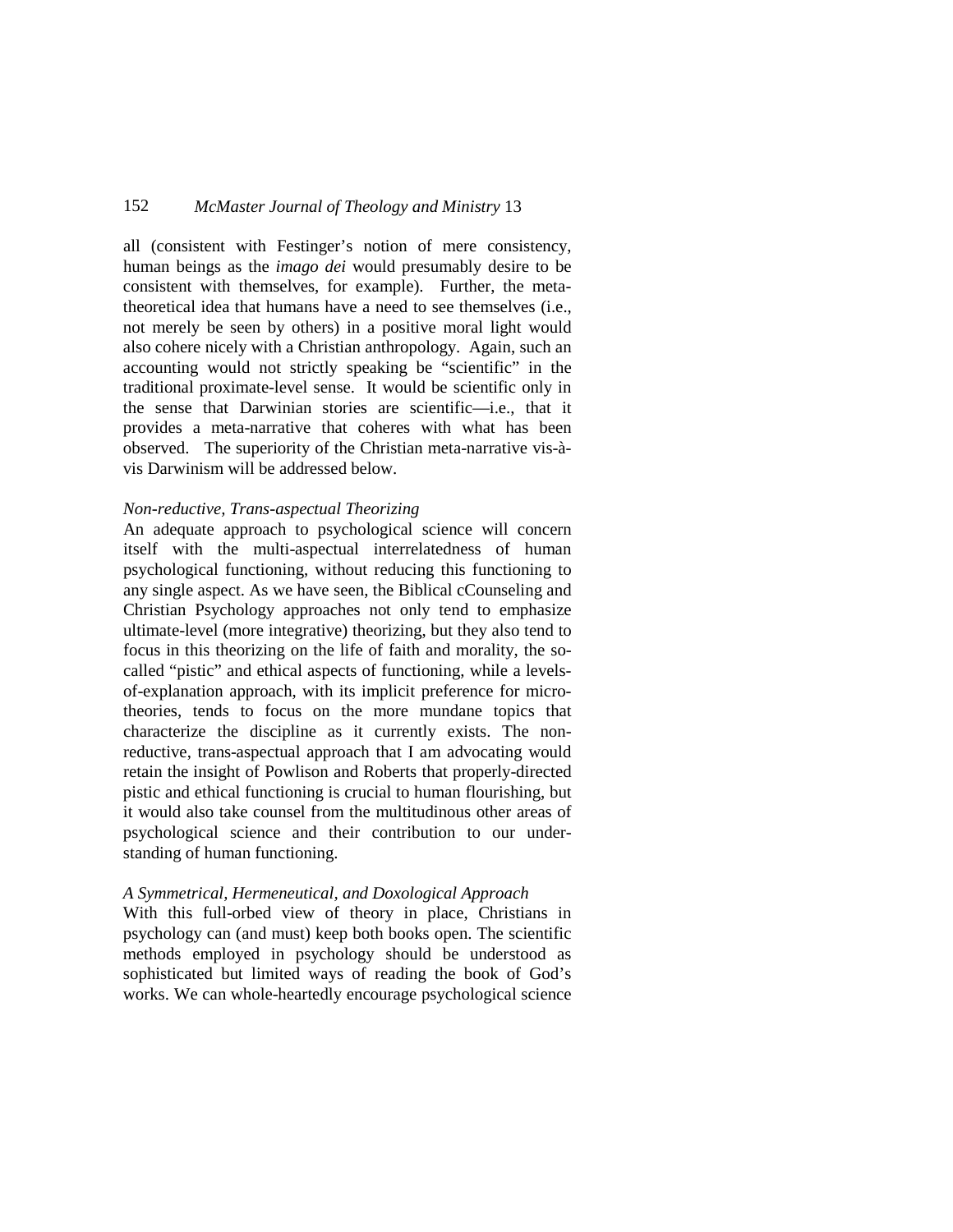all (consistent with Festinger's notion of mere consistency, human beings as the *imago dei* would presumably desire to be consistent with themselves, for example). Further, the meta-theoretical idea that humans have a need to see themselves (i.e., not merely be seen by others) in a positive moral light would also cohere nicely with a Christian anthropology. Again, such an accounting would not strictly speaking be "scientific" in the traditional proximate-level sense. It would be scientific only in the sense that Darwinian stories are scientific—i.e., that it provides a meta-narrative that coheres with what has been observed. The superiority of the Christian meta-narrative vis-à-vis Darwinism will be addressed below.

*Non-reductive, Trans-aspectual Theorizing*

An adequate approach to psychological science will concern itself with the multi-aspectual interrelatedness of human psychological functioning, without reducing this functioning to any single aspect. As we have seen, the Biblical cCounseling and Christian Psychology approaches not only tend to emphasize ultimate-level (more integrative) theorizing, but they also tend to focus in this theorizing on the life of faith and morality, the so-called "pistic" and ethical aspects of functioning, while a levels-of-explanation approach, with its implicit preference for micro-theories, tends to focus on the more mundane topics that characterize the discipline as it currently exists. The non-reductive, trans-aspectual approach that I am advocating would retain the insight of Powlison and Roberts that properly-directed pistic and ethical functioning is crucial to human flourishing, but it would also take counsel from the multitudinous other areas of psychological science and their contribution to our understanding of human functioning.

*A Symmetrical, Hermeneutical, and Doxological Approach*

With this full-orbed view of theory in place, Christians in psychology can (and must) keep both books open. The scientific methods employed in psychology should be understood as sophisticated but limited ways of reading the book of God's works. We can whole-heartedly encourage psychological science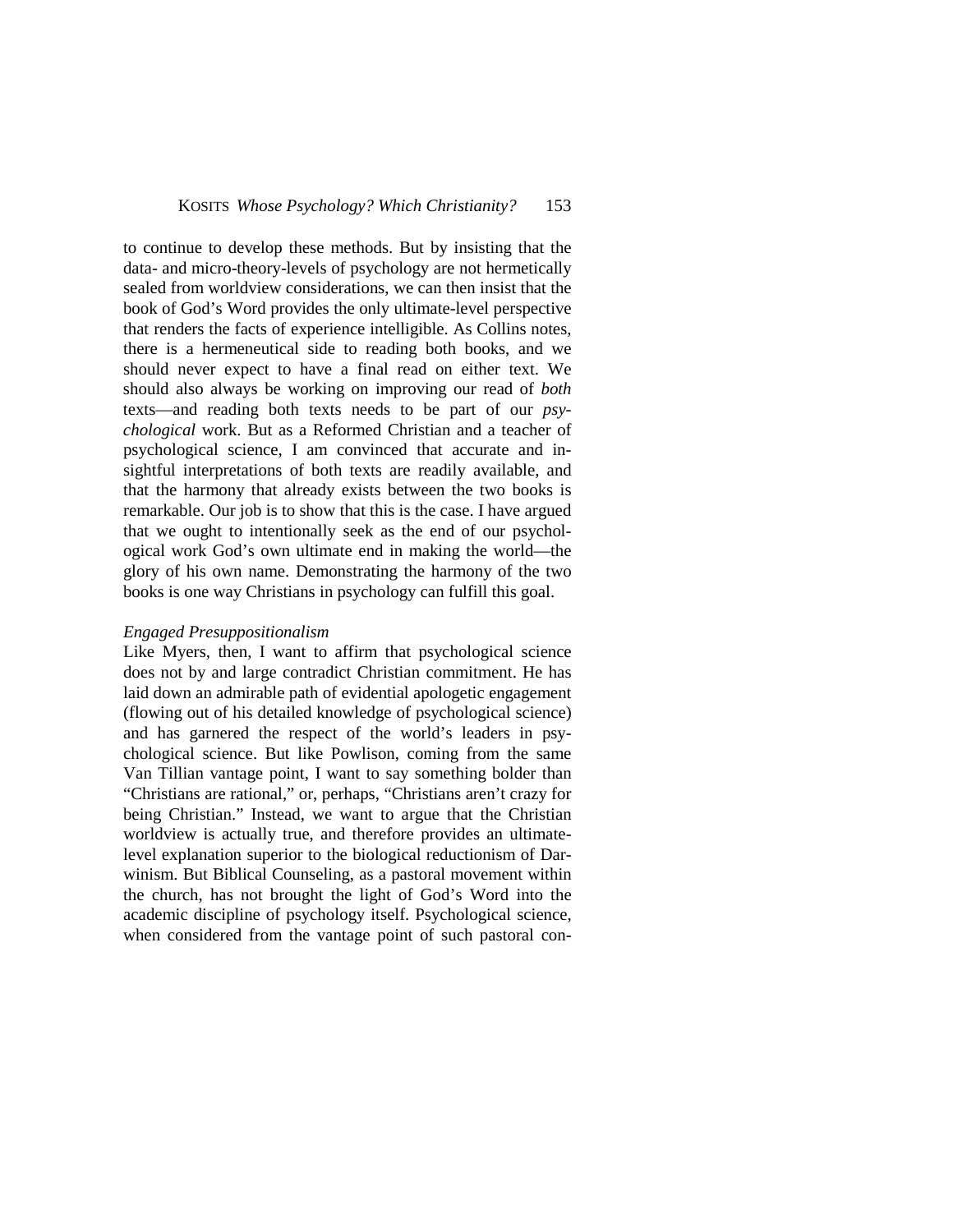to continue to develop these methods. But by insisting that the data- and micro-theory-levels of psychology are not hermetically sealed from worldview considerations, we can then insist that the book of God's Word provides the only ultimate-level perspective that renders the facts of experience intelligible. As Collins notes, there is a hermeneutical side to reading both books, and we should never expect to have a final read on either text. We should also always be working on improving our read of *both* texts—and reading both texts needs to be part of our *psychological* work. But as a Reformed Christian and a teacher of psychological science, I am convinced that accurate and insightful interpretations of both texts are readily available, and that the harmony that already exists between the two books is remarkable. Our job is to show that this is the case. I have argued that we ought to intentionally seek as the end of our psychological work God's own ultimate end in making the world—the glory of his own name. Demonstrating the harmony of the two books is one way Christians in psychology can fulfill this goal.

*Engaged Presuppositionalism*

Like Myers, then, I want to affirm that psychological science does not by and large contradict Christian commitment. He has laid down an admirable path of evidential apologetic engagement (flowing out of his detailed knowledge of psychological science) and has garnered the respect of the world's leaders in psychological science. But like Powlison, coming from the same Van Tillian vantage point, I want to say something bolder than "Christians are rational," or, perhaps, "Christians aren't crazy for being Christian." Instead, we want to argue that the Christian worldview is actually true, and therefore provides an ultimate-level explanation superior to the biological reductionism of Darwinism. But Biblical Counseling, as a pastoral movement within the church, has not brought the light of God's Word into the academic discipline of psychology itself. Psychological science, when considered from the vantage point of such pastoral con-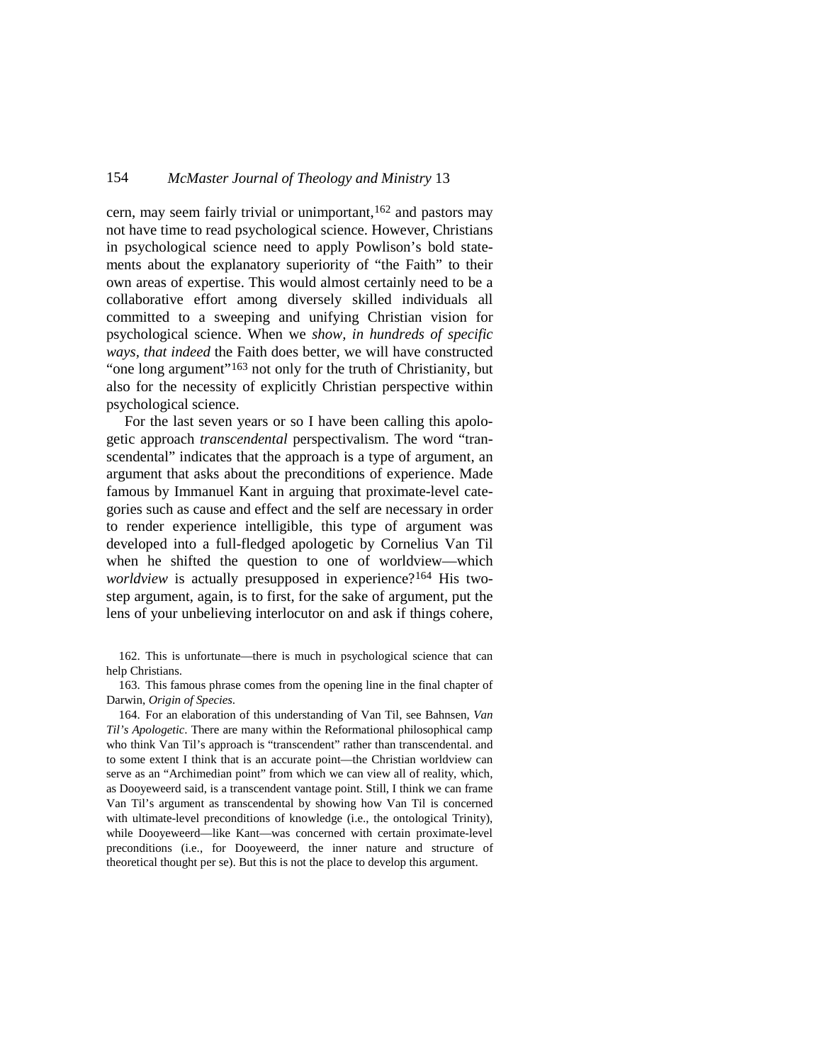cern, may seem fairly trivial or unimportant,[162] and pastors may not have time to read psychological science. However, Christians in psychological science need to apply Powlison's bold statements about the explanatory superiority of "the Faith" to their own areas of expertise. This would almost certainly need to be a collaborative effort among diversely skilled individuals all committed to a sweeping and unifying Christian vision for psychological science. When we *show, in hundreds of specific ways, that indeed* the Faith does better, we will have constructed "one long argument"[163] not only for the truth of Christianity, but also for the necessity of explicitly Christian perspective within psychological science.

For the last seven years or so I have been calling this apologetic approach *transcendental* perspectivalism. The word "transcendental" indicates that the approach is a type of argument, an argument that asks about the preconditions of experience. Made famous by Immanuel Kant in arguing that proximate-level categories such as cause and effect and the self are necessary in order to render experience intelligible, this type of argument was developed into a full-fledged apologetic by Cornelius Van Til when he shifted the question to one of worldview—which *worldview* is actually presupposed in experience?[164] His two-step argument, again, is to first, for the sake of argument, put the lens of your unbelieving interlocutor on and ask if things cohere,

162. This is unfortunate—there is much in psychological science that can help Christians.

163. This famous phrase comes from the opening line in the final chapter of Darwin, *Origin of Species*.

164. For an elaboration of this understanding of Van Til, see Bahnsen, *Van Til's Apologetic*. There are many within the Reformational philosophical camp who think Van Til's approach is "transcendent" rather than transcendental. and to some extent I think that is an accurate point—the Christian worldview can serve as an "Archimedian point" from which we can view all of reality, which, as Dooyeweerd said, is a transcendent vantage point. Still, I think we can frame Van Til's argument as transcendental by showing how Van Til is concerned with ultimate-level preconditions of knowledge (i.e., the ontological Trinity), while Dooyeweerd—like Kant—was concerned with certain proximate-level preconditions (i.e., for Dooyeweerd, the inner nature and structure of theoretical thought per se). But this is not the place to develop this argument.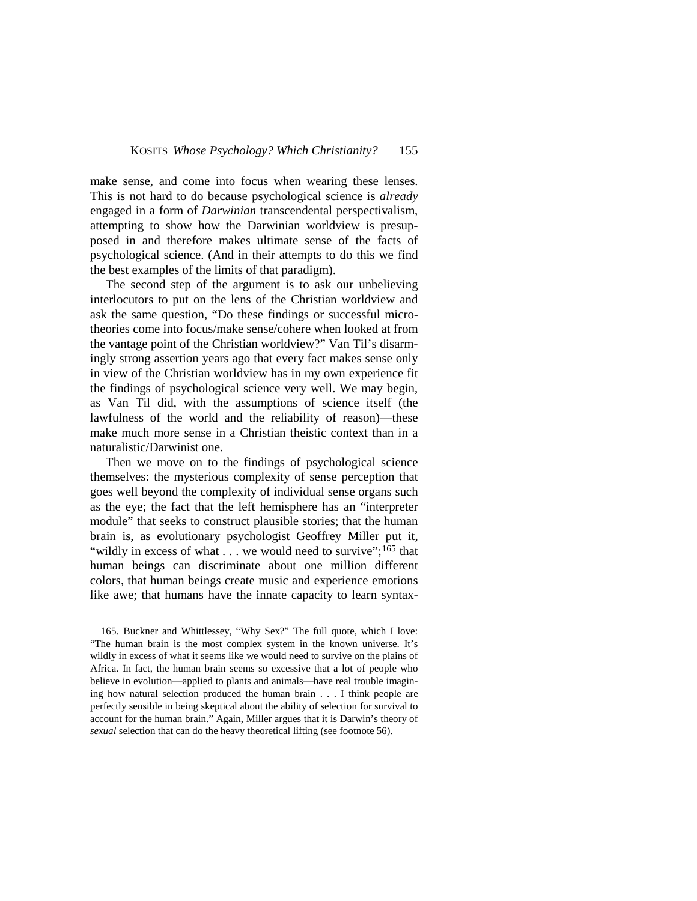make sense, and come into focus when wearing these lenses. This is not hard to do because psychological science is *already* engaged in a form of *Darwinian* transcendental perspectivalism, attempting to show how the Darwinian worldview is presupposed in and therefore makes ultimate sense of the facts of psychological science. (And in their attempts to do this we find the best examples of the limits of that paradigm).

The second step of the argument is to ask our unbelieving interlocutors to put on the lens of the Christian worldview and ask the same question, "Do these findings or successful micro-theories come into focus/make sense/cohere when looked at from the vantage point of the Christian worldview?" Van Til's disarmingly strong assertion years ago that every fact makes sense only in view of the Christian worldview has in my own experience fit the findings of psychological science very well. We may begin, as Van Til did, with the assumptions of science itself (the lawfulness of the world and the reliability of reason)—these make much more sense in a Christian theistic context than in a naturalistic/Darwinist one.

Then we move on to the findings of psychological science themselves: the mysterious complexity of sense perception that goes well beyond the complexity of individual sense organs such as the eye; the fact that the left hemisphere has an "interpreter module" that seeks to construct plausible stories; that the human brain is, as evolutionary psychologist Geoffrey Miller put it, "wildly in excess of what . . . we would need to survive";[165] that human beings can discriminate about one million different colors, that human beings create music and experience emotions like awe; that humans have the innate capacity to learn syntax-

165. Buckner and Whittlessey, "Why Sex?" The full quote, which I love: "The human brain is the most complex system in the known universe. It's wildly in excess of what it seems like we would need to survive on the plains of Africa. In fact, the human brain seems so excessive that a lot of people who believe in evolution—applied to plants and animals—have real trouble imagining how natural selection produced the human brain . . . I think people are perfectly sensible in being skeptical about the ability of selection for survival to account for the human brain." Again, Miller argues that it is Darwin's theory of *sexual* selection that can do the heavy theoretical lifting (see footnote 56).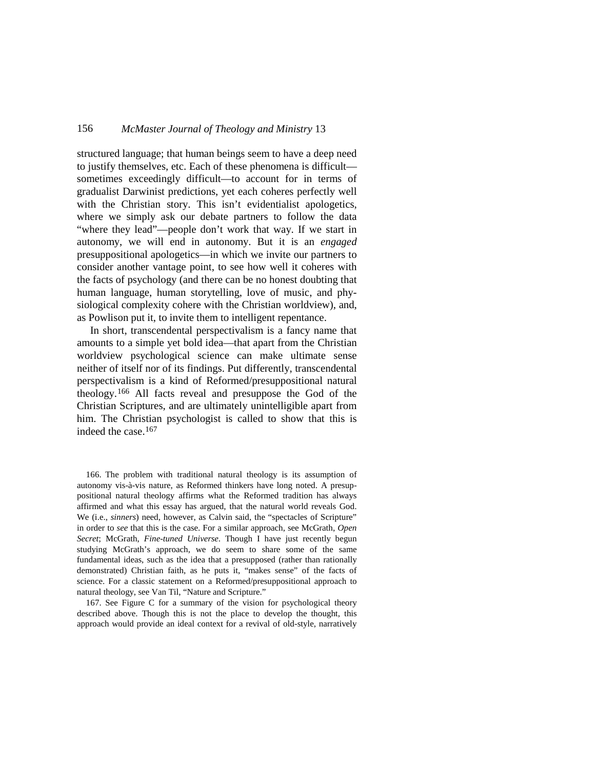structured language; that human beings seem to have a deep need to justify themselves, etc. Each of these phenomena is difficult—sometimes exceedingly difficult—to account for in terms of gradualist Darwinist predictions, yet each coheres perfectly well with the Christian story. This isn't evidentialist apologetics, where we simply ask our debate partners to follow the data "where they lead"—people don't work that way. If we start in autonomy, we will end in autonomy. But it is an *engaged* presuppositional apologetics—in which we invite our partners to consider another vantage point, to see how well it coheres with the facts of psychology (and there can be no honest doubting that human language, human storytelling, love of music, and physiological complexity cohere with the Christian worldview), and, as Powlison put it, to invite them to intelligent repentance.

In short, transcendental perspectivalism is a fancy name that amounts to a simple yet bold idea—that apart from the Christian worldview psychological science can make ultimate sense neither of itself nor of its findings. Put differently, transcendental perspectivalism is a kind of Reformed/presuppositional natural theology.[166] All facts reveal and presuppose the God of the Christian Scriptures, and are ultimately unintelligible apart from him. The Christian psychologist is called to show that this is indeed the case.[167]

166. The problem with traditional natural theology is its assumption of autonomy vis-à-vis nature, as Reformed thinkers have long noted. A presuppositional natural theology affirms what the Reformed tradition has always affirmed and what this essay has argued, that the natural world reveals God. We (i.e., *sinners*) need, however, as Calvin said, the "spectacles of Scripture" in order to *see* that this is the case. For a similar approach, see McGrath, *Open Secret*; McGrath, *Fine-tuned Universe*. Though I have just recently begun studying McGrath's approach, we do seem to share some of the same fundamental ideas, such as the idea that a presupposed (rather than rationally demonstrated) Christian faith, as he puts it, "makes sense" of the facts of science. For a classic statement on a Reformed/presuppositional approach to natural theology, see Van Til, "Nature and Scripture."

167. See Figure C for a summary of the vision for psychological theory described above. Though this is not the place to develop the thought, this approach would provide an ideal context for a revival of old-style, narratively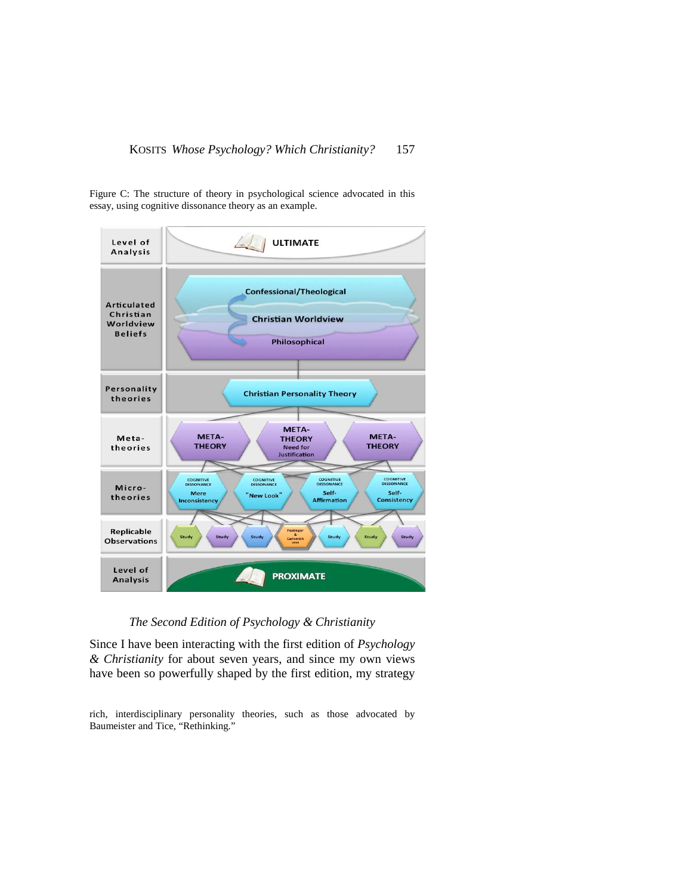Figure C: The structure of theory in psychological science advocated in this essay, using cognitive dissonance theory as an example.

| Level of Analysis | ULTIMATE |
|---|---|
| Articulated Christian Worldview Beliefs | Confessional/Theological; Christian Worldview; Philosophical |
| Personality theories | Christian Personality Theory |
| Meta-theories | META-THEORY; META-THEORY Need for Justification; META-THEORY |
| Micro-theories | COGNITIVE DISSONANCE Mere Inconsistency; COGNITIVE DISSONANCE "New Look"; COGNITIVE DISSONANCE Self-Affirmation; COGNITIVE DISSONANCE Self-Consistency |
| Replicable Observations | Study; Study; Study; Festinger & Carlsmith 1959; Study; Study; Study |
| Level of Analysis | PROXIMATE |

## *The Second Edition of Psychology & Christianity*

Since I have been interacting with the first edition of *Psychology & Christianity* for about seven years, and since my own views have been so powerfully shaped by the first edition, my strategy

rich, interdisciplinary personality theories, such as those advocated by Baumeister and Tice, "Rethinking."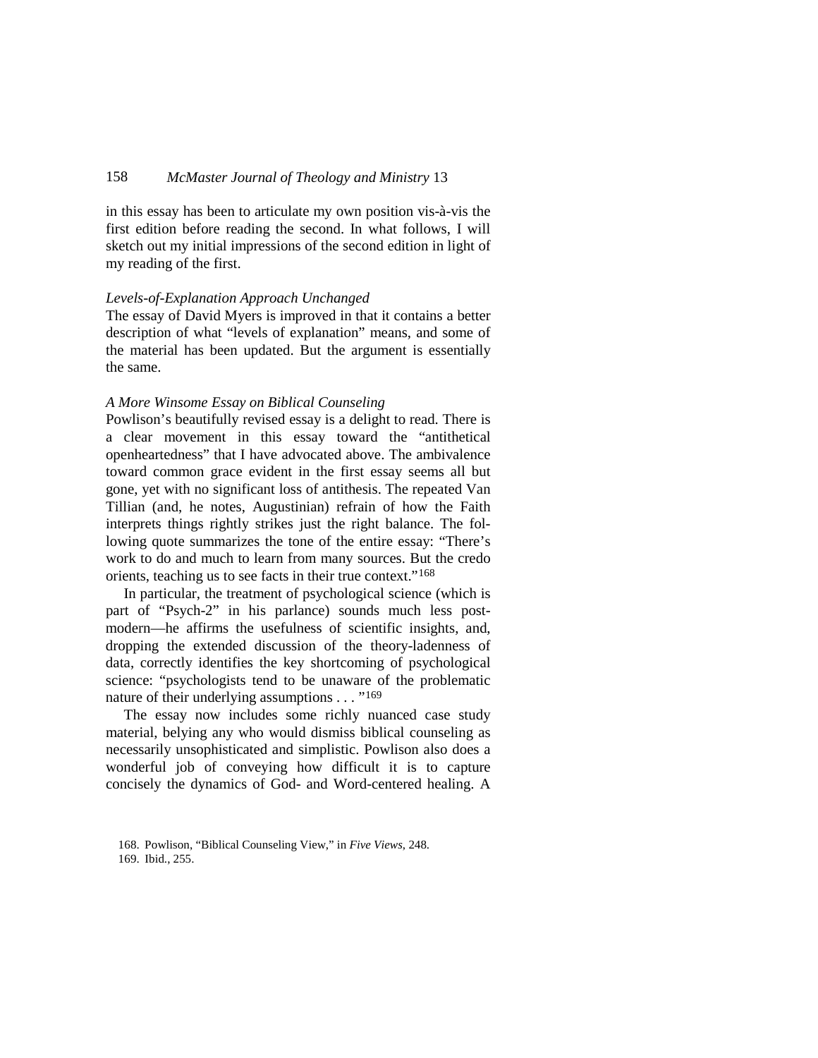in this essay has been to articulate my own position vis-à-vis the first edition before reading the second. In what follows, I will sketch out my initial impressions of the second edition in light of my reading of the first.

*Levels-of-Explanation Approach Unchanged*

The essay of David Myers is improved in that it contains a better description of what "levels of explanation" means, and some of the material has been updated. But the argument is essentially the same.

*A More Winsome Essay on Biblical Counseling*

Powlison's beautifully revised essay is a delight to read. There is a clear movement in this essay toward the "antithetical openheartedness" that I have advocated above. The ambivalence toward common grace evident in the first essay seems all but gone, yet with no significant loss of antithesis. The repeated Van Tillian (and, he notes, Augustinian) refrain of how the Faith interprets things rightly strikes just the right balance. The following quote summarizes the tone of the entire essay: "There's work to do and much to learn from many sources. But the credo orients, teaching us to see facts in their true context."[168]

In particular, the treatment of psychological science (which is part of "Psych-2" in his parlance) sounds much less postmodern—he affirms the usefulness of scientific insights, and, dropping the extended discussion of the theory-ladenness of data, correctly identifies the key shortcoming of psychological science: "psychologists tend to be unaware of the problematic nature of their underlying assumptions . . . "[169]

The essay now includes some richly nuanced case study material, belying any who would dismiss biblical counseling as necessarily unsophisticated and simplistic. Powlison also does a wonderful job of conveying how difficult it is to capture concisely the dynamics of God- and Word-centered healing. A

168. Powlison, "Biblical Counseling View," in *Five Views*, 248.
169. Ibid., 255.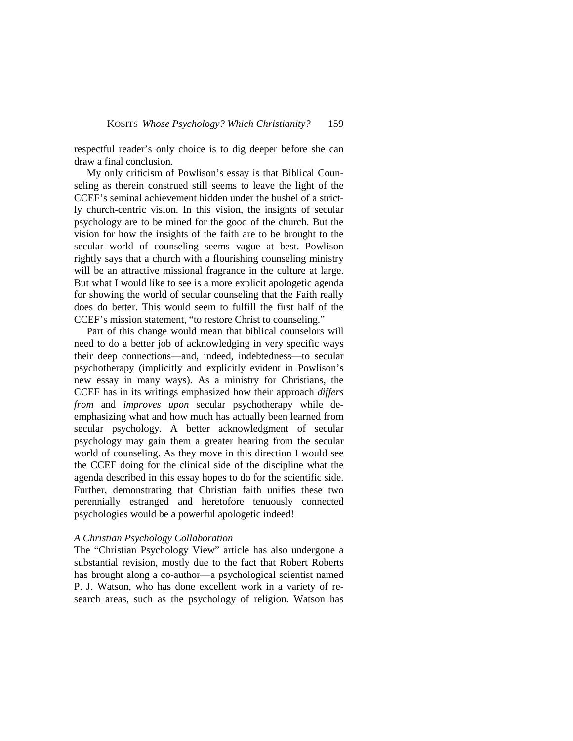respectful reader's only choice is to dig deeper before she can draw a final conclusion.

My only criticism of Powlison's essay is that Biblical Counseling as therein construed still seems to leave the light of the CCEF's seminal achievement hidden under the bushel of a strictly church-centric vision. In this vision, the insights of secular psychology are to be mined for the good of the church. But the vision for how the insights of the faith are to be brought to the secular world of counseling seems vague at best. Powlison rightly says that a church with a flourishing counseling ministry will be an attractive missional fragrance in the culture at large. But what I would like to see is a more explicit apologetic agenda for showing the world of secular counseling that the Faith really does do better. This would seem to fulfill the first half of the CCEF's mission statement, "to restore Christ to counseling."

Part of this change would mean that biblical counselors will need to do a better job of acknowledging in very specific ways their deep connections—and, indeed, indebtedness—to secular psychotherapy (implicitly and explicitly evident in Powlison's new essay in many ways). As a ministry for Christians, the CCEF has in its writings emphasized how their approach *differs from* and *improves upon* secular psychotherapy while de-emphasizing what and how much has actually been learned from secular psychology. A better acknowledgment of secular psychology may gain them a greater hearing from the secular world of counseling. As they move in this direction I would see the CCEF doing for the clinical side of the discipline what the agenda described in this essay hopes to do for the scientific side. Further, demonstrating that Christian faith unifies these two perennially estranged and heretofore tenuously connected psychologies would be a powerful apologetic indeed!

*A Christian Psychology Collaboration*

The "Christian Psychology View" article has also undergone a substantial revision, mostly due to the fact that Robert Roberts has brought along a co-author—a psychological scientist named P. J. Watson, who has done excellent work in a variety of research areas, such as the psychology of religion. Watson has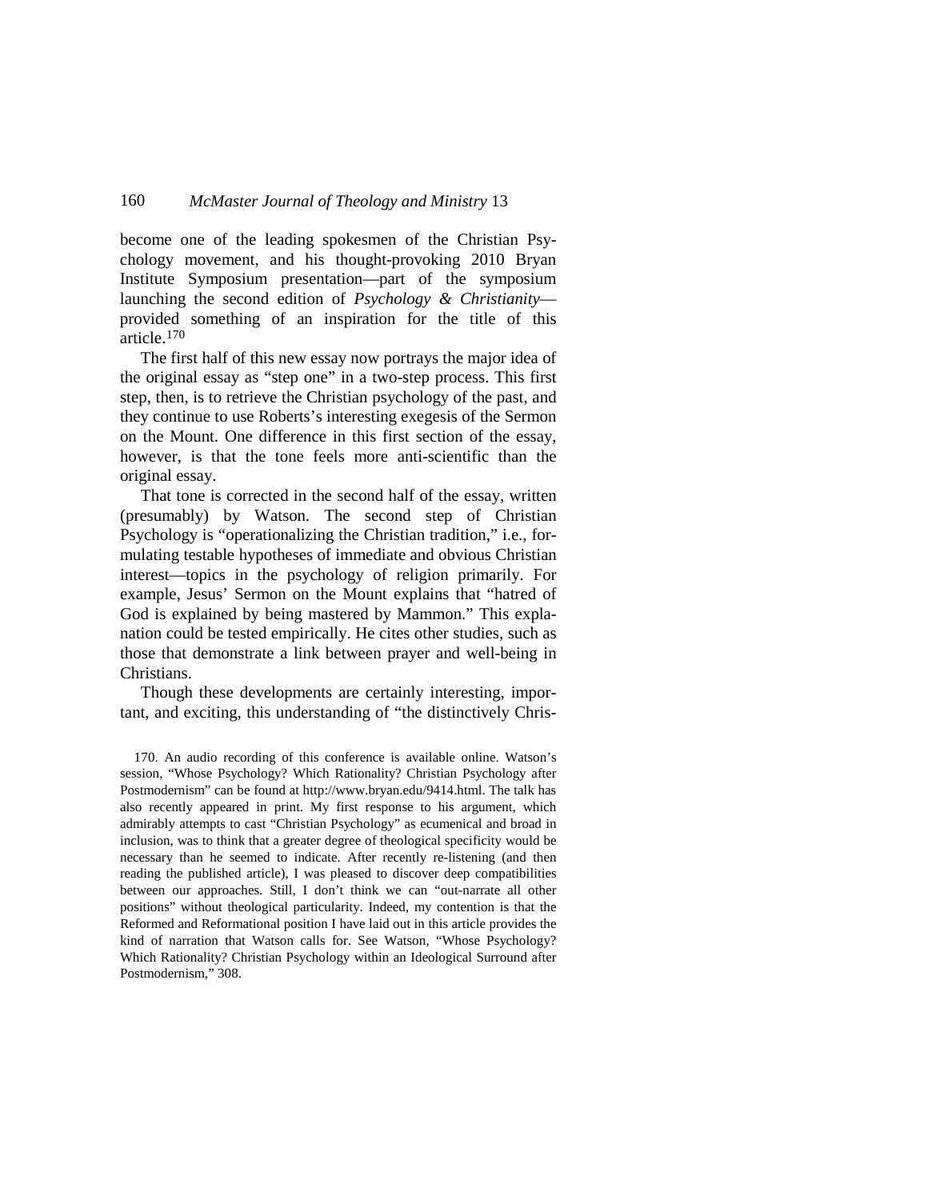become one of the leading spokesmen of the Christian Psychology movement, and his thought-provoking 2010 Bryan Institute Symposium presentation—part of the symposium launching the second edition of *Psychology & Christianity*—provided something of an inspiration for the title of this article.[170]

The first half of this new essay now portrays the major idea of the original essay as "step one" in a two-step process. This first step, then, is to retrieve the Christian psychology of the past, and they continue to use Roberts's interesting exegesis of the Sermon on the Mount. One difference in this first section of the essay, however, is that the tone feels more anti-scientific than the original essay.

That tone is corrected in the second half of the essay, written (presumably) by Watson. The second step of Christian Psychology is "operationalizing the Christian tradition," i.e., formulating testable hypotheses of immediate and obvious Christian interest—topics in the psychology of religion primarily. For example, Jesus' Sermon on the Mount explains that "hatred of God is explained by being mastered by Mammon." This explanation could be tested empirically. He cites other studies, such as those that demonstrate a link between prayer and well-being in Christians.

Though these developments are certainly interesting, important, and exciting, this understanding of "the distinctively Chris-

170. An audio recording of this conference is available online. Watson's session, "Whose Psychology? Which Rationality? Christian Psychology after Postmodernism" can be found at http://www.bryan.edu/9414.html. The talk has also recently appeared in print. My first response to his argument, which admirably attempts to cast "Christian Psychology" as ecumenical and broad in inclusion, was to think that a greater degree of theological specificity would be necessary than he seemed to indicate. After recently re-listening (and then reading the published article), I was pleased to discover deep compatibilities between our approaches. Still, I don't think we can "out-narrate all other positions" without theological particularity. Indeed, my contention is that the Reformed and Reformational position I have laid out in this article provides the kind of narration that Watson calls for. See Watson, "Whose Psychology? Which Rationality? Christian Psychology within an Ideological Surround after Postmodernism," 308.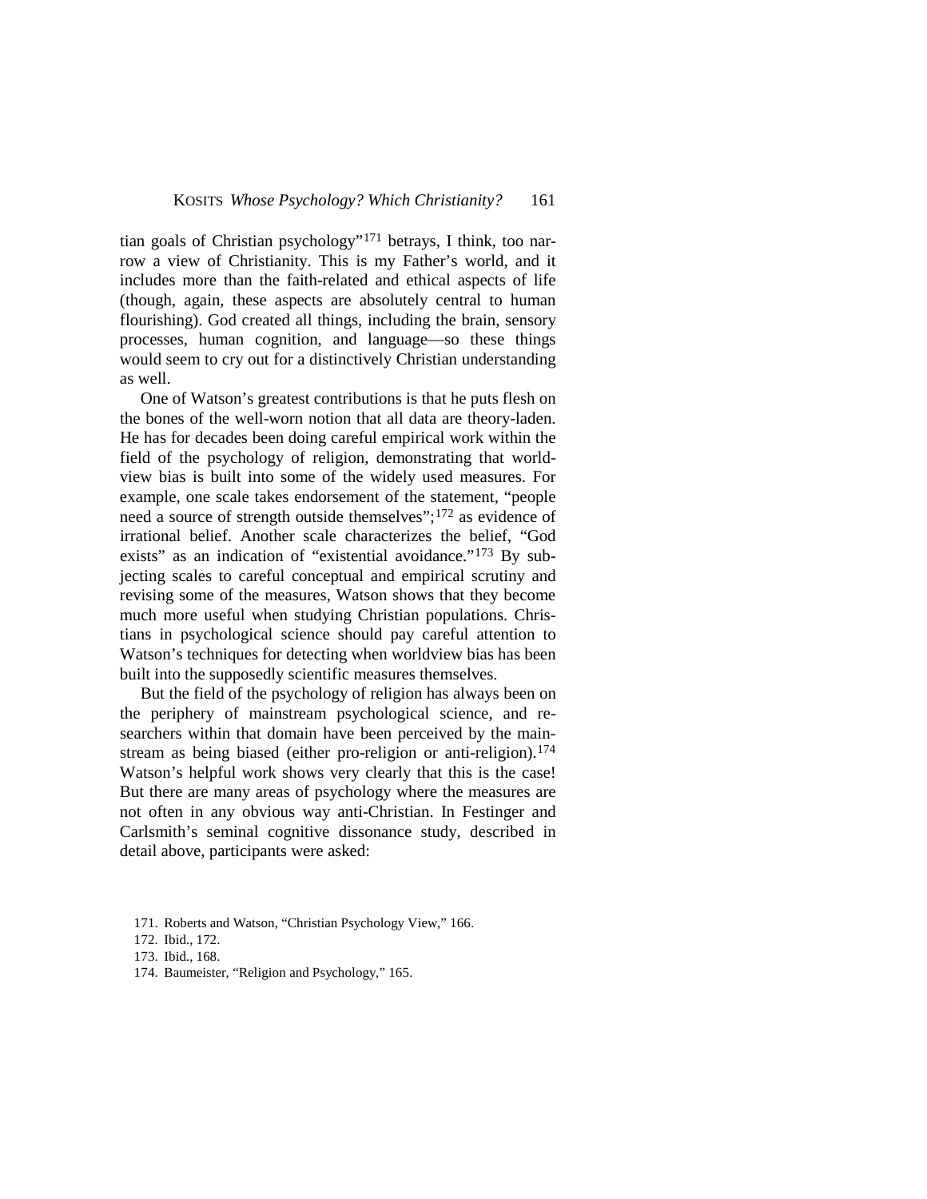tian goals of Christian psychology"[171] betrays, I think, too narrow a view of Christianity. This is my Father's world, and it includes more than the faith-related and ethical aspects of life (though, again, these aspects are absolutely central to human flourishing). God created all things, including the brain, sensory processes, human cognition, and language—so these things would seem to cry out for a distinctively Christian understanding as well.

One of Watson's greatest contributions is that he puts flesh on the bones of the well-worn notion that all data are theory-laden. He has for decades been doing careful empirical work within the field of the psychology of religion, demonstrating that worldview bias is built into some of the widely used measures. For example, one scale takes endorsement of the statement, "people need a source of strength outside themselves";[172] as evidence of irrational belief. Another scale characterizes the belief, "God exists" as an indication of "existential avoidance."[173] By subjecting scales to careful conceptual and empirical scrutiny and revising some of the measures, Watson shows that they become much more useful when studying Christian populations. Christians in psychological science should pay careful attention to Watson's techniques for detecting when worldview bias has been built into the supposedly scientific measures themselves.

But the field of the psychology of religion has always been on the periphery of mainstream psychological science, and researchers within that domain have been perceived by the mainstream as being biased (either pro-religion or anti-religion).[174] Watson's helpful work shows very clearly that this is the case! But there are many areas of psychology where the measures are not often in any obvious way anti-Christian. In Festinger and Carlsmith's seminal cognitive dissonance study, described in detail above, participants were asked:

171. Roberts and Watson, "Christian Psychology View," 166.

172. Ibid., 172.

173. Ibid., 168.

174. Baumeister, "Religion and Psychology," 165.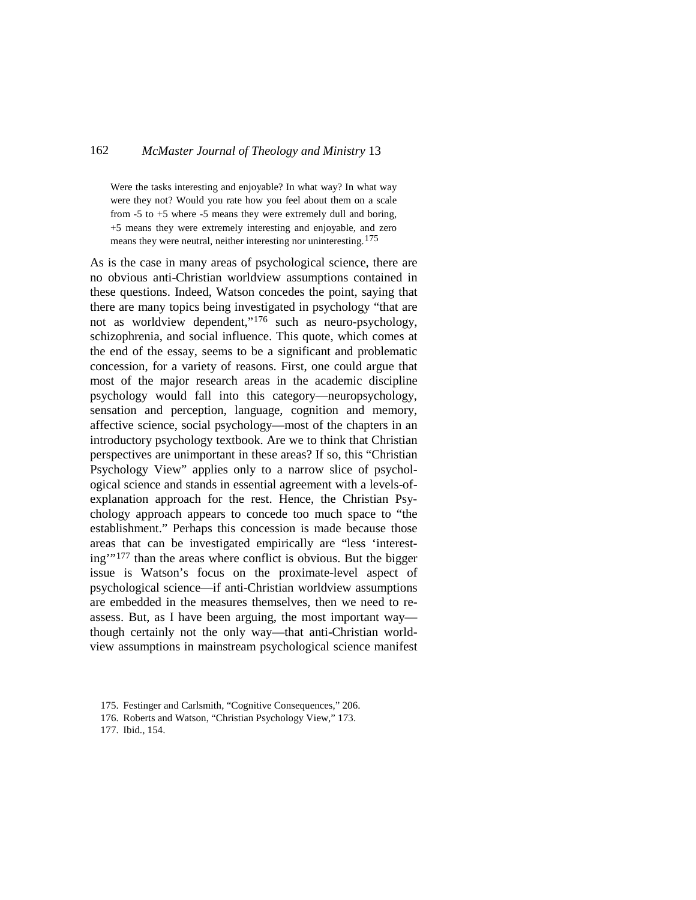> Were the tasks interesting and enjoyable? In what way? In what way were they not? Would you rate how you feel about them on a scale from -5 to +5 where -5 means they were extremely dull and boring, +5 means they were extremely interesting and enjoyable, and zero means they were neutral, neither interesting nor uninteresting.[175]

As is the case in many areas of psychological science, there are no obvious anti-Christian worldview assumptions contained in these questions. Indeed, Watson concedes the point, saying that there are many topics being investigated in psychology "that are not as worldview dependent,"[176] such as neuro-psychology, schizophrenia, and social influence. This quote, which comes at the end of the essay, seems to be a significant and problematic concession, for a variety of reasons. First, one could argue that most of the major research areas in the academic discipline psychology would fall into this category—neuropsychology, sensation and perception, language, cognition and memory, affective science, social psychology—most of the chapters in an introductory psychology textbook. Are we to think that Christian perspectives are unimportant in these areas? If so, this "Christian Psychology View" applies only to a narrow slice of psychological science and stands in essential agreement with a levels-of-explanation approach for the rest. Hence, the Christian Psychology approach appears to concede too much space to "the establishment." Perhaps this concession is made because those areas that can be investigated empirically are "less 'interesting'"[177] than the areas where conflict is obvious. But the bigger issue is Watson's focus on the proximate-level aspect of psychological science—if anti-Christian worldview assumptions are embedded in the measures themselves, then we need to reassess. But, as I have been arguing, the most important way—though certainly not the only way—that anti-Christian worldview assumptions in mainstream psychological science manifest

175. Festinger and Carlsmith, "Cognitive Consequences," 206.

176. Roberts and Watson, "Christian Psychology View," 173.

177. Ibid., 154.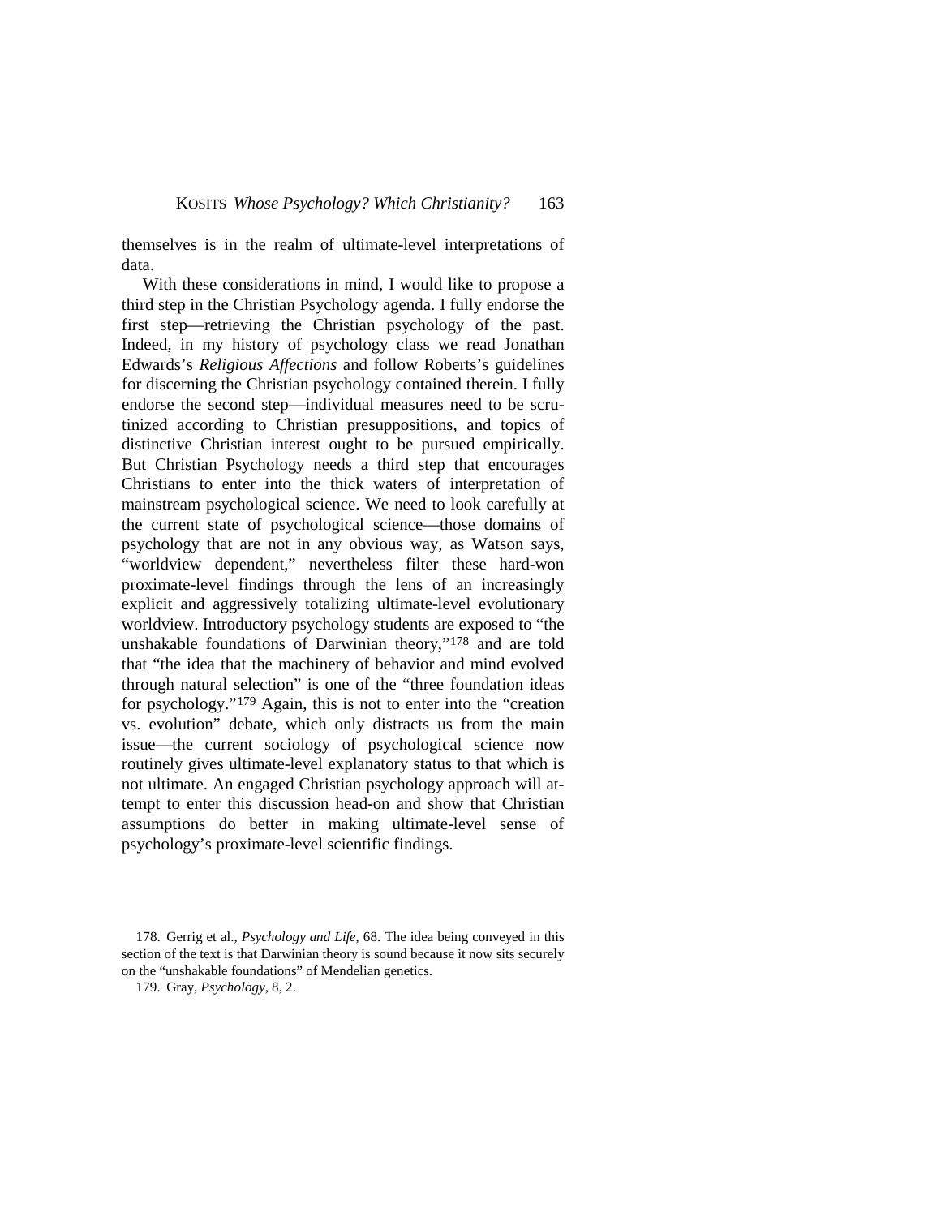themselves is in the realm of ultimate-level interpretations of data.

With these considerations in mind, I would like to propose a third step in the Christian Psychology agenda. I fully endorse the first step—retrieving the Christian psychology of the past. Indeed, in my history of psychology class we read Jonathan Edwards's *Religious Affections* and follow Roberts's guidelines for discerning the Christian psychology contained therein. I fully endorse the second step—individual measures need to be scrutinized according to Christian presuppositions, and topics of distinctive Christian interest ought to be pursued empirically. But Christian Psychology needs a third step that encourages Christians to enter into the thick waters of interpretation of mainstream psychological science. We need to look carefully at the current state of psychological science—those domains of psychology that are not in any obvious way, as Watson says, "worldview dependent," nevertheless filter these hard-won proximate-level findings through the lens of an increasingly explicit and aggressively totalizing ultimate-level evolutionary worldview. Introductory psychology students are exposed to "the unshakable foundations of Darwinian theory,"[178] and are told that "the idea that the machinery of behavior and mind evolved through natural selection" is one of the "three foundation ideas for psychology."[179] Again, this is not to enter into the "creation vs. evolution" debate, which only distracts us from the main issue—the current sociology of psychological science now routinely gives ultimate-level explanatory status to that which is not ultimate. An engaged Christian psychology approach will attempt to enter this discussion head-on and show that Christian assumptions do better in making ultimate-level sense of psychology's proximate-level scientific findings.

178. Gerrig et al., *Psychology and Life*, 68. The idea being conveyed in this section of the text is that Darwinian theory is sound because it now sits securely on the "unshakable foundations" of Mendelian genetics.

179. Gray, *Psychology*, 8, 2.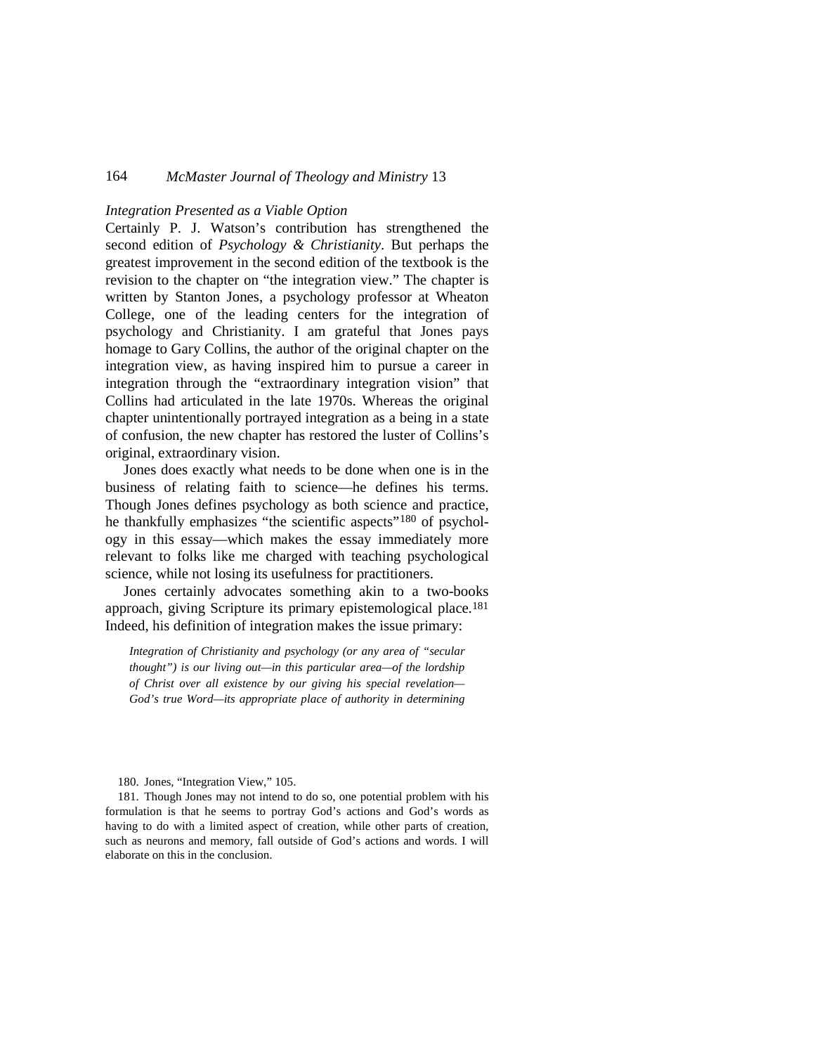*Integration Presented as a Viable Option*

Certainly P. J. Watson's contribution has strengthened the second edition of *Psychology & Christianity*. But perhaps the greatest improvement in the second edition of the textbook is the revision to the chapter on "the integration view." The chapter is written by Stanton Jones, a psychology professor at Wheaton College, one of the leading centers for the integration of psychology and Christianity. I am grateful that Jones pays homage to Gary Collins, the author of the original chapter on the integration view, as having inspired him to pursue a career in integration through the "extraordinary integration vision" that Collins had articulated in the late 1970s. Whereas the original chapter unintentionally portrayed integration as a being in a state of confusion, the new chapter has restored the luster of Collins's original, extraordinary vision.

Jones does exactly what needs to be done when one is in the business of relating faith to science—he defines his terms. Though Jones defines psychology as both science and practice, he thankfully emphasizes "the scientific aspects"[180] of psychology in this essay—which makes the essay immediately more relevant to folks like me charged with teaching psychological science, while not losing its usefulness for practitioners.

Jones certainly advocates something akin to a two-books approach, giving Scripture its primary epistemological place.[181] Indeed, his definition of integration makes the issue primary:

> *Integration of Christianity and psychology (or any area of "secular thought") is our living out—in this particular area—of the lordship of Christ over all existence by our giving his special revelation—God's true Word—its appropriate place of authority in determining*

180. Jones, "Integration View," 105.

181. Though Jones may not intend to do so, one potential problem with his formulation is that he seems to portray God's actions and God's words as having to do with a limited aspect of creation, while other parts of creation, such as neurons and memory, fall outside of God's actions and words. I will elaborate on this in the conclusion.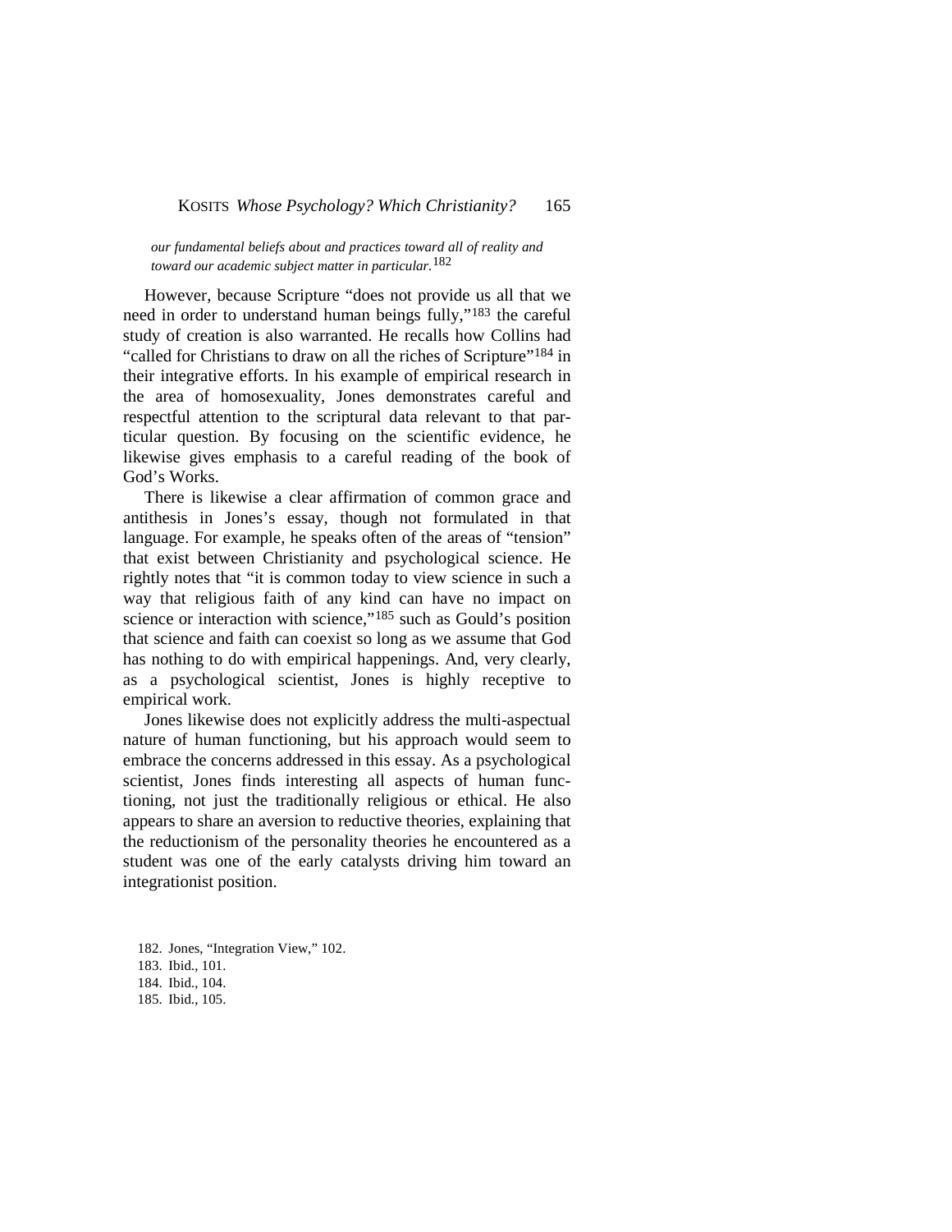*our fundamental beliefs about and practices toward all of reality and toward our academic subject matter in particular.*[182]

However, because Scripture "does not provide us all that we need in order to understand human beings fully,"[183] the careful study of creation is also warranted. He recalls how Collins had "called for Christians to draw on all the riches of Scripture"[184] in their integrative efforts. In his example of empirical research in the area of homosexuality, Jones demonstrates careful and respectful attention to the scriptural data relevant to that particular question. By focusing on the scientific evidence, he likewise gives emphasis to a careful reading of the book of God's Works.

There is likewise a clear affirmation of common grace and antithesis in Jones's essay, though not formulated in that language. For example, he speaks often of the areas of "tension" that exist between Christianity and psychological science. He rightly notes that "it is common today to view science in such a way that religious faith of any kind can have no impact on science or interaction with science,"[185] such as Gould's position that science and faith can coexist so long as we assume that God has nothing to do with empirical happenings. And, very clearly, as a psychological scientist, Jones is highly receptive to empirical work.

Jones likewise does not explicitly address the multi-aspectual nature of human functioning, but his approach would seem to embrace the concerns addressed in this essay. As a psychological scientist, Jones finds interesting all aspects of human functioning, not just the traditionally religious or ethical. He also appears to share an aversion to reductive theories, explaining that the reductionism of the personality theories he encountered as a student was one of the early catalysts driving him toward an integrationist position.

182. Jones, "Integration View," 102.
183. Ibid., 101.
184. Ibid., 104.
185. Ibid., 105.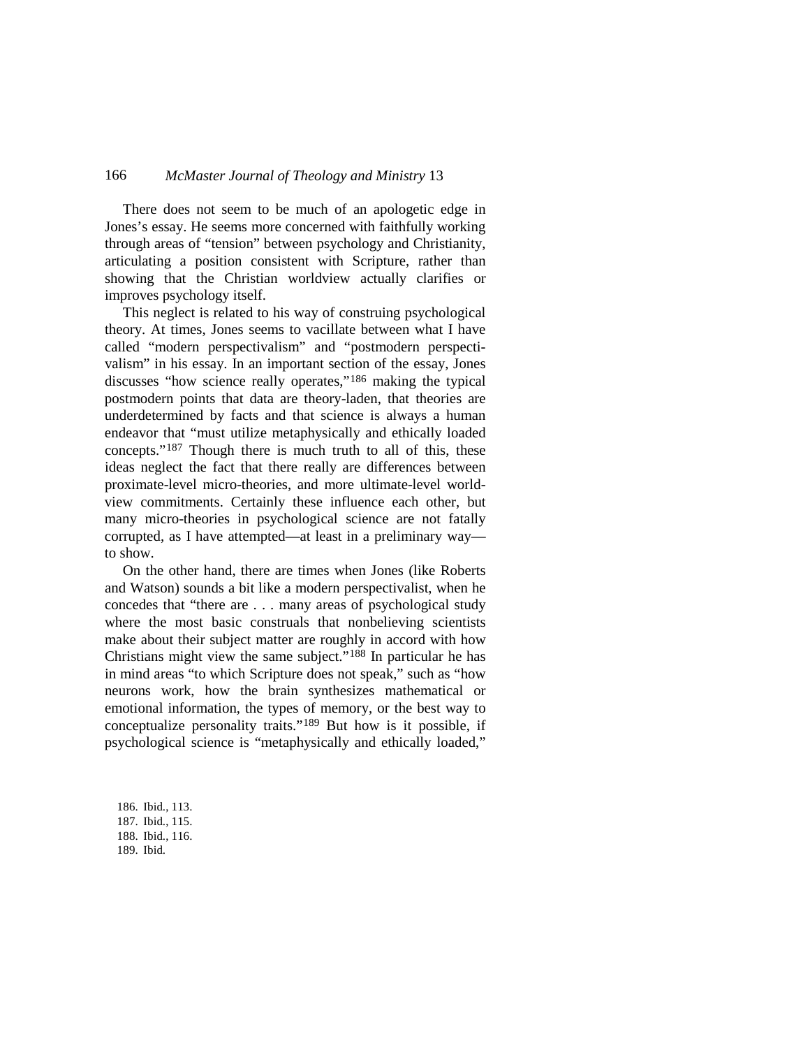There does not seem to be much of an apologetic edge in Jones's essay. He seems more concerned with faithfully working through areas of "tension" between psychology and Christianity, articulating a position consistent with Scripture, rather than showing that the Christian worldview actually clarifies or improves psychology itself.

This neglect is related to his way of construing psychological theory. At times, Jones seems to vacillate between what I have called "modern perspectivalism" and "postmodern perspectivalism" in his essay. In an important section of the essay, Jones discusses "how science really operates,"[186] making the typical postmodern points that data are theory-laden, that theories are underdetermined by facts and that science is always a human endeavor that "must utilize metaphysically and ethically loaded concepts."[187] Though there is much truth to all of this, these ideas neglect the fact that there really are differences between proximate-level micro-theories, and more ultimate-level worldview commitments. Certainly these influence each other, but many micro-theories in psychological science are not fatally corrupted, as I have attempted—at least in a preliminary way—to show.

On the other hand, there are times when Jones (like Roberts and Watson) sounds a bit like a modern perspectivalist, when he concedes that "there are . . . many areas of psychological study where the most basic construals that nonbelieving scientists make about their subject matter are roughly in accord with how Christians might view the same subject."[188] In particular he has in mind areas "to which Scripture does not speak," such as "how neurons work, how the brain synthesizes mathematical or emotional information, the types of memory, or the best way to conceptualize personality traits."[189] But how is it possible, if psychological science is "metaphysically and ethically loaded,"

186. Ibid., 113.
187. Ibid., 115.
188. Ibid., 116.
189. Ibid.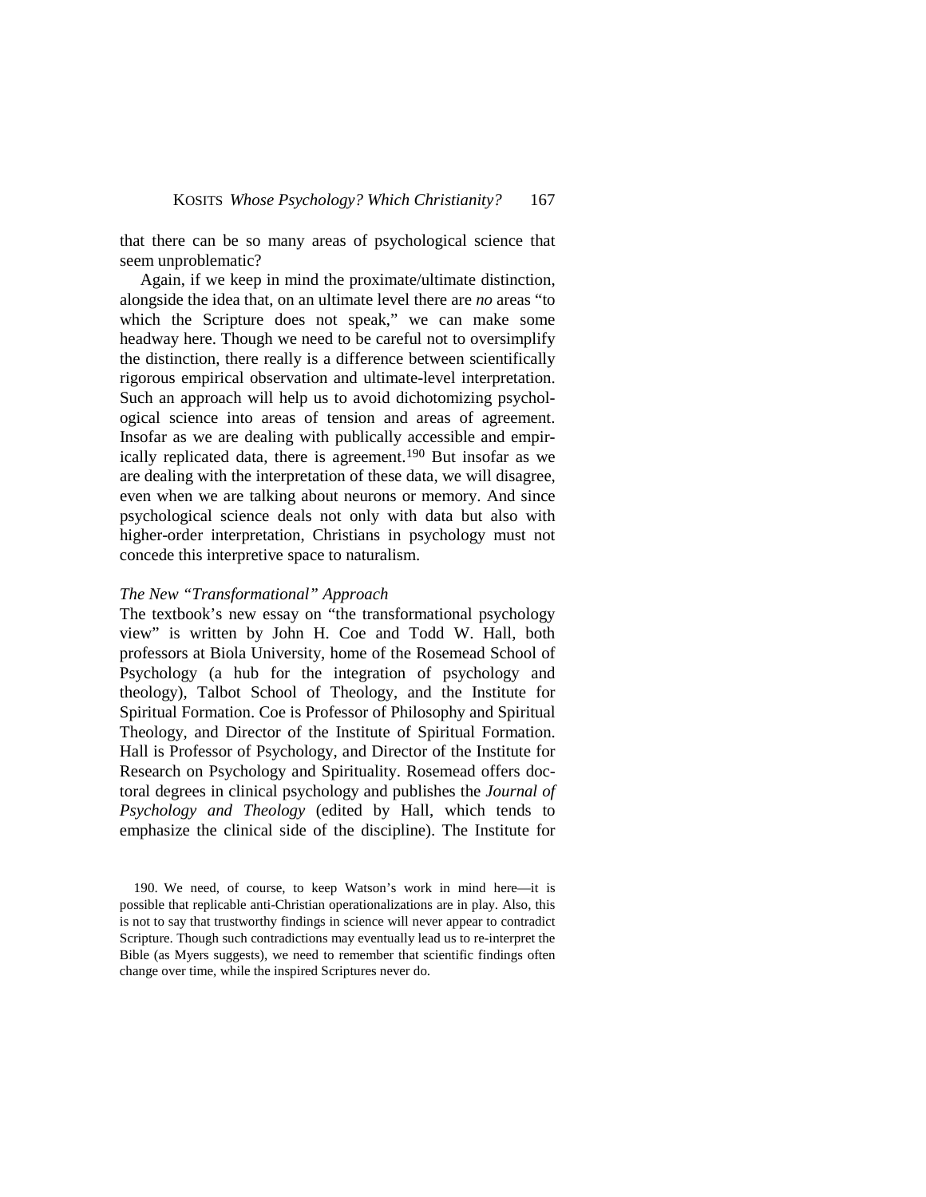that there can be so many areas of psychological science that seem unproblematic?

Again, if we keep in mind the proximate/ultimate distinction, alongside the idea that, on an ultimate level there are *no* areas "to which the Scripture does not speak," we can make some headway here. Though we need to be careful not to oversimplify the distinction, there really is a difference between scientifically rigorous empirical observation and ultimate-level interpretation. Such an approach will help us to avoid dichotomizing psychological science into areas of tension and areas of agreement. Insofar as we are dealing with publically accessible and empirically replicated data, there is agreement.[190] But insofar as we are dealing with the interpretation of these data, we will disagree, even when we are talking about neurons or memory. And since psychological science deals not only with data but also with higher-order interpretation, Christians in psychology must not concede this interpretive space to naturalism.

### *The New "Transformational" Approach*

The textbook's new essay on "the transformational psychology view" is written by John H. Coe and Todd W. Hall, both professors at Biola University, home of the Rosemead School of Psychology (a hub for the integration of psychology and theology), Talbot School of Theology, and the Institute for Spiritual Formation. Coe is Professor of Philosophy and Spiritual Theology, and Director of the Institute of Spiritual Formation. Hall is Professor of Psychology, and Director of the Institute for Research on Psychology and Spirituality. Rosemead offers doctoral degrees in clinical psychology and publishes the *Journal of Psychology and Theology* (edited by Hall, which tends to emphasize the clinical side of the discipline). The Institute for

190. We need, of course, to keep Watson's work in mind here—it is possible that replicable anti-Christian operationalizations are in play. Also, this is not to say that trustworthy findings in science will never appear to contradict Scripture. Though such contradictions may eventually lead us to re-interpret the Bible (as Myers suggests), we need to remember that scientific findings often change over time, while the inspired Scriptures never do.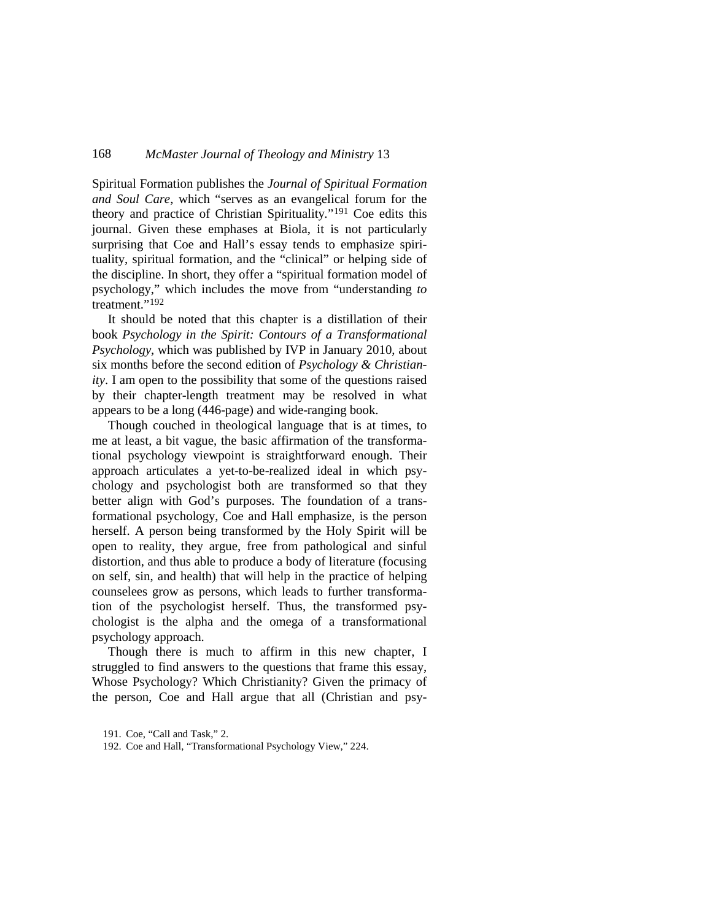Spiritual Formation publishes the *Journal of Spiritual Formation and Soul Care*, which "serves as an evangelical forum for the theory and practice of Christian Spirituality."[191] Coe edits this journal. Given these emphases at Biola, it is not particularly surprising that Coe and Hall's essay tends to emphasize spirituality, spiritual formation, and the "clinical" or helping side of the discipline. In short, they offer a "spiritual formation model of psychology," which includes the move from "understanding *to* treatment."[192]

It should be noted that this chapter is a distillation of their book *Psychology in the Spirit: Contours of a Transformational Psychology*, which was published by IVP in January 2010, about six months before the second edition of *Psychology & Christianity*. I am open to the possibility that some of the questions raised by their chapter-length treatment may be resolved in what appears to be a long (446-page) and wide-ranging book.

Though couched in theological language that is at times, to me at least, a bit vague, the basic affirmation of the transformational psychology viewpoint is straightforward enough. Their approach articulates a yet-to-be-realized ideal in which psychology and psychologist both are transformed so that they better align with God's purposes. The foundation of a transformational psychology, Coe and Hall emphasize, is the person herself. A person being transformed by the Holy Spirit will be open to reality, they argue, free from pathological and sinful distortion, and thus able to produce a body of literature (focusing on self, sin, and health) that will help in the practice of helping counselees grow as persons, which leads to further transformation of the psychologist herself. Thus, the transformed psychologist is the alpha and the omega of a transformational psychology approach.

Though there is much to affirm in this new chapter, I struggled to find answers to the questions that frame this essay, Whose Psychology? Which Christianity? Given the primacy of the person, Coe and Hall argue that all (Christian and psy-

191. Coe, "Call and Task," 2.

192. Coe and Hall, "Transformational Psychology View," 224.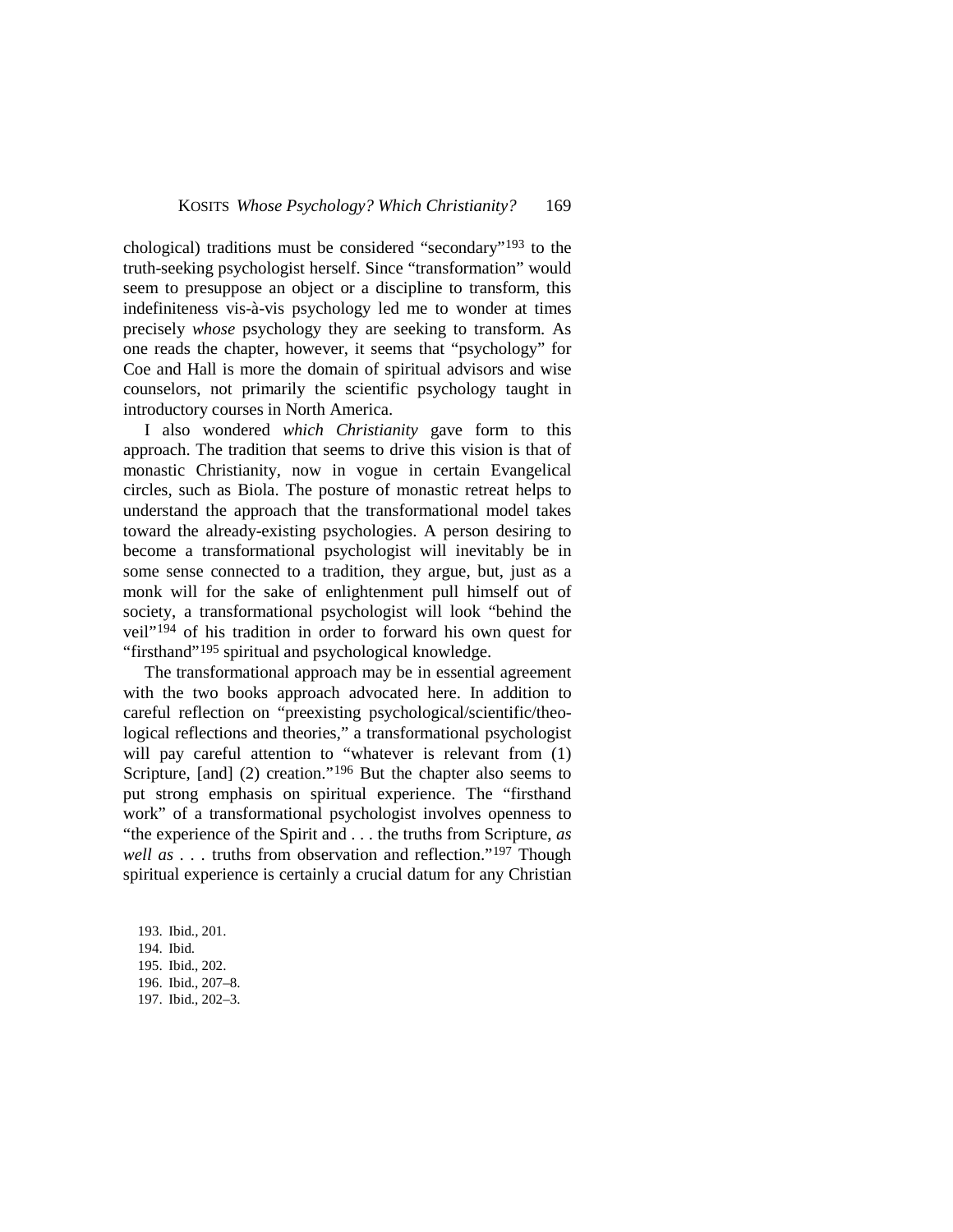chological) traditions must be considered "secondary"[193] to the truth-seeking psychologist herself. Since "transformation" would seem to presuppose an object or a discipline to transform, this indefiniteness vis-à-vis psychology led me to wonder at times precisely *whose* psychology they are seeking to transform. As one reads the chapter, however, it seems that "psychology" for Coe and Hall is more the domain of spiritual advisors and wise counselors, not primarily the scientific psychology taught in introductory courses in North America.

I also wondered *which Christianity* gave form to this approach. The tradition that seems to drive this vision is that of monastic Christianity, now in vogue in certain Evangelical circles, such as Biola. The posture of monastic retreat helps to understand the approach that the transformational model takes toward the already-existing psychologies. A person desiring to become a transformational psychologist will inevitably be in some sense connected to a tradition, they argue, but, just as a monk will for the sake of enlightenment pull himself out of society, a transformational psychologist will look "behind the veil"[194] of his tradition in order to forward his own quest for "firsthand"[195] spiritual and psychological knowledge.

The transformational approach may be in essential agreement with the two books approach advocated here. In addition to careful reflection on "preexisting psychological/scientific/theological reflections and theories," a transformational psychologist will pay careful attention to "whatever is relevant from (1) Scripture, [and] (2) creation."[196] But the chapter also seems to put strong emphasis on spiritual experience. The "firsthand work" of a transformational psychologist involves openness to "the experience of the Spirit and . . . the truths from Scripture, *as well as* . . . truths from observation and reflection."[197] Though spiritual experience is certainly a crucial datum for any Christian

193. Ibid., 201.
194. Ibid.
195. Ibid., 202.
196. Ibid., 207–8.
197. Ibid., 202–3.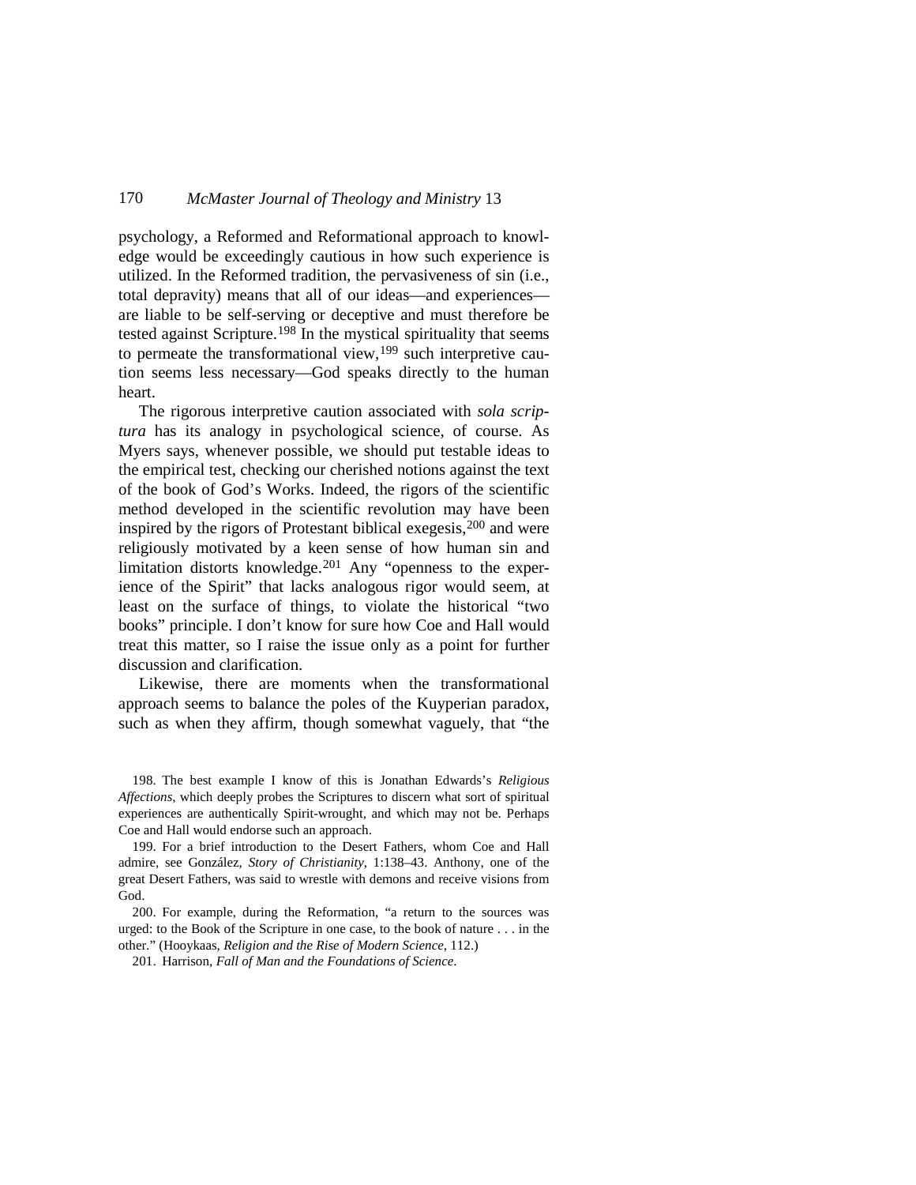psychology, a Reformed and Reformational approach to knowledge would be exceedingly cautious in how such experience is utilized. In the Reformed tradition, the pervasiveness of sin (i.e., total depravity) means that all of our ideas—and experiences—are liable to be self-serving or deceptive and must therefore be tested against Scripture.[198] In the mystical spirituality that seems to permeate the transformational view,[199] such interpretive caution seems less necessary—God speaks directly to the human heart.

The rigorous interpretive caution associated with *sola scriptura* has its analogy in psychological science, of course. As Myers says, whenever possible, we should put testable ideas to the empirical test, checking our cherished notions against the text of the book of God's Works. Indeed, the rigors of the scientific method developed in the scientific revolution may have been inspired by the rigors of Protestant biblical exegesis,[200] and were religiously motivated by a keen sense of how human sin and limitation distorts knowledge.[201] Any "openness to the experience of the Spirit" that lacks analogous rigor would seem, at least on the surface of things, to violate the historical "two books" principle. I don't know for sure how Coe and Hall would treat this matter, so I raise the issue only as a point for further discussion and clarification.

Likewise, there are moments when the transformational approach seems to balance the poles of the Kuyperian paradox, such as when they affirm, though somewhat vaguely, that "the

198. The best example I know of this is Jonathan Edwards's *Religious Affections*, which deeply probes the Scriptures to discern what sort of spiritual experiences are authentically Spirit-wrought, and which may not be. Perhaps Coe and Hall would endorse such an approach.

199. For a brief introduction to the Desert Fathers, whom Coe and Hall admire, see González, *Story of Christianity*, 1:138–43. Anthony, one of the great Desert Fathers, was said to wrestle with demons and receive visions from God.

200. For example, during the Reformation, "a return to the sources was urged: to the Book of the Scripture in one case, to the book of nature . . . in the other." (Hooykaas, *Religion and the Rise of Modern Science*, 112.)

201. Harrison, *Fall of Man and the Foundations of Science*.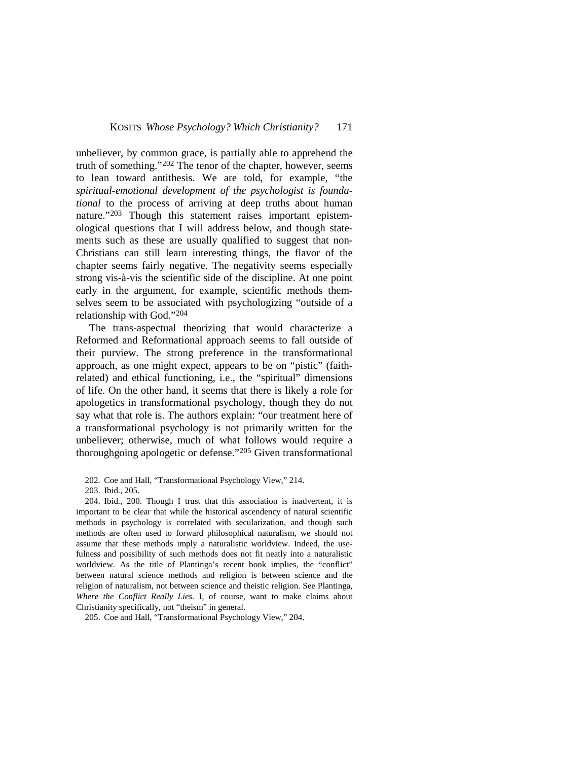unbeliever, by common grace, is partially able to apprehend the truth of something."[202] The tenor of the chapter, however, seems to lean toward antithesis. We are told, for example, "the *spiritual-emotional development of the psychologist is foundational* to the process of arriving at deep truths about human nature."[203] Though this statement raises important epistemological questions that I will address below, and though statements such as these are usually qualified to suggest that non-Christians can still learn interesting things, the flavor of the chapter seems fairly negative. The negativity seems especially strong vis-à-vis the scientific side of the discipline. At one point early in the argument, for example, scientific methods themselves seem to be associated with psychologizing "outside of a relationship with God."[204]

The trans-aspectual theorizing that would characterize a Reformed and Reformational approach seems to fall outside of their purview. The strong preference in the transformational approach, as one might expect, appears to be on "pistic" (faith-related) and ethical functioning, i.e., the "spiritual" dimensions of life. On the other hand, it seems that there is likely a role for apologetics in transformational psychology, though they do not say what that role is. The authors explain: "our treatment here of a transformational psychology is not primarily written for the unbeliever; otherwise, much of what follows would require a thoroughgoing apologetic or defense."[205] Given transformational

202. Coe and Hall, "Transformational Psychology View," 214.

203. Ibid., 205.

204. Ibid., 200. Though I trust that this association is inadvertent, it is important to be clear that while the historical ascendency of natural scientific methods in psychology is correlated with secularization, and though such methods are often used to forward philosophical naturalism, we should not assume that these methods imply a naturalistic worldview. Indeed, the usefulness and possibility of such methods does not fit neatly into a naturalistic worldview. As the title of Plantinga's recent book implies, the "conflict" between natural science methods and religion is between science and the religion of naturalism, not between science and theistic religion. See Plantinga, *Where the Conflict Really Lies*. I, of course, want to make claims about Christianity specifically, not "theism" in general.

205. Coe and Hall, "Transformational Psychology View," 204.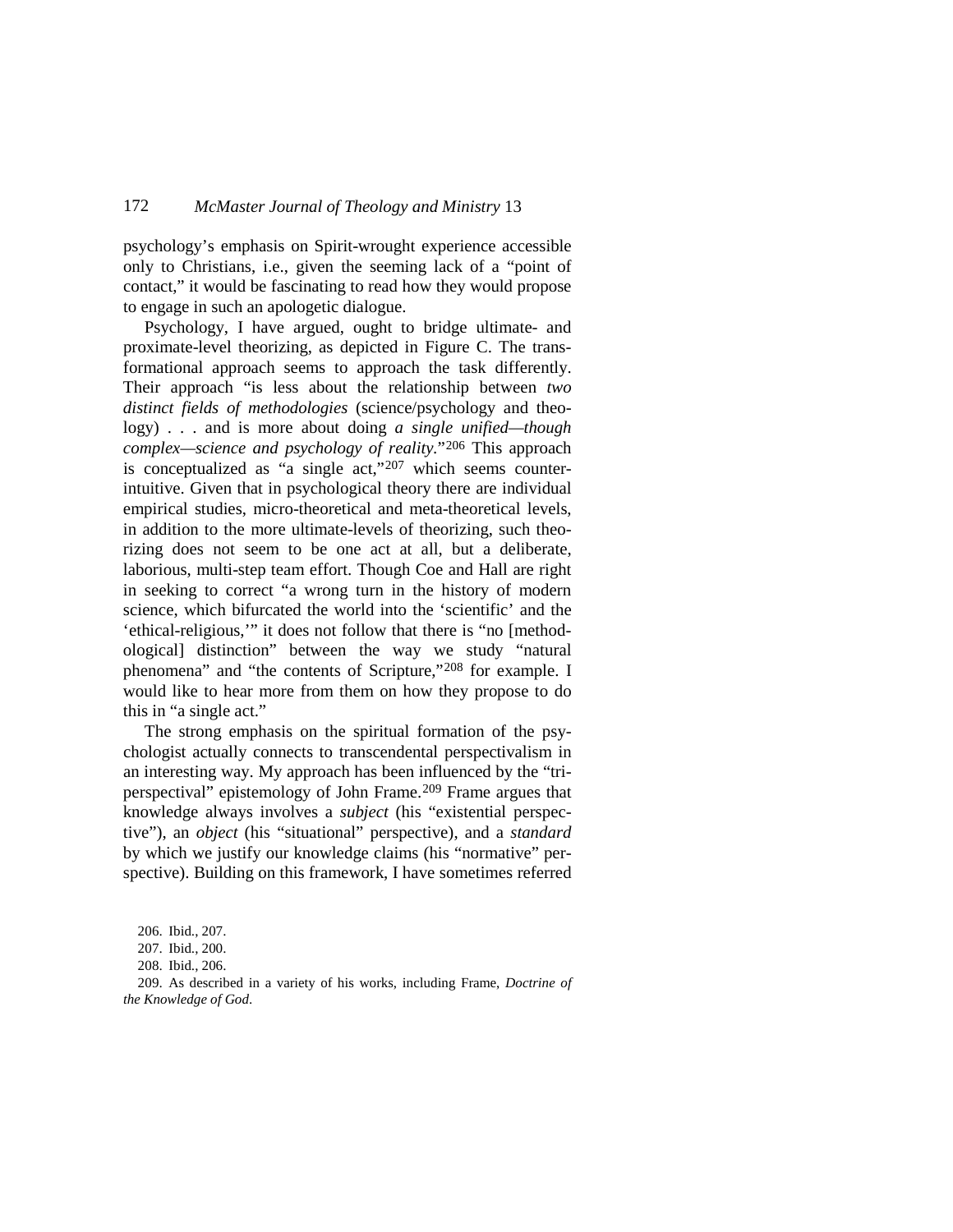psychology's emphasis on Spirit-wrought experience accessible only to Christians, i.e., given the seeming lack of a "point of contact," it would be fascinating to read how they would propose to engage in such an apologetic dialogue.

Psychology, I have argued, ought to bridge ultimate- and proximate-level theorizing, as depicted in Figure C. The transformational approach seems to approach the task differently. Their approach "is less about the relationship between *two distinct fields of methodologies* (science/psychology and theology) . . . and is more about doing *a single unified—though complex—science and psychology of reality.*"[206] This approach is conceptualized as "a single act,"[207] which seems counterintuitive. Given that in psychological theory there are individual empirical studies, micro-theoretical and meta-theoretical levels, in addition to the more ultimate-levels of theorizing, such theorizing does not seem to be one act at all, but a deliberate, laborious, multi-step team effort. Though Coe and Hall are right in seeking to correct "a wrong turn in the history of modern science, which bifurcated the world into the 'scientific' and the 'ethical-religious,'" it does not follow that there is "no [methodological] distinction" between the way we study "natural phenomena" and "the contents of Scripture,"[208] for example. I would like to hear more from them on how they propose to do this in "a single act."

The strong emphasis on the spiritual formation of the psychologist actually connects to transcendental perspectivalism in an interesting way. My approach has been influenced by the "triperspectival" epistemology of John Frame.[209] Frame argues that knowledge always involves a *subject* (his "existential perspective"), an *object* (his "situational" perspective), and a *standard* by which we justify our knowledge claims (his "normative" perspective). Building on this framework, I have sometimes referred

206. Ibid., 207.

207. Ibid., 200.

208. Ibid., 206.

209. As described in a variety of his works, including Frame, *Doctrine of the Knowledge of God*.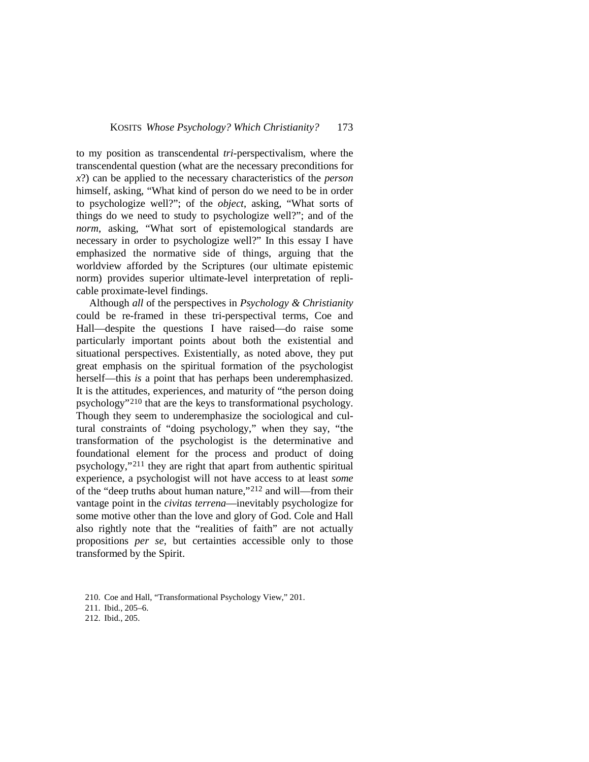to my position as transcendental *tri*-perspectivalism, where the transcendental question (what are the necessary preconditions for *x*?) can be applied to the necessary characteristics of the *person* himself, asking, "What kind of person do we need to be in order to psychologize well?"; of the *object*, asking, "What sorts of things do we need to study to psychologize well?"; and of the *norm*, asking, "What sort of epistemological standards are necessary in order to psychologize well?" In this essay I have emphasized the normative side of things, arguing that the worldview afforded by the Scriptures (our ultimate epistemic norm) provides superior ultimate-level interpretation of replicable proximate-level findings.

Although *all* of the perspectives in *Psychology & Christianity* could be re-framed in these tri-perspectival terms, Coe and Hall—despite the questions I have raised—do raise some particularly important points about both the existential and situational perspectives. Existentially, as noted above, they put great emphasis on the spiritual formation of the psychologist herself—this *is* a point that has perhaps been underemphasized. It is the attitudes, experiences, and maturity of "the person doing psychology"[210] that are the keys to transformational psychology. Though they seem to underemphasize the sociological and cultural constraints of "doing psychology," when they say, "the transformation of the psychologist is the determinative and foundational element for the process and product of doing psychology,"[211] they are right that apart from authentic spiritual experience, a psychologist will not have access to at least *some* of the "deep truths about human nature,"[212] and will—from their vantage point in the *civitas terrena*—inevitably psychologize for some motive other than the love and glory of God. Cole and Hall also rightly note that the "realities of faith" are not actually propositions *per se*, but certainties accessible only to those transformed by the Spirit.

210. Coe and Hall, "Transformational Psychology View," 201.

211. Ibid., 205–6.

212. Ibid., 205.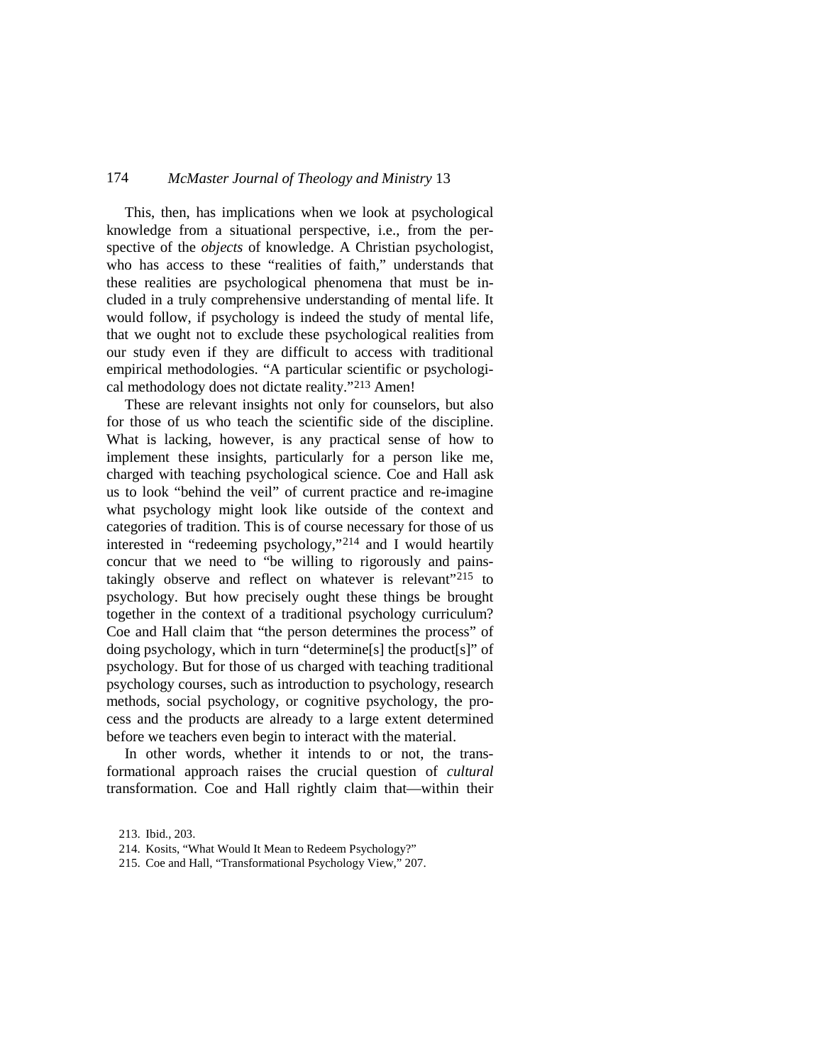This, then, has implications when we look at psychological knowledge from a situational perspective, i.e., from the perspective of the *objects* of knowledge. A Christian psychologist, who has access to these "realities of faith," understands that these realities are psychological phenomena that must be included in a truly comprehensive understanding of mental life. It would follow, if psychology is indeed the study of mental life, that we ought not to exclude these psychological realities from our study even if they are difficult to access with traditional empirical methodologies. "A particular scientific or psychological methodology does not dictate reality."[213] Amen!

These are relevant insights not only for counselors, but also for those of us who teach the scientific side of the discipline. What is lacking, however, is any practical sense of how to implement these insights, particularly for a person like me, charged with teaching psychological science. Coe and Hall ask us to look "behind the veil" of current practice and re-imagine what psychology might look like outside of the context and categories of tradition. This is of course necessary for those of us interested in "redeeming psychology,"[214] and I would heartily concur that we need to "be willing to rigorously and painstakingly observe and reflect on whatever is relevant"[215] to psychology. But how precisely ought these things be brought together in the context of a traditional psychology curriculum? Coe and Hall claim that "the person determines the process" of doing psychology, which in turn "determine[s] the product[s]" of psychology. But for those of us charged with teaching traditional psychology courses, such as introduction to psychology, research methods, social psychology, or cognitive psychology, the process and the products are already to a large extent determined before we teachers even begin to interact with the material.

In other words, whether it intends to or not, the transformational approach raises the crucial question of *cultural* transformation. Coe and Hall rightly claim that—within their

213. Ibid., 203.

214. Kosits, "What Would It Mean to Redeem Psychology?"

215. Coe and Hall, "Transformational Psychology View," 207.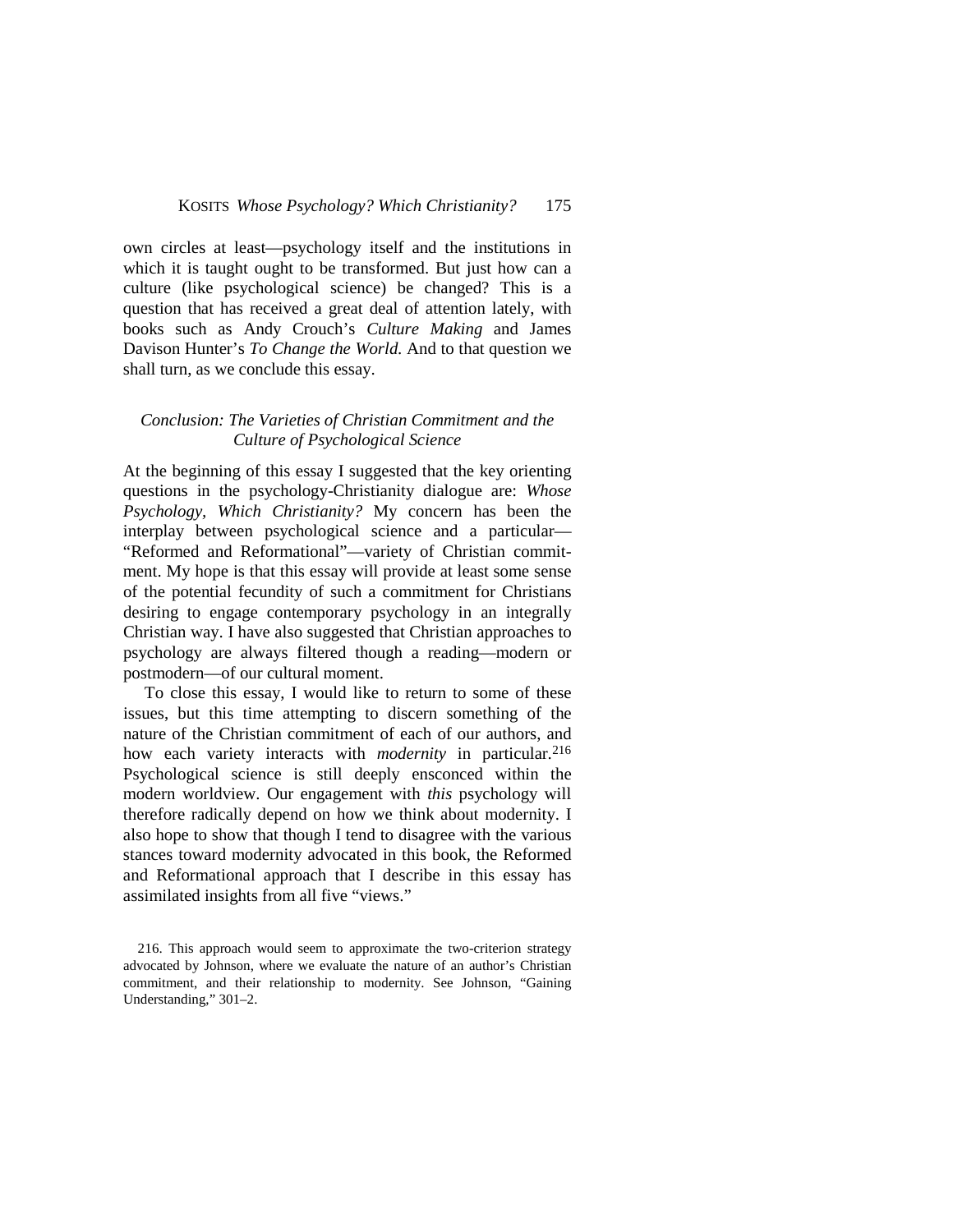own circles at least—psychology itself and the institutions in which it is taught ought to be transformed. But just how can a culture (like psychological science) be changed? This is a question that has received a great deal of attention lately, with books such as Andy Crouch's *Culture Making* and James Davison Hunter's *To Change the World.* And to that question we shall turn, as we conclude this essay.

### *Conclusion: The Varieties of Christian Commitment and the Culture of Psychological Science*

At the beginning of this essay I suggested that the key orienting questions in the psychology-Christianity dialogue are: *Whose Psychology, Which Christianity?* My concern has been the interplay between psychological science and a particular—"Reformed and Reformational"—variety of Christian commitment. My hope is that this essay will provide at least some sense of the potential fecundity of such a commitment for Christians desiring to engage contemporary psychology in an integrally Christian way. I have also suggested that Christian approaches to psychology are always filtered though a reading—modern or postmodern—of our cultural moment.

To close this essay, I would like to return to some of these issues, but this time attempting to discern something of the nature of the Christian commitment of each of our authors, and how each variety interacts with *modernity* in particular.[216] Psychological science is still deeply ensconced within the modern worldview. Our engagement with *this* psychology will therefore radically depend on how we think about modernity. I also hope to show that though I tend to disagree with the various stances toward modernity advocated in this book, the Reformed and Reformational approach that I describe in this essay has assimilated insights from all five "views."

216. This approach would seem to approximate the two-criterion strategy advocated by Johnson, where we evaluate the nature of an author's Christian commitment, and their relationship to modernity. See Johnson, "Gaining Understanding," 301–2.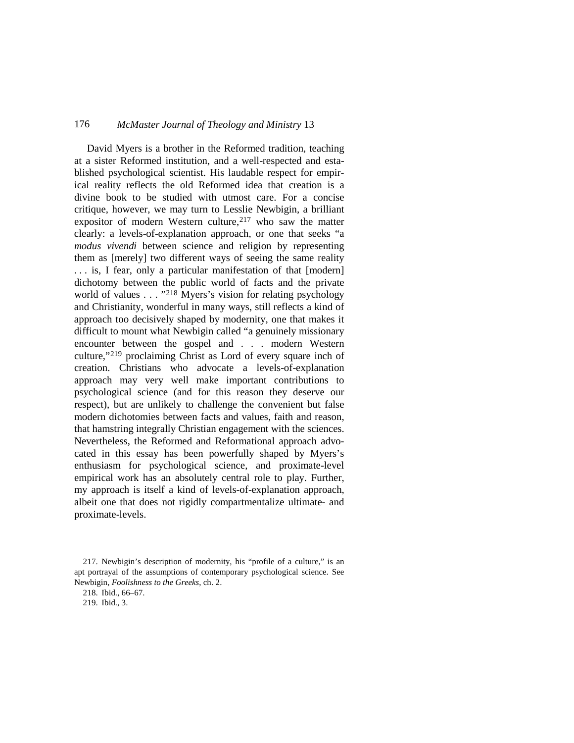David Myers is a brother in the Reformed tradition, teaching at a sister Reformed institution, and a well-respected and established psychological scientist. His laudable respect for empirical reality reflects the old Reformed idea that creation is a divine book to be studied with utmost care. For a concise critique, however, we may turn to Lesslie Newbigin, a brilliant expositor of modern Western culture,[217] who saw the matter clearly: a levels-of-explanation approach, or one that seeks "a *modus vivendi* between science and religion by representing them as [merely] two different ways of seeing the same reality . . . is, I fear, only a particular manifestation of that [modern] dichotomy between the public world of facts and the private world of values . . . "[218] Myers's vision for relating psychology and Christianity, wonderful in many ways, still reflects a kind of approach too decisively shaped by modernity, one that makes it difficult to mount what Newbigin called "a genuinely missionary encounter between the gospel and . . . modern Western culture,"[219] proclaiming Christ as Lord of every square inch of creation. Christians who advocate a levels-of-explanation approach may very well make important contributions to psychological science (and for this reason they deserve our respect), but are unlikely to challenge the convenient but false modern dichotomies between facts and values, faith and reason, that hamstring integrally Christian engagement with the sciences. Nevertheless, the Reformed and Reformational approach advocated in this essay has been powerfully shaped by Myers's enthusiasm for psychological science, and proximate-level empirical work has an absolutely central role to play. Further, my approach is itself a kind of levels-of-explanation approach, albeit one that does not rigidly compartmentalize ultimate- and proximate-levels.

217. Newbigin's description of modernity, his "profile of a culture," is an apt portrayal of the assumptions of contemporary psychological science. See Newbigin, *Foolishness to the Greeks*, ch. 2.

218. Ibid., 66–67.

219. Ibid., 3.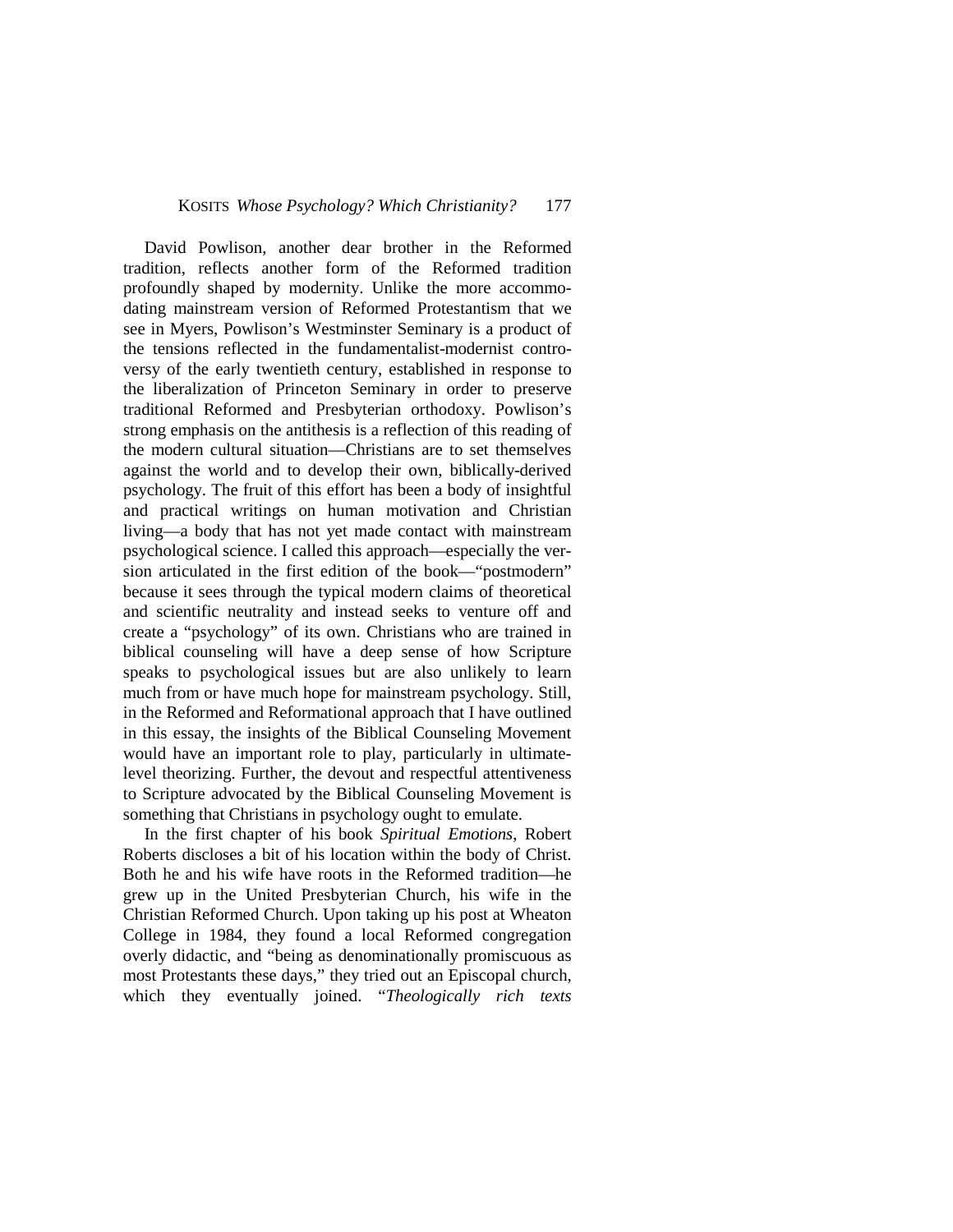David Powlison, another dear brother in the Reformed tradition, reflects another form of the Reformed tradition profoundly shaped by modernity. Unlike the more accommodating mainstream version of Reformed Protestantism that we see in Myers, Powlison's Westminster Seminary is a product of the tensions reflected in the fundamentalist-modernist controversy of the early twentieth century, established in response to the liberalization of Princeton Seminary in order to preserve traditional Reformed and Presbyterian orthodoxy. Powlison's strong emphasis on the antithesis is a reflection of this reading of the modern cultural situation—Christians are to set themselves against the world and to develop their own, biblically-derived psychology. The fruit of this effort has been a body of insightful and practical writings on human motivation and Christian living—a body that has not yet made contact with mainstream psychological science. I called this approach—especially the version articulated in the first edition of the book—"postmodern" because it sees through the typical modern claims of theoretical and scientific neutrality and instead seeks to venture off and create a "psychology" of its own. Christians who are trained in biblical counseling will have a deep sense of how Scripture speaks to psychological issues but are also unlikely to learn much from or have much hope for mainstream psychology. Still, in the Reformed and Reformational approach that I have outlined in this essay, the insights of the Biblical Counseling Movement would have an important role to play, particularly in ultimate-level theorizing. Further, the devout and respectful attentiveness to Scripture advocated by the Biblical Counseling Movement is something that Christians in psychology ought to emulate.

In the first chapter of his book *Spiritual Emotions*, Robert Roberts discloses a bit of his location within the body of Christ. Both he and his wife have roots in the Reformed tradition—he grew up in the United Presbyterian Church, his wife in the Christian Reformed Church. Upon taking up his post at Wheaton College in 1984, they found a local Reformed congregation overly didactic, and "being as denominationally promiscuous as most Protestants these days," they tried out an Episcopal church, which they eventually joined. "*Theologically rich texts*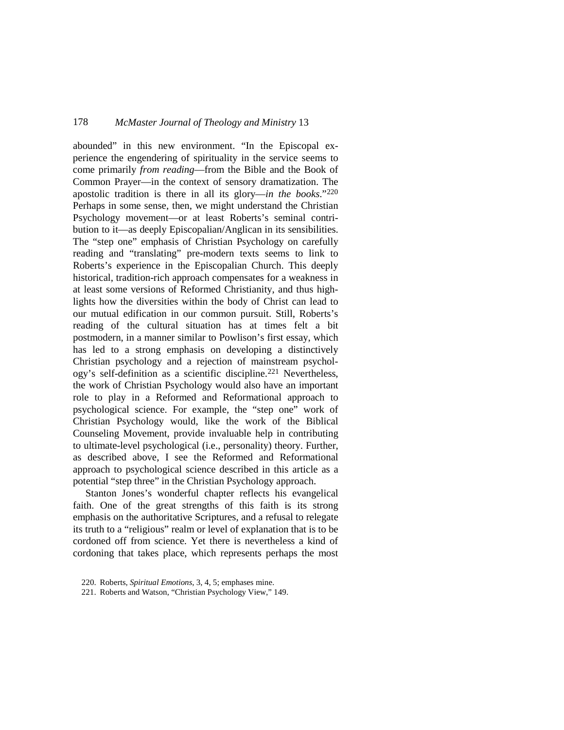abounded" in this new environment. "In the Episcopal experience the engendering of spirituality in the service seems to come primarily *from reading*—from the Bible and the Book of Common Prayer—in the context of sensory dramatization. The apostolic tradition is there in all its glory—*in the books*."[220] Perhaps in some sense, then, we might understand the Christian Psychology movement—or at least Roberts's seminal contribution to it—as deeply Episcopalian/Anglican in its sensibilities. The "step one" emphasis of Christian Psychology on carefully reading and "translating" pre-modern texts seems to link to Roberts's experience in the Episcopalian Church. This deeply historical, tradition-rich approach compensates for a weakness in at least some versions of Reformed Christianity, and thus highlights how the diversities within the body of Christ can lead to our mutual edification in our common pursuit. Still, Roberts's reading of the cultural situation has at times felt a bit postmodern, in a manner similar to Powlison's first essay, which has led to a strong emphasis on developing a distinctively Christian psychology and a rejection of mainstream psychology's self-definition as a scientific discipline.[221] Nevertheless, the work of Christian Psychology would also have an important role to play in a Reformed and Reformational approach to psychological science. For example, the "step one" work of Christian Psychology would, like the work of the Biblical Counseling Movement, provide invaluable help in contributing to ultimate-level psychological (i.e., personality) theory. Further, as described above, I see the Reformed and Reformational approach to psychological science described in this article as a potential "step three" in the Christian Psychology approach.

Stanton Jones's wonderful chapter reflects his evangelical faith. One of the great strengths of this faith is its strong emphasis on the authoritative Scriptures, and a refusal to relegate its truth to a "religious" realm or level of explanation that is to be cordoned off from science. Yet there is nevertheless a kind of cordoning that takes place, which represents perhaps the most

220. Roberts, *Spiritual Emotions*, 3, 4, 5; emphases mine.

221. Roberts and Watson, "Christian Psychology View," 149.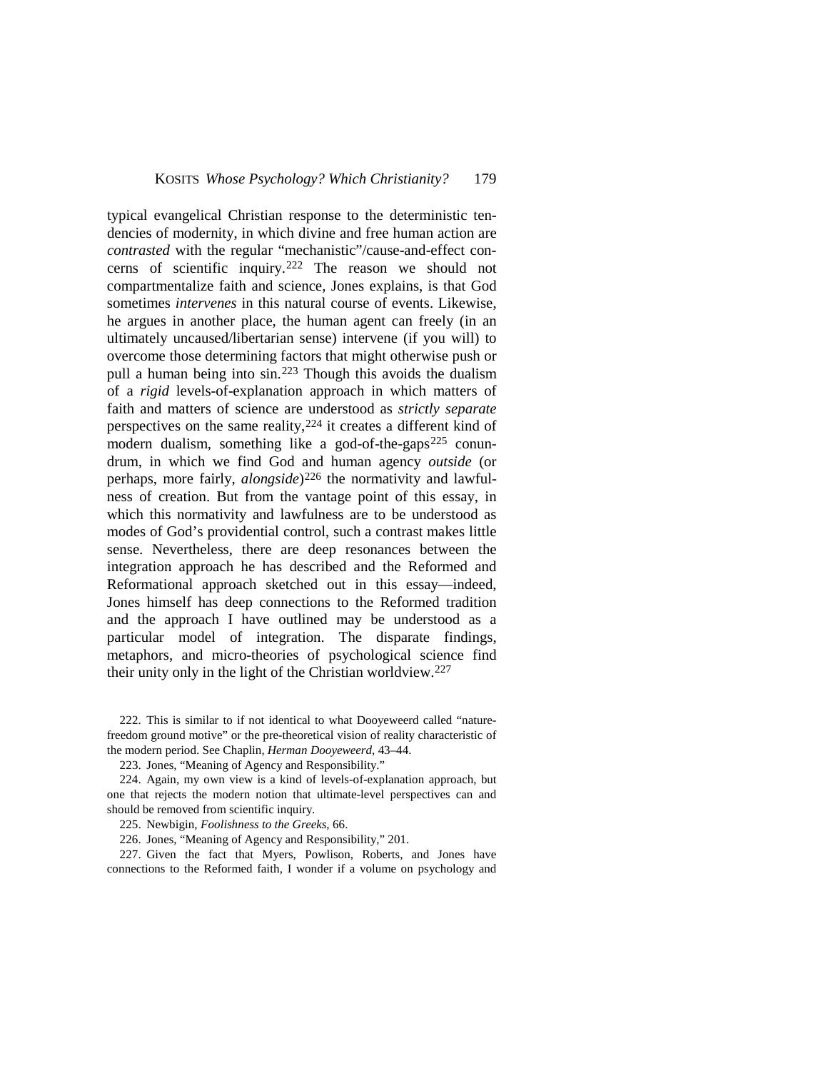typical evangelical Christian response to the deterministic tendencies of modernity, in which divine and free human action are *contrasted* with the regular "mechanistic"/cause-and-effect concerns of scientific inquiry.[222] The reason we should not compartmentalize faith and science, Jones explains, is that God sometimes *intervenes* in this natural course of events. Likewise, he argues in another place, the human agent can freely (in an ultimately uncaused/libertarian sense) intervene (if you will) to overcome those determining factors that might otherwise push or pull a human being into sin.[223] Though this avoids the dualism of a *rigid* levels-of-explanation approach in which matters of faith and matters of science are understood as *strictly separate* perspectives on the same reality,[224] it creates a different kind of modern dualism, something like a god-of-the-gaps[225] conundrum, in which we find God and human agency *outside* (or perhaps, more fairly, *alongside*)[226] the normativity and lawfulness of creation. But from the vantage point of this essay, in which this normativity and lawfulness are to be understood as modes of God's providential control, such a contrast makes little sense. Nevertheless, there are deep resonances between the integration approach he has described and the Reformed and Reformational approach sketched out in this essay—indeed, Jones himself has deep connections to the Reformed tradition and the approach I have outlined may be understood as a particular model of integration. The disparate findings, metaphors, and micro-theories of psychological science find their unity only in the light of the Christian worldview.[227]

222. This is similar to if not identical to what Dooyeweerd called "nature-freedom ground motive" or the pre-theoretical vision of reality characteristic of the modern period. See Chaplin, *Herman Dooyeweerd*, 43–44.

223. Jones, "Meaning of Agency and Responsibility."

224. Again, my own view is a kind of levels-of-explanation approach, but one that rejects the modern notion that ultimate-level perspectives can and should be removed from scientific inquiry.

225. Newbigin, *Foolishness to the Greeks*, 66.

226. Jones, "Meaning of Agency and Responsibility," 201.

227. Given the fact that Myers, Powlison, Roberts, and Jones have connections to the Reformed faith, I wonder if a volume on psychology and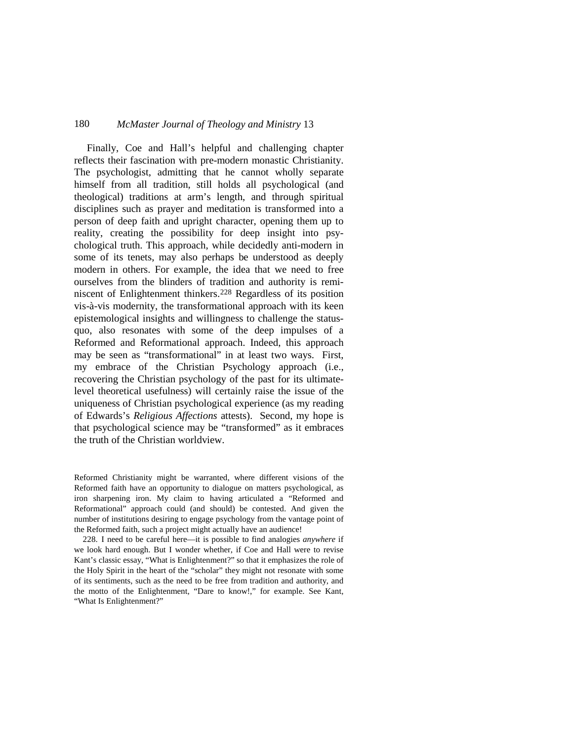Finally, Coe and Hall's helpful and challenging chapter reflects their fascination with pre-modern monastic Christianity. The psychologist, admitting that he cannot wholly separate himself from all tradition, still holds all psychological (and theological) traditions at arm's length, and through spiritual disciplines such as prayer and meditation is transformed into a person of deep faith and upright character, opening them up to reality, creating the possibility for deep insight into psychological truth. This approach, while decidedly anti-modern in some of its tenets, may also perhaps be understood as deeply modern in others. For example, the idea that we need to free ourselves from the blinders of tradition and authority is reminiscent of Enlightenment thinkers.[228] Regardless of its position vis-à-vis modernity, the transformational approach with its keen epistemological insights and willingness to challenge the status-quo, also resonates with some of the deep impulses of a Reformed and Reformational approach. Indeed, this approach may be seen as "transformational" in at least two ways. First, my embrace of the Christian Psychology approach (i.e., recovering the Christian psychology of the past for its ultimate-level theoretical usefulness) will certainly raise the issue of the uniqueness of Christian psychological experience (as my reading of Edwards's *Religious Affections* attests). Second, my hope is that psychological science may be "transformed" as it embraces the truth of the Christian worldview.

Reformed Christianity might be warranted, where different visions of the Reformed faith have an opportunity to dialogue on matters psychological, as iron sharpening iron. My claim to having articulated a "Reformed and Reformational" approach could (and should) be contested. And given the number of institutions desiring to engage psychology from the vantage point of the Reformed faith, such a project might actually have an audience!

228. I need to be careful here—it is possible to find analogies *anywhere* if we look hard enough. But I wonder whether, if Coe and Hall were to revise Kant's classic essay, "What is Enlightenment?" so that it emphasizes the role of the Holy Spirit in the heart of the "scholar" they might not resonate with some of its sentiments, such as the need to be free from tradition and authority, and the motto of the Enlightenment, "Dare to know!," for example. See Kant, "What Is Enlightenment?"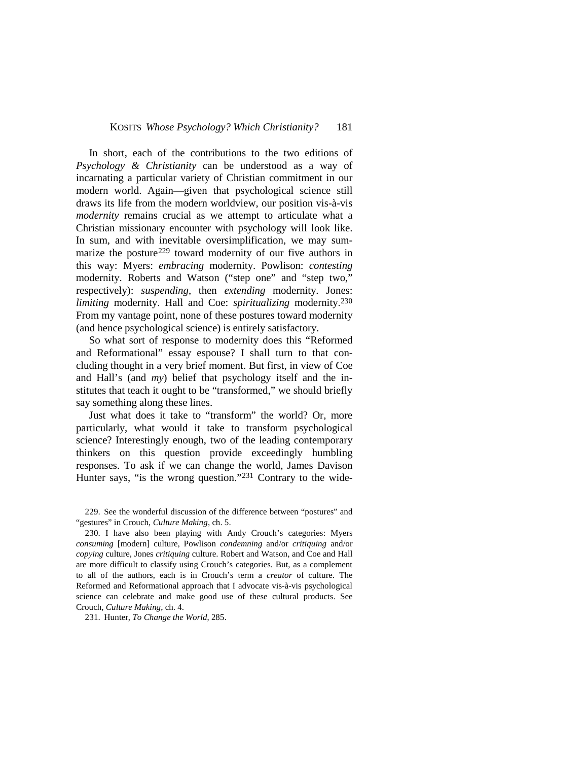In short, each of the contributions to the two editions of *Psychology & Christianity* can be understood as a way of incarnating a particular variety of Christian commitment in our modern world. Again—given that psychological science still draws its life from the modern worldview, our position vis-à-vis *modernity* remains crucial as we attempt to articulate what a Christian missionary encounter with psychology will look like. In sum, and with inevitable oversimplification, we may summarize the posture[229] toward modernity of our five authors in this way: Myers: *embracing* modernity. Powlison: *contesting* modernity. Roberts and Watson ("step one" and "step two," respectively): *suspending*, then *extending* modernity. Jones: *limiting* modernity. Hall and Coe: *spiritualizing* modernity.[230] From my vantage point, none of these postures toward modernity (and hence psychological science) is entirely satisfactory.

So what sort of response to modernity does this "Reformed and Reformational" essay espouse? I shall turn to that concluding thought in a very brief moment. But first, in view of Coe and Hall's (and *my*) belief that psychology itself and the institutes that teach it ought to be "transformed," we should briefly say something along these lines.

Just what does it take to "transform" the world? Or, more particularly, what would it take to transform psychological science? Interestingly enough, two of the leading contemporary thinkers on this question provide exceedingly humbling responses. To ask if we can change the world, James Davison Hunter says, "is the wrong question."[231] Contrary to the wide-

229. See the wonderful discussion of the difference between "postures" and "gestures" in Crouch, *Culture Making*, ch. 5.

230. I have also been playing with Andy Crouch's categories: Myers *consuming* [modern] culture, Powlison *condemning* and/or *critiquing* and/or *copying* culture, Jones *critiquing* culture. Robert and Watson, and Coe and Hall are more difficult to classify using Crouch's categories. But, as a complement to all of the authors, each is in Crouch's term a *creator* of culture. The Reformed and Reformational approach that I advocate vis-à-vis psychological science can celebrate and make good use of these cultural products. See Crouch, *Culture Making*, ch. 4.

231. Hunter, *To Change the World*, 285.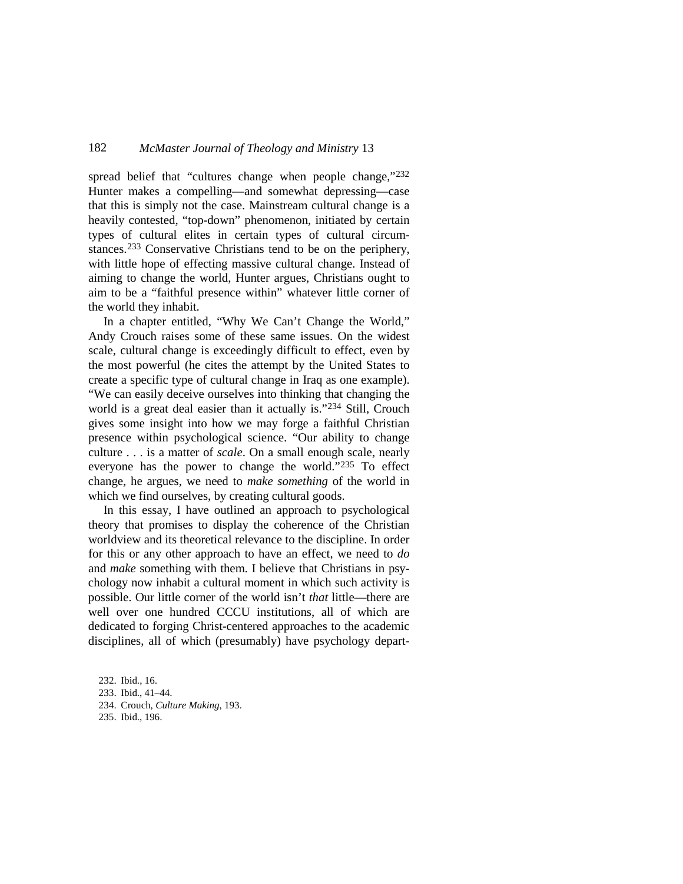spread belief that "cultures change when people change,"[232] Hunter makes a compelling—and somewhat depressing—case that this is simply not the case. Mainstream cultural change is a heavily contested, "top-down" phenomenon, initiated by certain types of cultural elites in certain types of cultural circumstances.[233] Conservative Christians tend to be on the periphery, with little hope of effecting massive cultural change. Instead of aiming to change the world, Hunter argues, Christians ought to aim to be a "faithful presence within" whatever little corner of the world they inhabit.

In a chapter entitled, "Why We Can't Change the World," Andy Crouch raises some of these same issues. On the widest scale, cultural change is exceedingly difficult to effect, even by the most powerful (he cites the attempt by the United States to create a specific type of cultural change in Iraq as one example). "We can easily deceive ourselves into thinking that changing the world is a great deal easier than it actually is."[234] Still, Crouch gives some insight into how we may forge a faithful Christian presence within psychological science. "Our ability to change culture . . . is a matter of *scale*. On a small enough scale, nearly everyone has the power to change the world."[235] To effect change, he argues, we need to *make something* of the world in which we find ourselves, by creating cultural goods.

In this essay, I have outlined an approach to psychological theory that promises to display the coherence of the Christian worldview and its theoretical relevance to the discipline. In order for this or any other approach to have an effect, we need to *do* and *make* something with them. I believe that Christians in psychology now inhabit a cultural moment in which such activity is possible. Our little corner of the world isn't *that* little—there are well over one hundred CCCU institutions, all of which are dedicated to forging Christ-centered approaches to the academic disciplines, all of which (presumably) have psychology depart-

232. Ibid., 16.
233. Ibid., 41–44.
234. Crouch, *Culture Making*, 193.
235. Ibid., 196.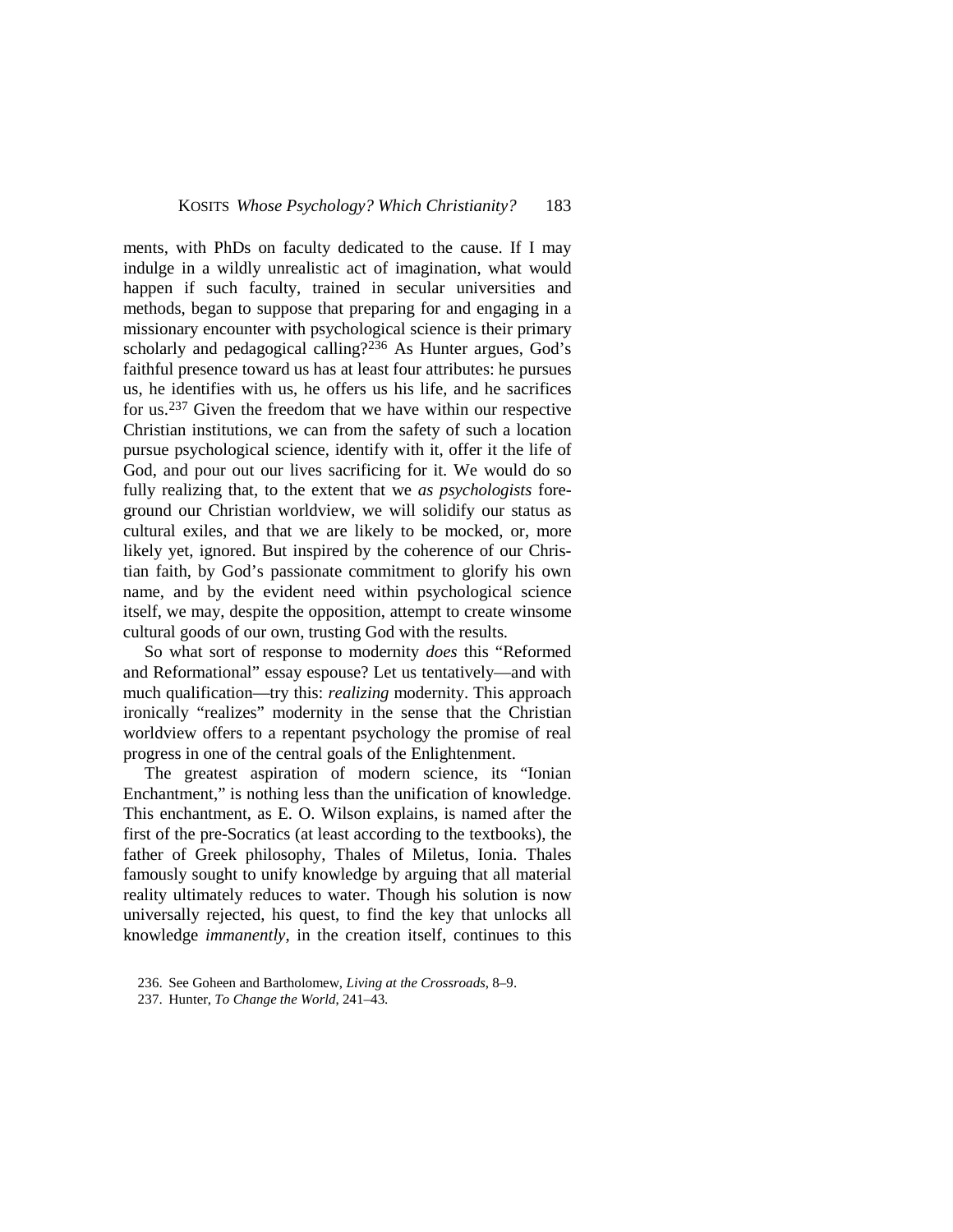ments, with PhDs on faculty dedicated to the cause. If I may indulge in a wildly unrealistic act of imagination, what would happen if such faculty, trained in secular universities and methods, began to suppose that preparing for and engaging in a missionary encounter with psychological science is their primary scholarly and pedagogical calling?[236] As Hunter argues, God's faithful presence toward us has at least four attributes: he pursues us, he identifies with us, he offers us his life, and he sacrifices for us.[237] Given the freedom that we have within our respective Christian institutions, we can from the safety of such a location pursue psychological science, identify with it, offer it the life of God, and pour out our lives sacrificing for it. We would do so fully realizing that, to the extent that we *as psychologists* foreground our Christian worldview, we will solidify our status as cultural exiles, and that we are likely to be mocked, or, more likely yet, ignored. But inspired by the coherence of our Christian faith, by God's passionate commitment to glorify his own name, and by the evident need within psychological science itself, we may, despite the opposition, attempt to create winsome cultural goods of our own, trusting God with the results.

So what sort of response to modernity *does* this "Reformed and Reformational" essay espouse? Let us tentatively—and with much qualification—try this: *realizing* modernity. This approach ironically "realizes" modernity in the sense that the Christian worldview offers to a repentant psychology the promise of real progress in one of the central goals of the Enlightenment.

The greatest aspiration of modern science, its "Ionian Enchantment," is nothing less than the unification of knowledge. This enchantment, as E. O. Wilson explains, is named after the first of the pre-Socratics (at least according to the textbooks), the father of Greek philosophy, Thales of Miletus, Ionia. Thales famously sought to unify knowledge by arguing that all material reality ultimately reduces to water. Though his solution is now universally rejected, his quest, to find the key that unlocks all knowledge *immanently*, in the creation itself, continues to this

236. See Goheen and Bartholomew, *Living at the Crossroads*, 8–9.

237. Hunter, *To Change the World*, 241–43.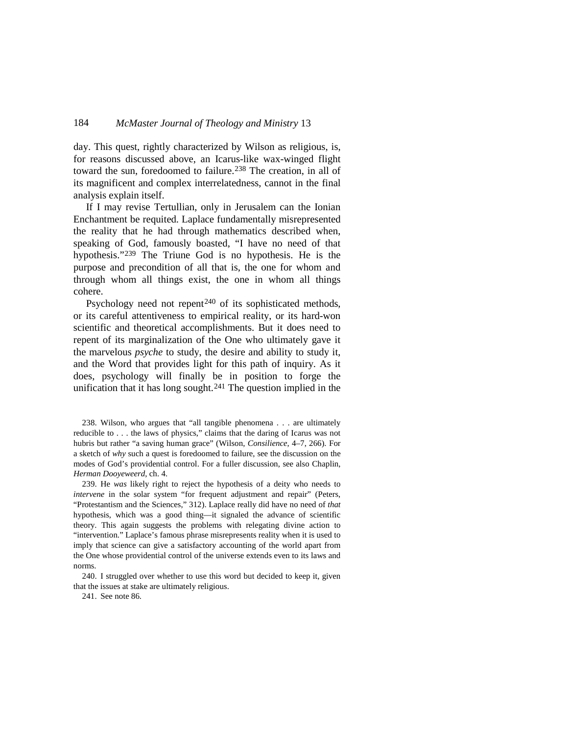day. This quest, rightly characterized by Wilson as religious, is, for reasons discussed above, an Icarus-like wax-winged flight toward the sun, foredoomed to failure.[238] The creation, in all of its magnificent and complex interrelatedness, cannot in the final analysis explain itself.

If I may revise Tertullian, only in Jerusalem can the Ionian Enchantment be requited. Laplace fundamentally misrepresented the reality that he had through mathematics described when, speaking of God, famously boasted, "I have no need of that hypothesis."[239] The Triune God is no hypothesis. He is the purpose and precondition of all that is, the one for whom and through whom all things exist, the one in whom all things cohere.

Psychology need not repent[240] of its sophisticated methods, or its careful attentiveness to empirical reality, or its hard-won scientific and theoretical accomplishments. But it does need to repent of its marginalization of the One who ultimately gave it the marvelous *psyche* to study, the desire and ability to study it, and the Word that provides light for this path of inquiry. As it does, psychology will finally be in position to forge the unification that it has long sought.[241] The question implied in the

238. Wilson, who argues that "all tangible phenomena . . . are ultimately reducible to . . . the laws of physics," claims that the daring of Icarus was not hubris but rather "a saving human grace" (Wilson, *Consilience*, 4–7, 266). For a sketch of *why* such a quest is foredoomed to failure, see the discussion on the modes of God's providential control. For a fuller discussion, see also Chaplin, *Herman Dooyeweerd*, ch. 4.

239. He *was* likely right to reject the hypothesis of a deity who needs to *intervene* in the solar system "for frequent adjustment and repair" (Peters, "Protestantism and the Sciences," 312). Laplace really did have no need of *that* hypothesis, which was a good thing—it signaled the advance of scientific theory. This again suggests the problems with relegating divine action to "intervention." Laplace's famous phrase misrepresents reality when it is used to imply that science can give a satisfactory accounting of the world apart from the One whose providential control of the universe extends even to its laws and norms.

240. I struggled over whether to use this word but decided to keep it, given that the issues at stake are ultimately religious.

241. See note 86.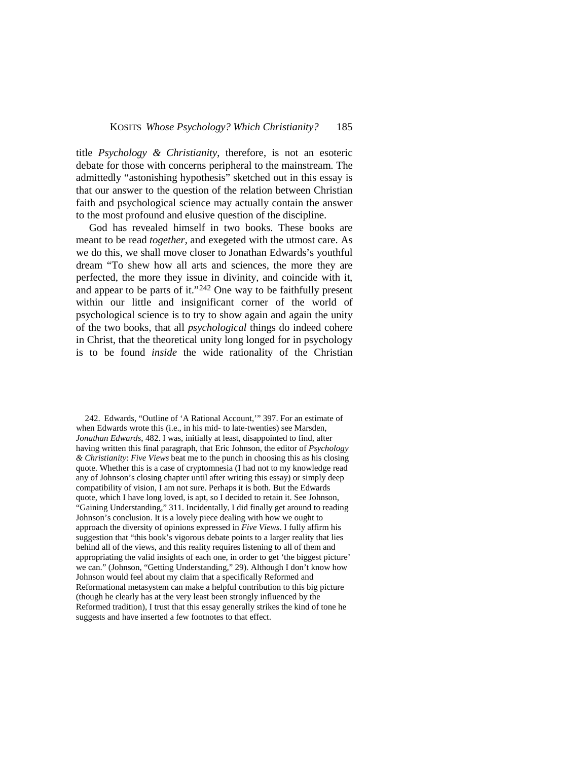title *Psychology & Christianity*, therefore, is not an esoteric debate for those with concerns peripheral to the mainstream. The admittedly "astonishing hypothesis" sketched out in this essay is that our answer to the question of the relation between Christian faith and psychological science may actually contain the answer to the most profound and elusive question of the discipline.

God has revealed himself in two books. These books are meant to be read *together*, and exegeted with the utmost care. As we do this, we shall move closer to Jonathan Edwards's youthful dream "To shew how all arts and sciences, the more they are perfected, the more they issue in divinity, and coincide with it, and appear to be parts of it."[242] One way to be faithfully present within our little and insignificant corner of the world of psychological science is to try to show again and again the unity of the two books, that all *psychological* things do indeed cohere in Christ, that the theoretical unity long longed for in psychology is to be found *inside* the wide rationality of the Christian

242. Edwards, "Outline of 'A Rational Account,'" 397. For an estimate of when Edwards wrote this (i.e., in his mid- to late-twenties) see Marsden, *Jonathan Edwards*, 482. I was, initially at least, disappointed to find, after having written this final paragraph, that Eric Johnson, the editor of *Psychology & Christianity*: *Five Views* beat me to the punch in choosing this as his closing quote. Whether this is a case of cryptomnesia (I had not to my knowledge read any of Johnson's closing chapter until after writing this essay) or simply deep compatibility of vision, I am not sure. Perhaps it is both. But the Edwards quote, which I have long loved, is apt, so I decided to retain it. See Johnson, "Gaining Understanding," 311. Incidentally, I did finally get around to reading Johnson's conclusion. It is a lovely piece dealing with how we ought to approach the diversity of opinions expressed in *Five Views*. I fully affirm his suggestion that "this book's vigorous debate points to a larger reality that lies behind all of the views, and this reality requires listening to all of them and appropriating the valid insights of each one, in order to get 'the biggest picture' we can." (Johnson, "Getting Understanding," 29). Although I don't know how Johnson would feel about my claim that a specifically Reformed and Reformational metasystem can make a helpful contribution to this big picture (though he clearly has at the very least been strongly influenced by the Reformed tradition), I trust that this essay generally strikes the kind of tone he suggests and have inserted a few footnotes to that effect.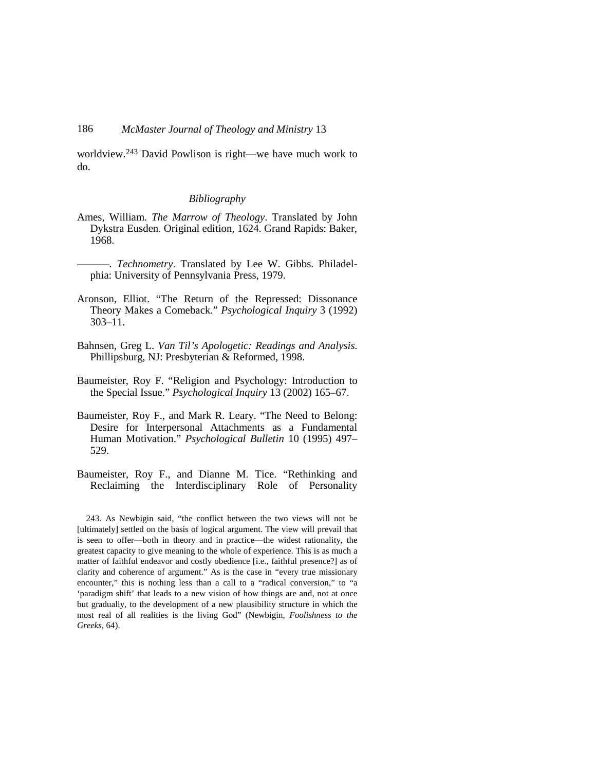worldview.[243] David Powlison is right—we have much work to do.

### *Bibliography*

Ames, William. *The Marrow of Theology*. Translated by John Dykstra Eusden. Original edition, 1624. Grand Rapids: Baker, 1968.

———. *Technometry*. Translated by Lee W. Gibbs. Philadelphia: University of Pennsylvania Press, 1979.

Aronson, Elliot. "The Return of the Repressed: Dissonance Theory Makes a Comeback." *Psychological Inquiry* 3 (1992) 303–11.

Bahnsen, Greg L. *Van Til's Apologetic: Readings and Analysis.* Phillipsburg, NJ: Presbyterian & Reformed, 1998.

Baumeister, Roy F. "Religion and Psychology: Introduction to the Special Issue." *Psychological Inquiry* 13 (2002) 165–67.

Baumeister, Roy F., and Mark R. Leary. "The Need to Belong: Desire for Interpersonal Attachments as a Fundamental Human Motivation." *Psychological Bulletin* 10 (1995) 497–529.

Baumeister, Roy F., and Dianne M. Tice. "Rethinking and Reclaiming the Interdisciplinary Role of Personality

243. As Newbigin said, "the conflict between the two views will not be [ultimately] settled on the basis of logical argument. The view will prevail that is seen to offer—both in theory and in practice—the widest rationality, the greatest capacity to give meaning to the whole of experience. This is as much a matter of faithful endeavor and costly obedience [i.e., faithful presence?] as of clarity and coherence of argument." As is the case in "every true missionary encounter," this is nothing less than a call to a "radical conversion," to "a 'paradigm shift' that leads to a new vision of how things are and, not at once but gradually, to the development of a new plausibility structure in which the most real of all realities is the living God" (Newbigin, *Foolishness to the Greeks*, 64).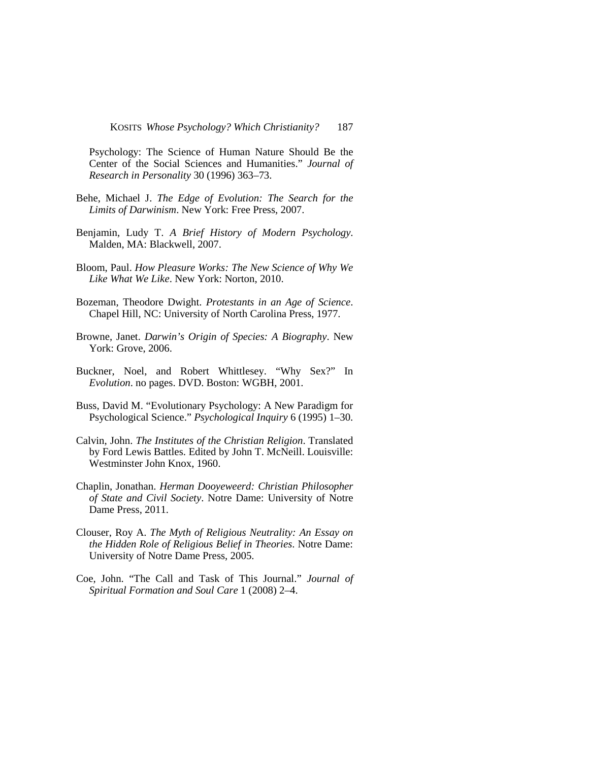Psychology: The Science of Human Nature Should Be the Center of the Social Sciences and Humanities." *Journal of Research in Personality* 30 (1996) 363–73.

Behe, Michael J. *The Edge of Evolution: The Search for the Limits of Darwinism*. New York: Free Press, 2007.

Benjamin, Ludy T. *A Brief History of Modern Psychology*. Malden, MA: Blackwell, 2007.

Bloom, Paul. *How Pleasure Works: The New Science of Why We Like What We Like*. New York: Norton, 2010.

Bozeman, Theodore Dwight. *Protestants in an Age of Science*. Chapel Hill, NC: University of North Carolina Press, 1977.

Browne, Janet. *Darwin's Origin of Species: A Biography*. New York: Grove, 2006.

Buckner, Noel, and Robert Whittlesey. "Why Sex?" In *Evolution*. no pages. DVD. Boston: WGBH, 2001.

Buss, David M. "Evolutionary Psychology: A New Paradigm for Psychological Science." *Psychological Inquiry* 6 (1995) 1–30.

Calvin, John. *The Institutes of the Christian Religion*. Translated by Ford Lewis Battles. Edited by John T. McNeill. Louisville: Westminster John Knox, 1960.

Chaplin, Jonathan. *Herman Dooyeweerd: Christian Philosopher of State and Civil Society*. Notre Dame: University of Notre Dame Press, 2011.

Clouser, Roy A. *The Myth of Religious Neutrality: An Essay on the Hidden Role of Religious Belief in Theories*. Notre Dame: University of Notre Dame Press, 2005.

Coe, John. "The Call and Task of This Journal." *Journal of Spiritual Formation and Soul Care* 1 (2008) 2–4.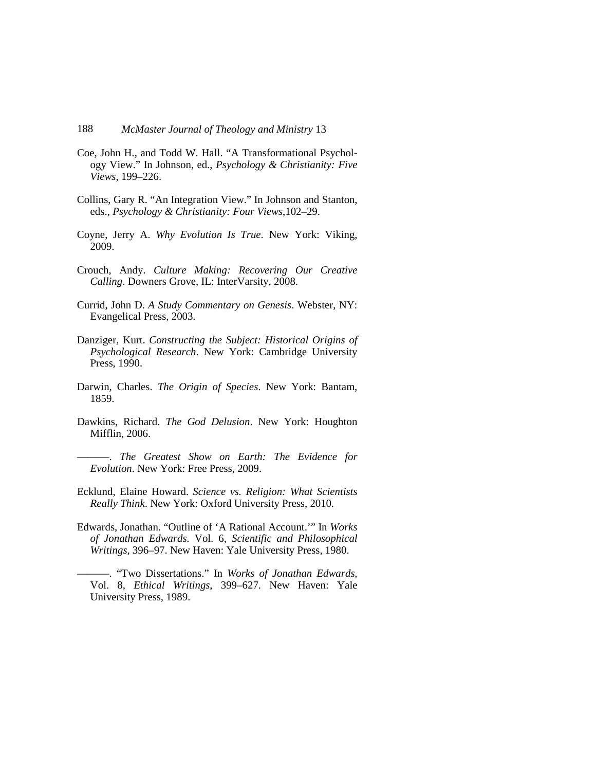Coe, John H., and Todd W. Hall. “A Transformational Psychology View.” In Johnson, ed., *Psychology & Christianity: Five Views*, 199–226.

Collins, Gary R. “An Integration View.” In Johnson and Stanton, eds., *Psychology & Christianity: Four Views*,102–29.

Coyne, Jerry A. *Why Evolution Is True*. New York: Viking, 2009.

Crouch, Andy. *Culture Making: Recovering Our Creative Calling*. Downers Grove, IL: InterVarsity, 2008.

Currid, John D. *A Study Commentary on Genesis*. Webster, NY: Evangelical Press, 2003.

Danziger, Kurt. *Constructing the Subject: Historical Origins of Psychological Research*. New York: Cambridge University Press, 1990.

Darwin, Charles. *The Origin of Species*. New York: Bantam, 1859.

Dawkins, Richard. *The God Delusion*. New York: Houghton Mifflin, 2006.

———. *The Greatest Show on Earth: The Evidence for Evolution*. New York: Free Press, 2009.

Ecklund, Elaine Howard. *Science vs. Religion: What Scientists Really Think*. New York: Oxford University Press, 2010.

Edwards, Jonathan. “Outline of ‘A Rational Account.’” In *Works of Jonathan Edwards*. Vol. 6, *Scientific and Philosophical Writings*, 396–97. New Haven: Yale University Press, 1980.

———. “Two Dissertations.” In *Works of Jonathan Edwards,* Vol. 8, *Ethical Writings*, 399–627. New Haven: Yale University Press, 1989.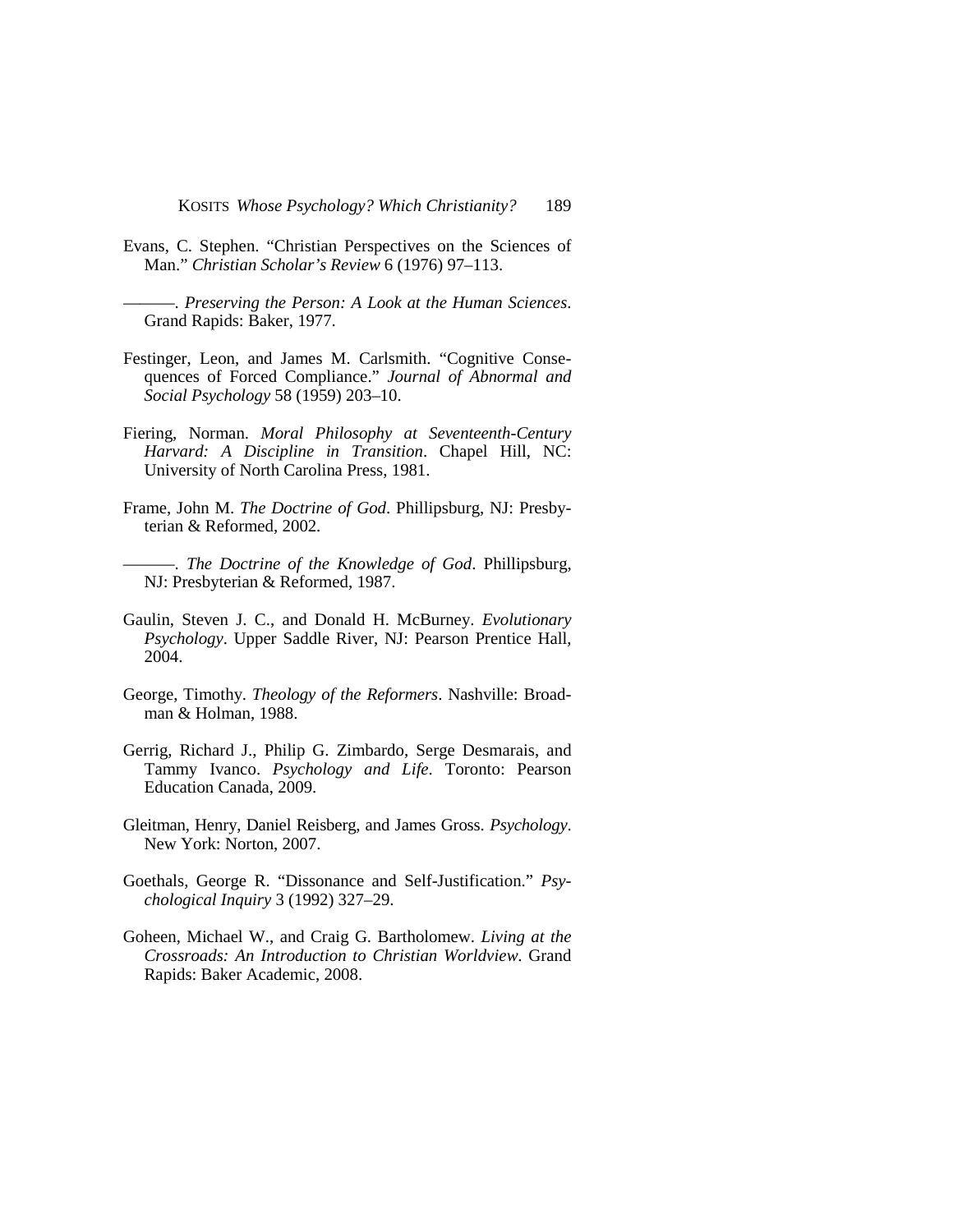Evans, C. Stephen. "Christian Perspectives on the Sciences of Man." *Christian Scholar's Review* 6 (1976) 97–113.

———. *Preserving the Person: A Look at the Human Sciences*. Grand Rapids: Baker, 1977.

Festinger, Leon, and James M. Carlsmith. "Cognitive Consequences of Forced Compliance." *Journal of Abnormal and Social Psychology* 58 (1959) 203–10.

Fiering, Norman. *Moral Philosophy at Seventeenth-Century Harvard: A Discipline in Transition*. Chapel Hill, NC: University of North Carolina Press, 1981.

Frame, John M. *The Doctrine of God*. Phillipsburg, NJ: Presbyterian & Reformed, 2002.

———. *The Doctrine of the Knowledge of God*. Phillipsburg, NJ: Presbyterian & Reformed, 1987.

Gaulin, Steven J. C., and Donald H. McBurney. *Evolutionary Psychology*. Upper Saddle River, NJ: Pearson Prentice Hall, 2004.

George, Timothy. *Theology of the Reformers*. Nashville: Broadman & Holman, 1988.

Gerrig, Richard J., Philip G. Zimbardo, Serge Desmarais, and Tammy Ivanco. *Psychology and Life*. Toronto: Pearson Education Canada, 2009.

Gleitman, Henry, Daniel Reisberg, and James Gross. *Psychology*. New York: Norton, 2007.

Goethals, George R. "Dissonance and Self-Justification." *Psychological Inquiry* 3 (1992) 327–29.

Goheen, Michael W., and Craig G. Bartholomew. *Living at the Crossroads: An Introduction to Christian Worldview*. Grand Rapids: Baker Academic, 2008.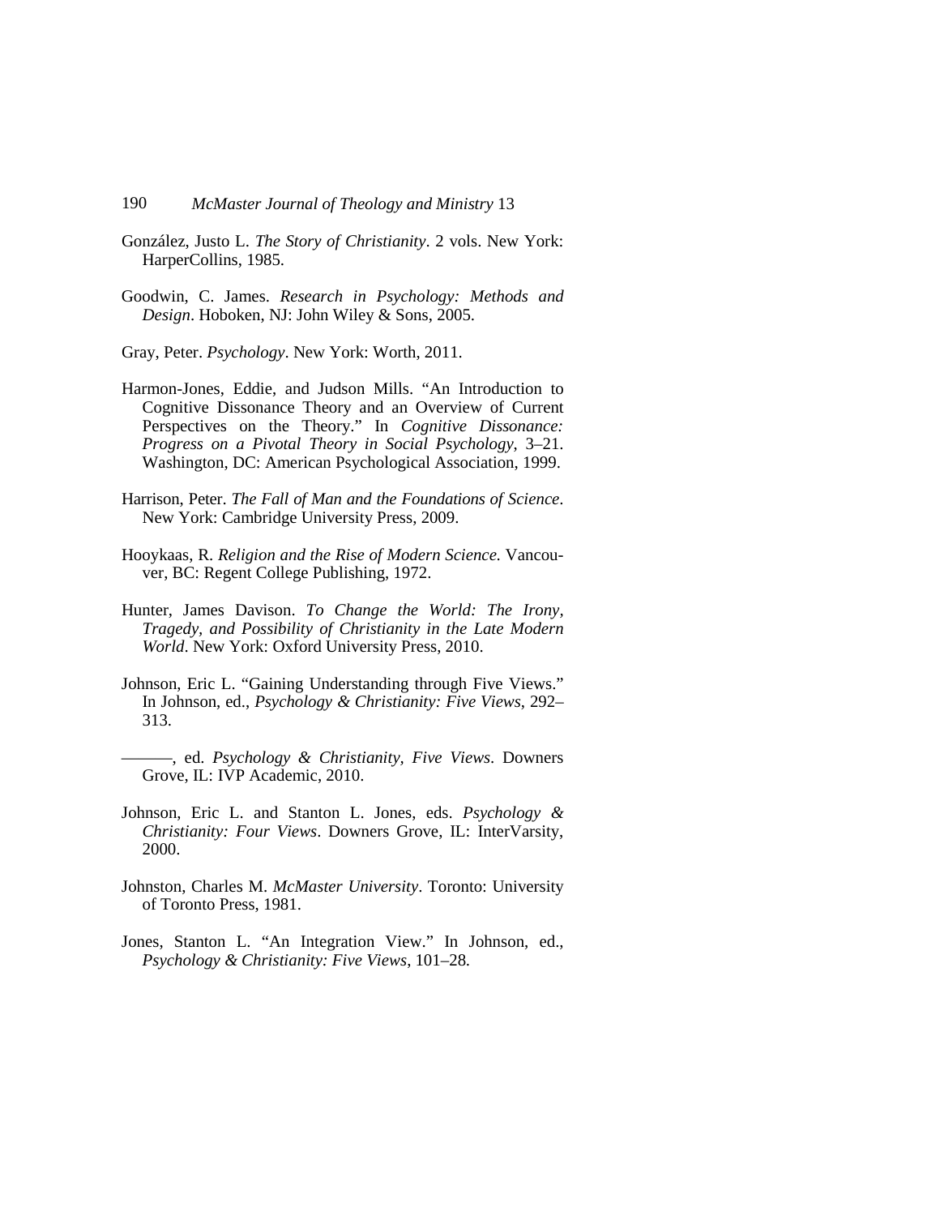González, Justo L. *The Story of Christianity*. 2 vols. New York: HarperCollins, 1985.

Goodwin, C. James. *Research in Psychology: Methods and Design*. Hoboken, NJ: John Wiley & Sons, 2005.

Gray, Peter. *Psychology*. New York: Worth, 2011.

Harmon-Jones, Eddie, and Judson Mills. "An Introduction to Cognitive Dissonance Theory and an Overview of Current Perspectives on the Theory." In *Cognitive Dissonance: Progress on a Pivotal Theory in Social Psychology*, 3–21. Washington, DC: American Psychological Association, 1999.

Harrison, Peter. *The Fall of Man and the Foundations of Science*. New York: Cambridge University Press, 2009.

Hooykaas, R. *Religion and the Rise of Modern Science.* Vancouver, BC: Regent College Publishing, 1972.

Hunter, James Davison. *To Change the World: The Irony, Tragedy, and Possibility of Christianity in the Late Modern World*. New York: Oxford University Press, 2010.

Johnson, Eric L. "Gaining Understanding through Five Views." In Johnson, ed., *Psychology & Christianity: Five Views*, 292–313.

———, ed. *Psychology & Christianity, Five Views*. Downers Grove, IL: IVP Academic, 2010.

Johnson, Eric L. and Stanton L. Jones, eds. *Psychology & Christianity: Four Views*. Downers Grove, IL: InterVarsity, 2000.

Johnston, Charles M. *McMaster University*. Toronto: University of Toronto Press, 1981.

Jones, Stanton L. "An Integration View." In Johnson, ed., *Psychology & Christianity: Five Views*, 101–28.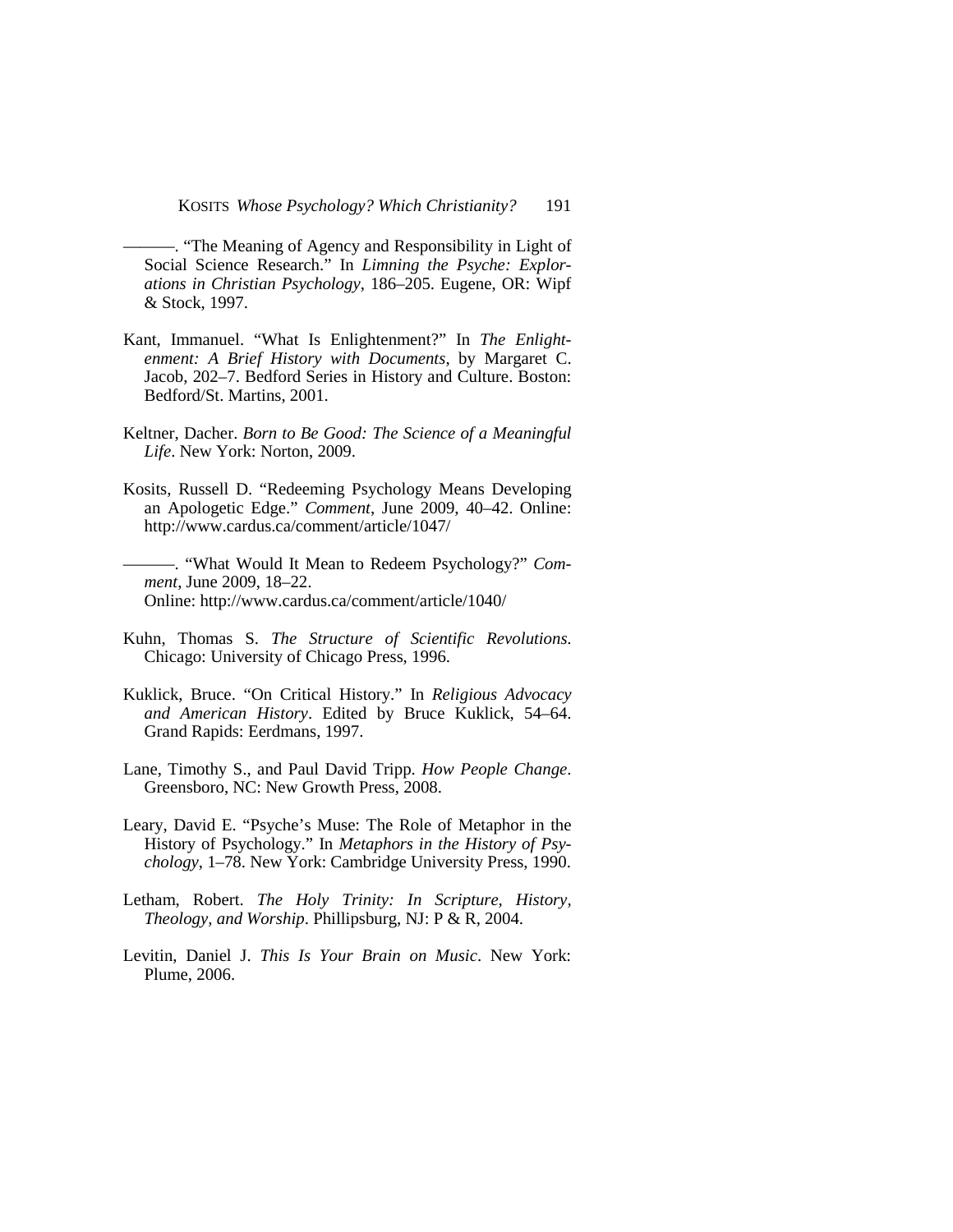———. "The Meaning of Agency and Responsibility in Light of Social Science Research." In *Limning the Psyche: Explorations in Christian Psychology*, 186–205. Eugene, OR: Wipf & Stock, 1997.

Kant, Immanuel. "What Is Enlightenment?" In *The Enlightenment: A Brief History with Documents*, by Margaret C. Jacob, 202–7. Bedford Series in History and Culture. Boston: Bedford/St. Martins, 2001.

Keltner, Dacher. *Born to Be Good: The Science of a Meaningful Life*. New York: Norton, 2009.

Kosits, Russell D. "Redeeming Psychology Means Developing an Apologetic Edge." *Comment*, June 2009, 40–42. Online: http://www.cardus.ca/comment/article/1047/

———. "What Would It Mean to Redeem Psychology?" *Comment*, June 2009, 18–22.
Online: http://www.cardus.ca/comment/article/1040/

Kuhn, Thomas S. *The Structure of Scientific Revolutions*. Chicago: University of Chicago Press, 1996.

Kuklick, Bruce. "On Critical History." In *Religious Advocacy and American History*. Edited by Bruce Kuklick, 54–64. Grand Rapids: Eerdmans, 1997.

Lane, Timothy S., and Paul David Tripp. *How People Change*. Greensboro, NC: New Growth Press, 2008.

Leary, David E. "Psyche's Muse: The Role of Metaphor in the History of Psychology." In *Metaphors in the History of Psychology*, 1–78. New York: Cambridge University Press, 1990.

Letham, Robert. *The Holy Trinity: In Scripture, History, Theology, and Worship*. Phillipsburg, NJ: P & R, 2004.

Levitin, Daniel J. *This Is Your Brain on Music*. New York: Plume, 2006.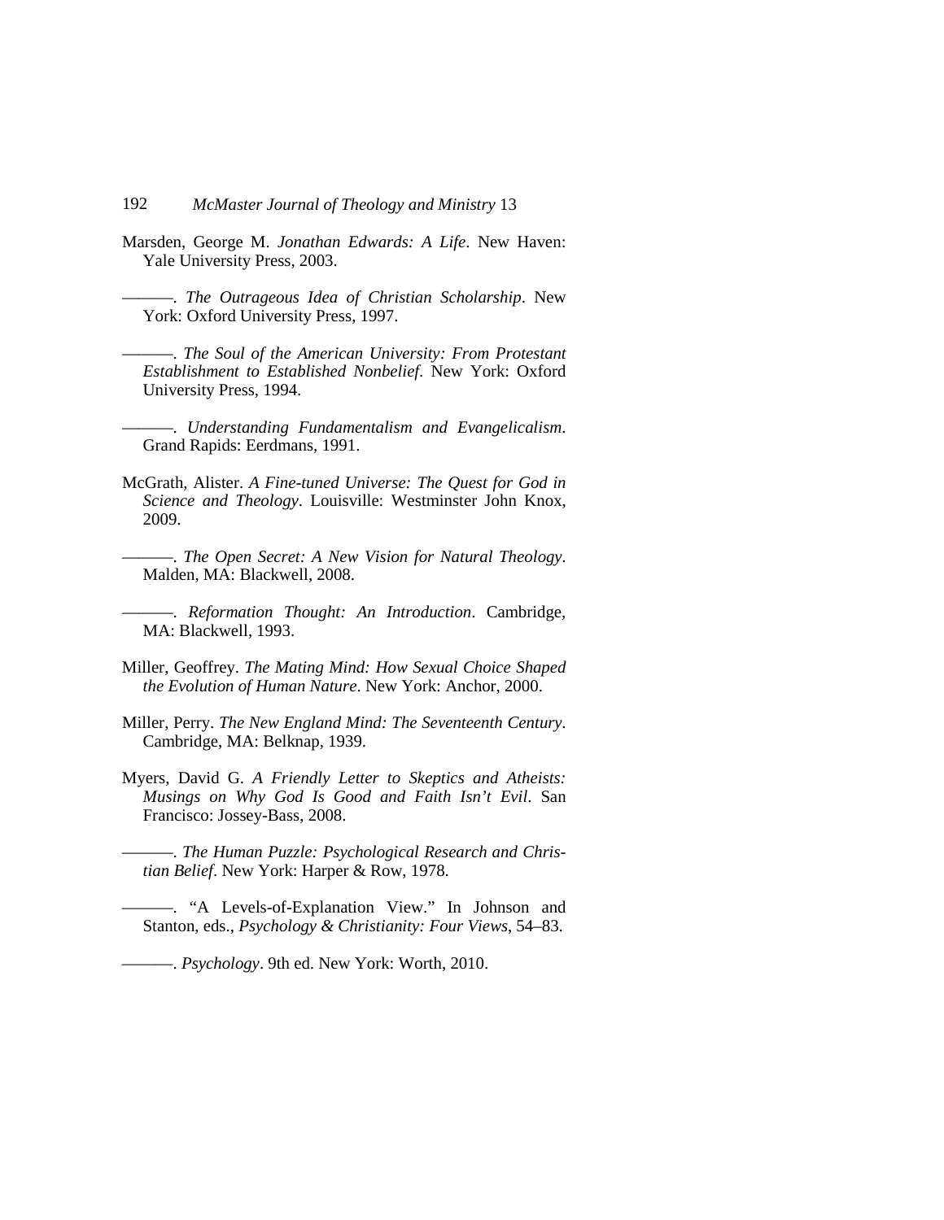Marsden, George M. *Jonathan Edwards: A Life*. New Haven: Yale University Press, 2003.

———. *The Outrageous Idea of Christian Scholarship*. New York: Oxford University Press, 1997.

———. *The Soul of the American University: From Protestant Establishment to Established Nonbelief*. New York: Oxford University Press, 1994.

———. *Understanding Fundamentalism and Evangelicalism*. Grand Rapids: Eerdmans, 1991.

McGrath, Alister. *A Fine-tuned Universe: The Quest for God in Science and Theology*. Louisville: Westminster John Knox, 2009.

———. *The Open Secret: A New Vision for Natural Theology*. Malden, MA: Blackwell, 2008.

———. *Reformation Thought: An Introduction*. Cambridge, MA: Blackwell, 1993.

Miller, Geoffrey. *The Mating Mind: How Sexual Choice Shaped the Evolution of Human Nature*. New York: Anchor, 2000.

Miller, Perry. *The New England Mind: The Seventeenth Century*. Cambridge, MA: Belknap, 1939.

Myers, David G. *A Friendly Letter to Skeptics and Atheists: Musings on Why God Is Good and Faith Isn't Evil*. San Francisco: Jossey-Bass, 2008.

———. *The Human Puzzle: Psychological Research and Christian Belief*. New York: Harper & Row, 1978.

———. "A Levels-of-Explanation View." In Johnson and Stanton, eds., *Psychology & Christianity: Four Views*, 54–83.

———. *Psychology*. 9th ed. New York: Worth, 2010.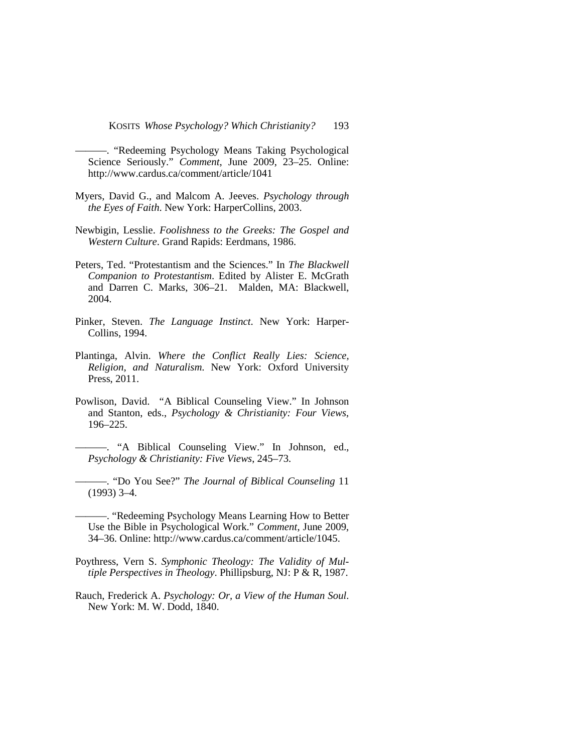———. “Redeeming Psychology Means Taking Psychological Science Seriously.” *Comment*, June 2009, 23–25. Online: http://www.cardus.ca/comment/article/1041

Myers, David G., and Malcom A. Jeeves. *Psychology through the Eyes of Faith*. New York: HarperCollins, 2003.

Newbigin, Lesslie. *Foolishness to the Greeks: The Gospel and Western Culture*. Grand Rapids: Eerdmans, 1986.

Peters, Ted. “Protestantism and the Sciences.” In *The Blackwell Companion to Protestantism*. Edited by Alister E. McGrath and Darren C. Marks, 306–21. Malden, MA: Blackwell, 2004.

Pinker, Steven. *The Language Instinct*. New York: HarperCollins, 1994.

Plantinga, Alvin. *Where the Conflict Really Lies: Science, Religion, and Naturalism*. New York: Oxford University Press, 2011.

Powlison, David. “A Biblical Counseling View.” In Johnson and Stanton, eds., *Psychology & Christianity: Four Views*, 196–225.

———. “A Biblical Counseling View.” In Johnson, ed., *Psychology & Christianity: Five Views*, 245–73.

———. “Do You See?” *The Journal of Biblical Counseling* 11 (1993) 3–4.

———. “Redeeming Psychology Means Learning How to Better Use the Bible in Psychological Work.” *Comment*, June 2009, 34–36. Online: http://www.cardus.ca/comment/article/1045.

Poythress, Vern S. *Symphonic Theology: The Validity of Multiple Perspectives in Theology*. Phillipsburg, NJ: P & R, 1987.

Rauch, Frederick A. *Psychology: Or, a View of the Human Soul*. New York: M. W. Dodd, 1840.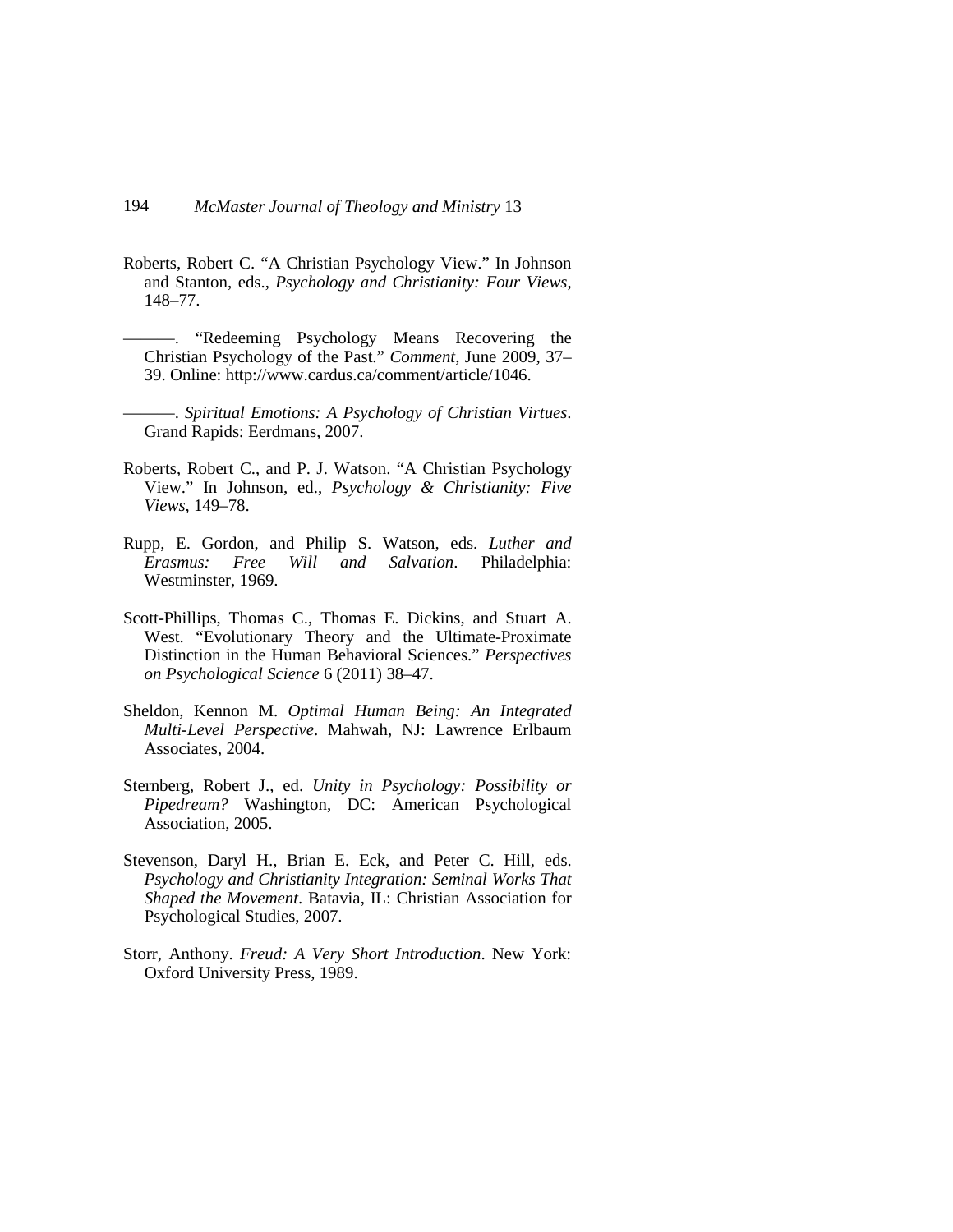Roberts, Robert C. "A Christian Psychology View." In Johnson and Stanton, eds., *Psychology and Christianity: Four Views*, 148–77.

———. "Redeeming Psychology Means Recovering the Christian Psychology of the Past." *Comment*, June 2009, 37–39. Online: http://www.cardus.ca/comment/article/1046.

———. *Spiritual Emotions: A Psychology of Christian Virtues*. Grand Rapids: Eerdmans, 2007.

Roberts, Robert C., and P. J. Watson. "A Christian Psychology View." In Johnson, ed., *Psychology & Christianity: Five Views*, 149–78.

Rupp, E. Gordon, and Philip S. Watson, eds. *Luther and Erasmus: Free Will and Salvation*. Philadelphia: Westminster, 1969.

Scott-Phillips, Thomas C., Thomas E. Dickins, and Stuart A. West. "Evolutionary Theory and the Ultimate-Proximate Distinction in the Human Behavioral Sciences." *Perspectives on Psychological Science* 6 (2011) 38–47.

Sheldon, Kennon M. *Optimal Human Being: An Integrated Multi-Level Perspective*. Mahwah, NJ: Lawrence Erlbaum Associates, 2004.

Sternberg, Robert J., ed. *Unity in Psychology: Possibility or Pipedream?* Washington, DC: American Psychological Association, 2005.

Stevenson, Daryl H., Brian E. Eck, and Peter C. Hill, eds. *Psychology and Christianity Integration: Seminal Works That Shaped the Movement*. Batavia, IL: Christian Association for Psychological Studies, 2007.

Storr, Anthony. *Freud: A Very Short Introduction*. New York: Oxford University Press, 1989.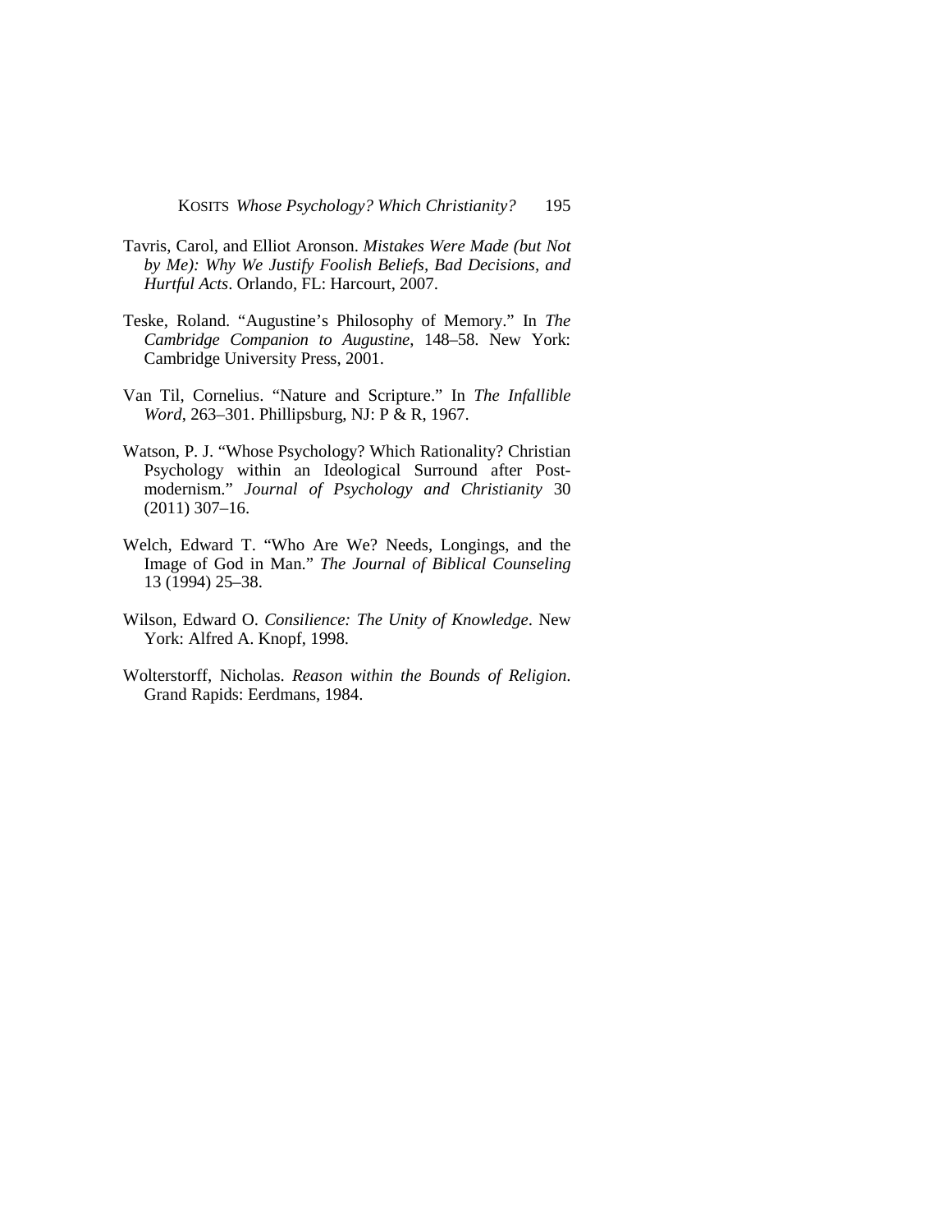Tavris, Carol, and Elliot Aronson. *Mistakes Were Made (but Not by Me): Why We Justify Foolish Beliefs, Bad Decisions, and Hurtful Acts*. Orlando, FL: Harcourt, 2007.

Teske, Roland. "Augustine's Philosophy of Memory." In *The Cambridge Companion to Augustine*, 148–58. New York: Cambridge University Press, 2001.

Van Til, Cornelius. "Nature and Scripture." In *The Infallible Word*, 263–301. Phillipsburg, NJ: P & R, 1967.

Watson, P. J. "Whose Psychology? Which Rationality? Christian Psychology within an Ideological Surround after Post-modernism." *Journal of Psychology and Christianity* 30 (2011) 307–16.

Welch, Edward T. "Who Are We? Needs, Longings, and the Image of God in Man." *The Journal of Biblical Counseling* 13 (1994) 25–38.

Wilson, Edward O. *Consilience: The Unity of Knowledge*. New York: Alfred A. Knopf, 1998.

Wolterstorff, Nicholas. *Reason within the Bounds of Religion*. Grand Rapids: Eerdmans, 1984.